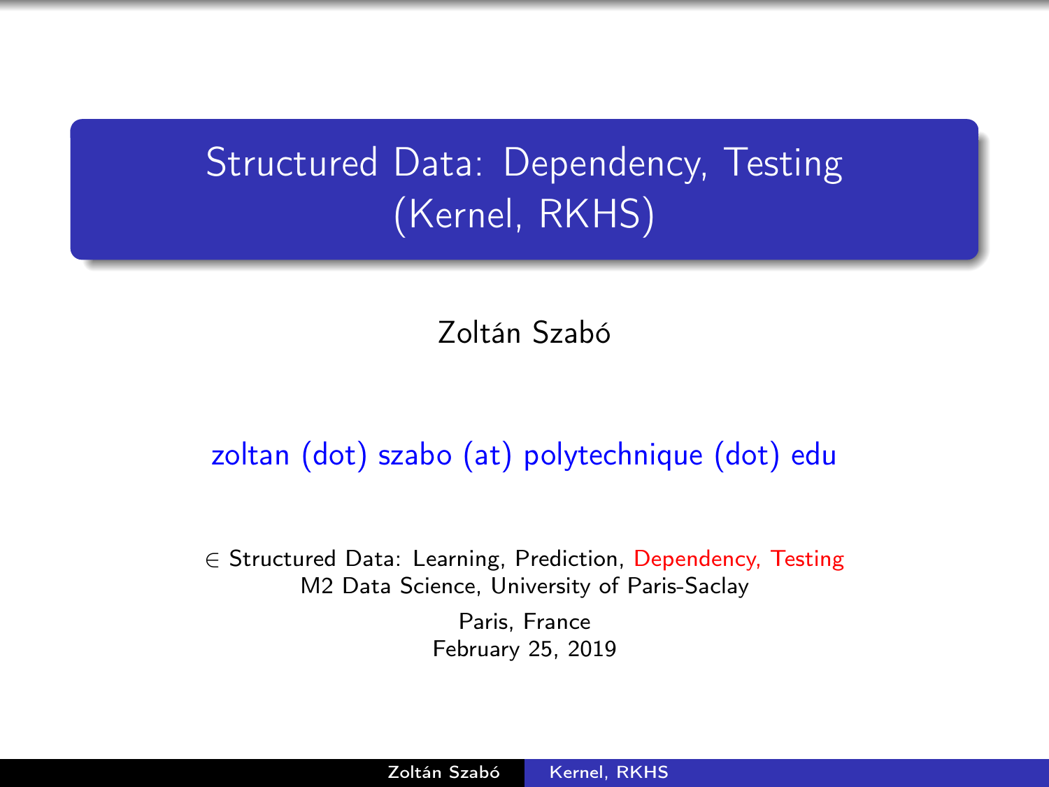# Structured Data: Dependency, Testing (Kernel, RKHS)

Zoltán Szabó

zoltan (dot) szabo (at) polytechnique (dot) edu

$\in$ Structured Data: Learning, Prediction, Dependency, Testing
M2 Data Science, University of Paris-Saclay

Paris, France
February 25, 2019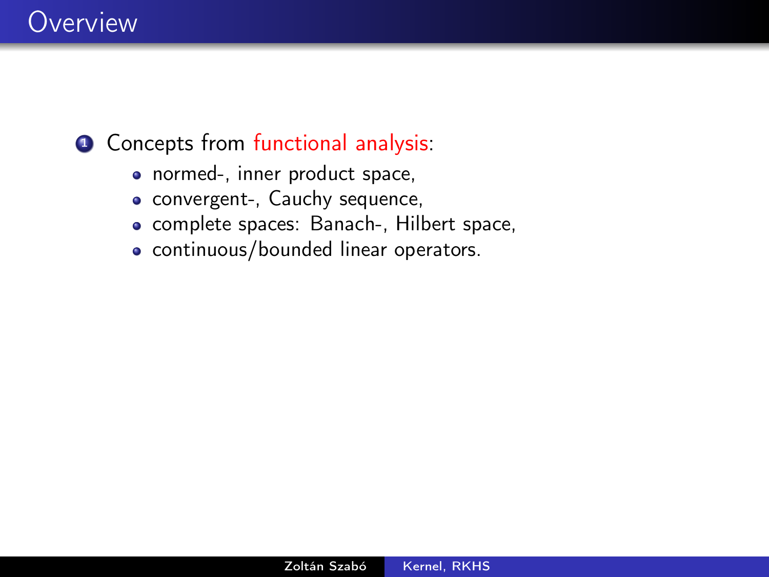# Overview

1. Concepts from functional analysis:
    - normed-, inner product space,
    - convergent-, Cauchy sequence,
    - complete spaces: Banach-, Hilbert space,
    - continuous/bounded linear operators.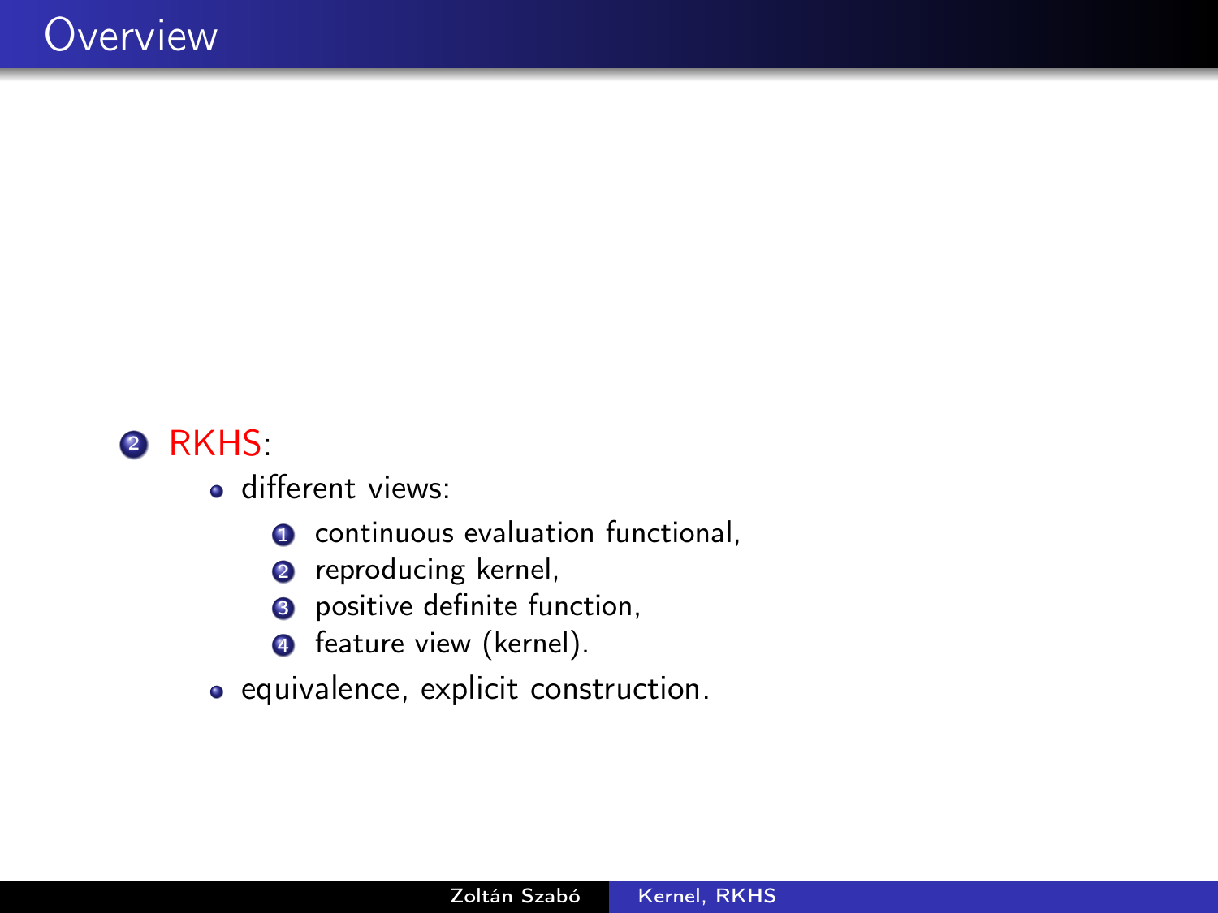# Overview

2. RKHS:
   - different views:
     1. continuous evaluation functional,
     2. reproducing kernel,
     3. positive definite function,
     4. feature view (kernel).
   - equivalence, explicit construction.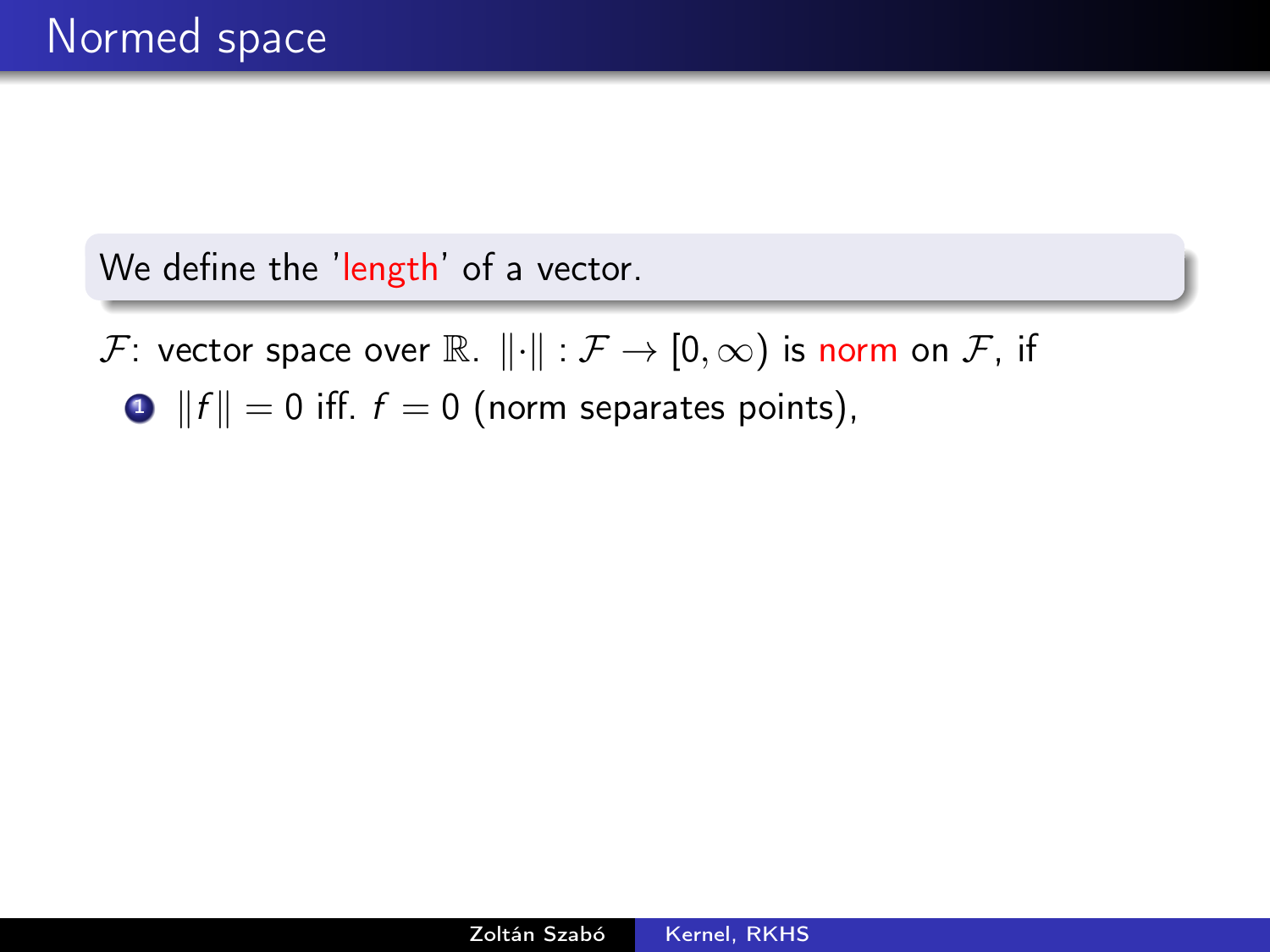# Normed space

We define the 'length' of a vector.

$\mathcal{F}$: vector space over $\mathbb{R}$. $\|\cdot\| : \mathcal{F} \to [0, \infty)$ is norm on $\mathcal{F}$, if

1. $\|f\| = 0$ iff. $f = 0$ (norm separates points),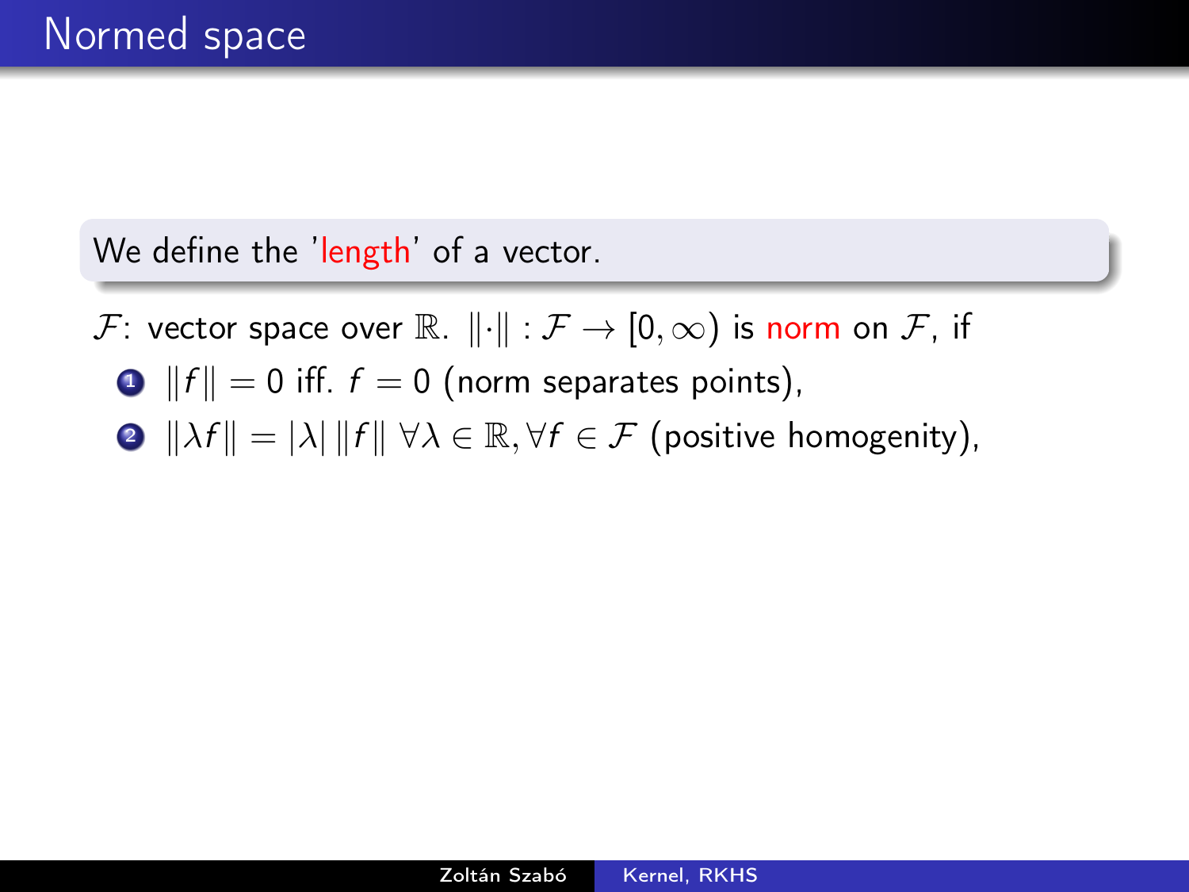# Normed space

We define the 'length' of a vector.

$\mathcal{F}$: vector space over $\mathbb{R}$. $\|\cdot\| : \mathcal{F} \to [0, \infty)$ is norm on $\mathcal{F}$, if

1. $\|f\| = 0$ iff. $f = 0$ (norm separates points),
2. $\|\lambda f\| = |\lambda| \, \|f\| \; \forall \lambda \in \mathbb{R}, \forall f \in \mathcal{F}$ (positive homogenity),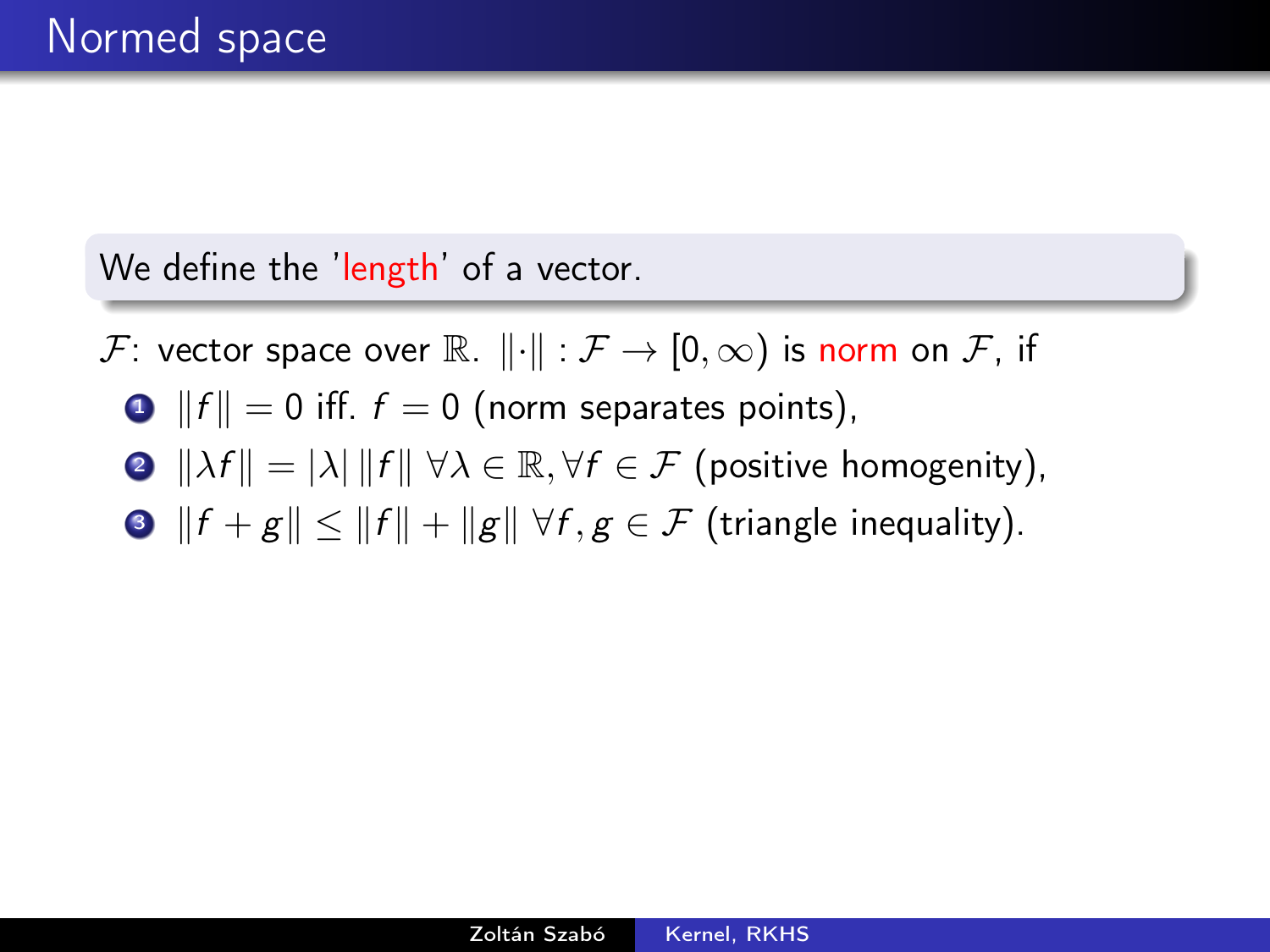# Normed space

We define the 'length' of a vector.

$\mathcal{F}$: vector space over $\mathbb{R}$. $\|\cdot\| : \mathcal{F} \to [0, \infty)$ is norm on $\mathcal{F}$, if

1. $\|f\| = 0$ iff. $f = 0$ (norm separates points),
2. $\|\lambda f\| = |\lambda| \, \|f\| \; \forall \lambda \in \mathbb{R}, \forall f \in \mathcal{F}$ (positive homogenity),
3. $\|f + g\| \leq \|f\| + \|g\| \; \forall f, g \in \mathcal{F}$ (triangle inequality).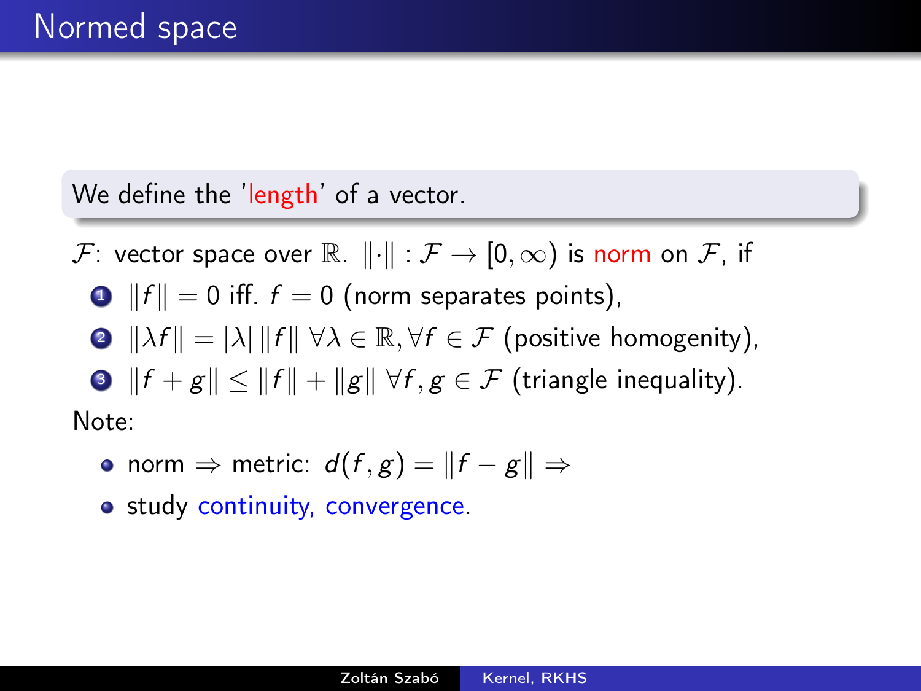# Normed space

We define the 'length' of a vector.

$\mathcal{F}$: vector space over $\mathbb{R}$. $\|\cdot\| : \mathcal{F} \to [0, \infty)$ is norm on $\mathcal{F}$, if

1. $\|f\| = 0$ iff. $f = 0$ (norm separates points),
2. $\|\lambda f\| = |\lambda| \|f\| \; \forall \lambda \in \mathbb{R}, \forall f \in \mathcal{F}$ (positive homogenity),
3. $\|f + g\| \leq \|f\| + \|g\| \; \forall f, g \in \mathcal{F}$ (triangle inequality).

Note:

- norm $\Rightarrow$ metric: $d(f, g) = \|f - g\| \Rightarrow$
- study continuity, convergence.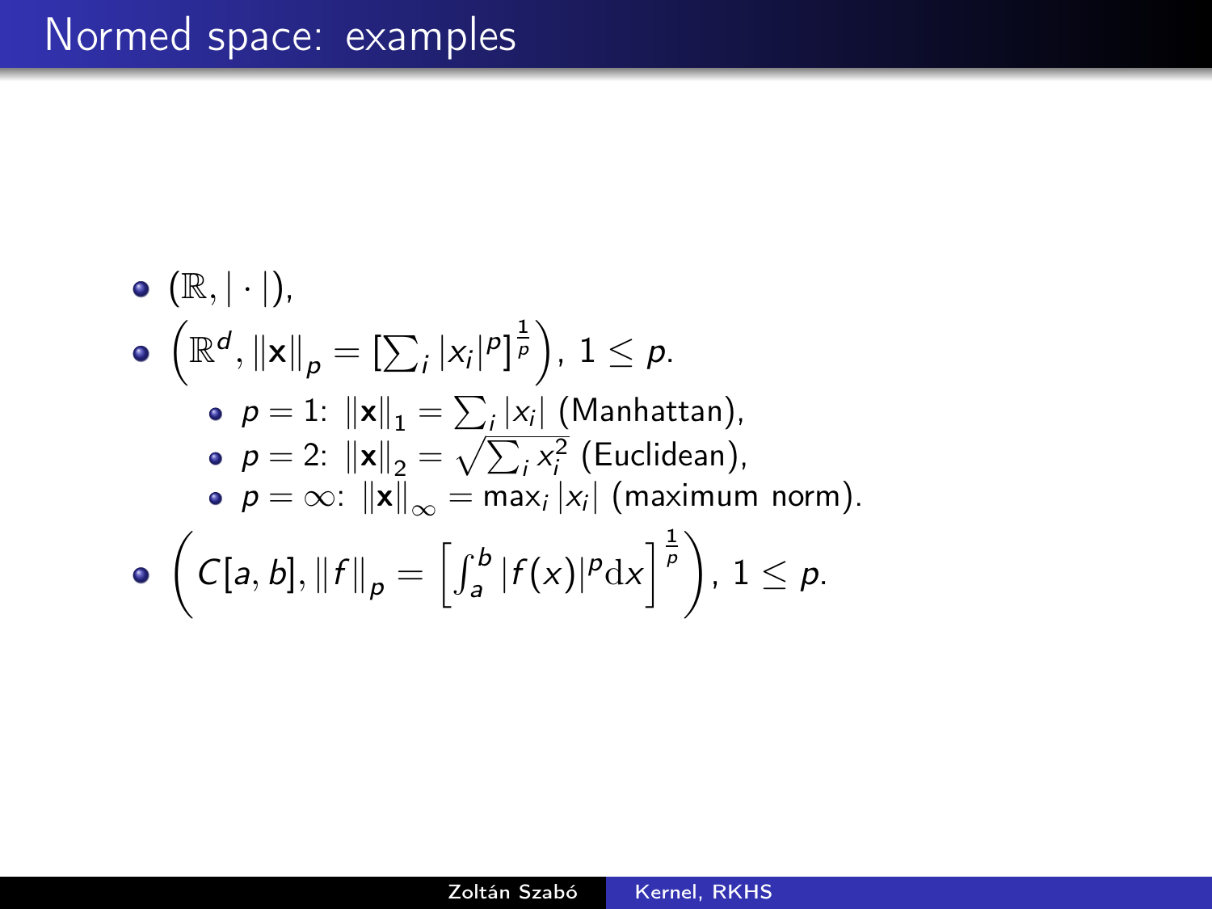# Normed space: examples

- $(\mathbb{R}, |\cdot|)$,
- $\left(\mathbb{R}^d, \|\mathbf{x}\|_p = \left[\sum_i |x_i|^p\right]^{\frac{1}{p}}\right)$, $1 \leq p$.
  - $p = 1$: $\|\mathbf{x}\|_1 = \sum_i |x_i|$ (Manhattan),
  - $p = 2$: $\|\mathbf{x}\|_2 = \sqrt{\sum_i x_i^2}$ (Euclidean),
  - $p = \infty$: $\|\mathbf{x}\|_\infty = \max_i |x_i|$ (maximum norm).
- $\left(C[a, b], \|f\|_p = \left[\int_a^b |f(x)|^p \mathrm{d}x\right]^{\frac{1}{p}}\right)$, $1 \leq p$.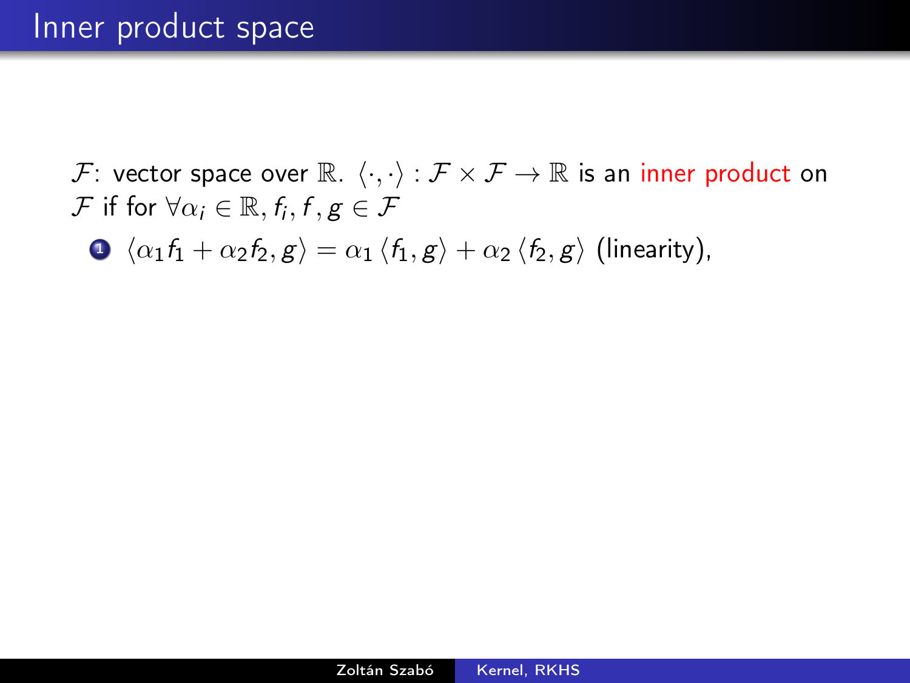# Inner product space

$\mathcal{F}$: vector space over $\mathbb{R}$. $\langle \cdot, \cdot \rangle : \mathcal{F} \times \mathcal{F} \to \mathbb{R}$ is an inner product on $\mathcal{F}$ if for $\forall \alpha_i \in \mathbb{R}, f_i, f, g \in \mathcal{F}$

1. $\langle \alpha_1 f_1 + \alpha_2 f_2, g \rangle = \alpha_1 \langle f_1, g \rangle + \alpha_2 \langle f_2, g \rangle$ (linearity),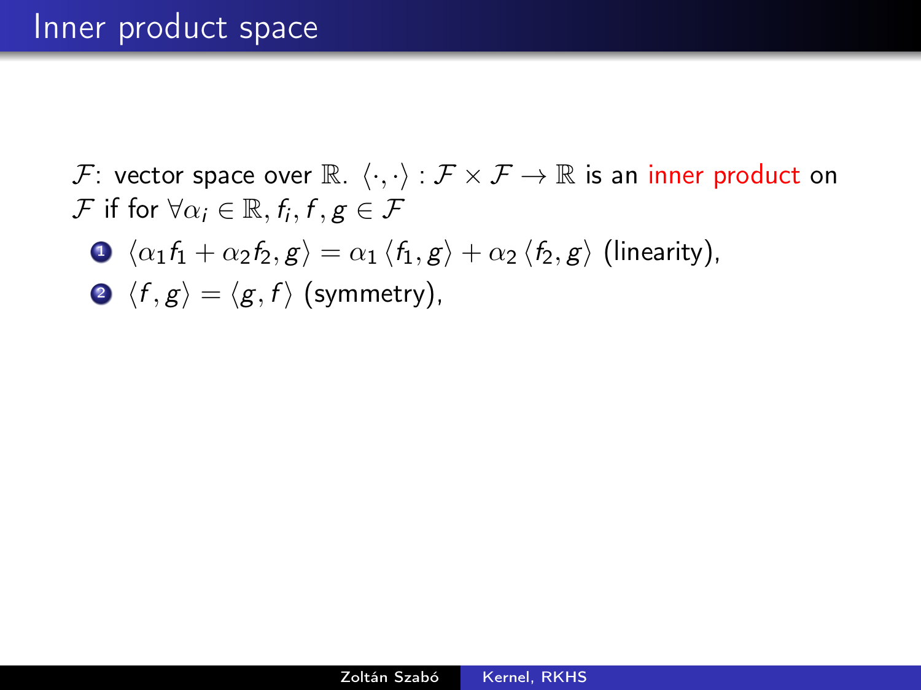# Inner product space

$\mathcal{F}$: vector space over $\mathbb{R}$. $\langle \cdot, \cdot \rangle : \mathcal{F} \times \mathcal{F} \to \mathbb{R}$ is an inner product on $\mathcal{F}$ if for $\forall \alpha_i \in \mathbb{R}, f_i, f, g \in \mathcal{F}$

1. $\langle \alpha_1 f_1 + \alpha_2 f_2, g \rangle = \alpha_1 \langle f_1, g \rangle + \alpha_2 \langle f_2, g \rangle$ (linearity),
2. $\langle f, g \rangle = \langle g, f \rangle$ (symmetry),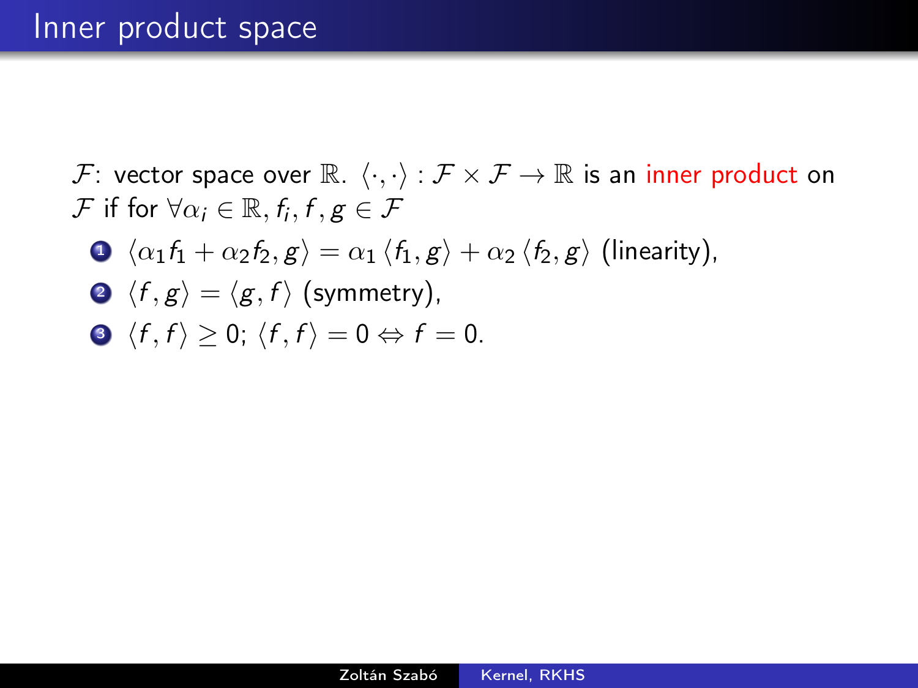# Inner product space

$\mathcal{F}$: vector space over $\mathbb{R}$. $\langle \cdot, \cdot \rangle : \mathcal{F} \times \mathcal{F} \to \mathbb{R}$ is an inner product on $\mathcal{F}$ if for $\forall \alpha_i \in \mathbb{R}, f_i, f, g \in \mathcal{F}$

1. $\langle \alpha_1 f_1 + \alpha_2 f_2, g \rangle = \alpha_1 \langle f_1, g \rangle + \alpha_2 \langle f_2, g \rangle$ (linearity),
2. $\langle f, g \rangle = \langle g, f \rangle$ (symmetry),
3. $\langle f, f \rangle \geq 0$; $\langle f, f \rangle = 0 \Leftrightarrow f = 0$.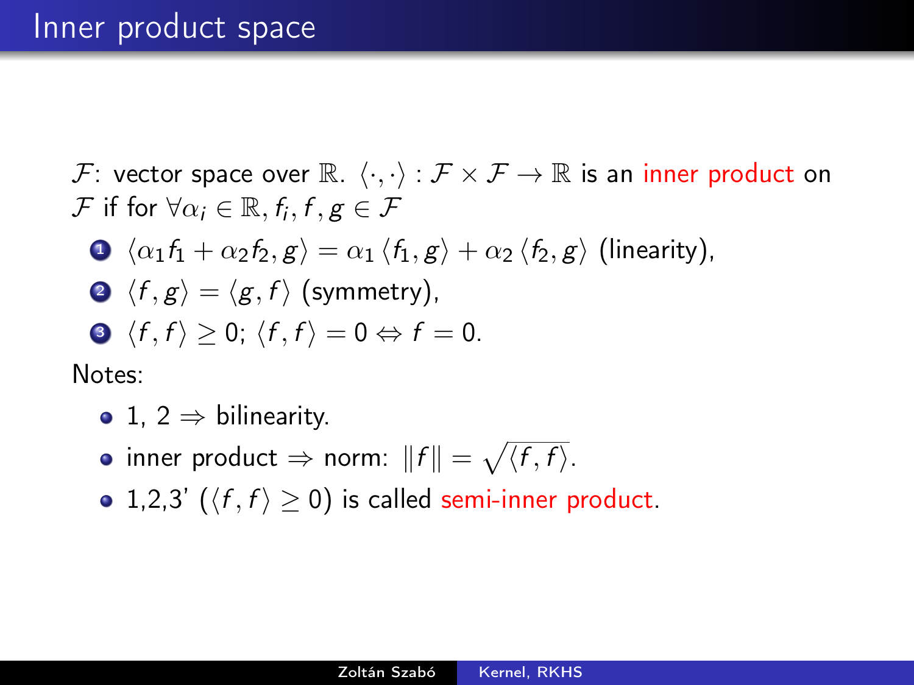# Inner product space

$\mathcal{F}$: vector space over $\mathbb{R}$. $\langle \cdot, \cdot \rangle : \mathcal{F} \times \mathcal{F} \to \mathbb{R}$ is an inner product on $\mathcal{F}$ if for $\forall \alpha_i \in \mathbb{R}, f_i, f, g \in \mathcal{F}$

1. $\langle \alpha_1 f_1 + \alpha_2 f_2, g \rangle = \alpha_1 \langle f_1, g \rangle + \alpha_2 \langle f_2, g \rangle$ (linearity),
2. $\langle f, g \rangle = \langle g, f \rangle$ (symmetry),
3. $\langle f, f \rangle \geq 0$; $\langle f, f \rangle = 0 \Leftrightarrow f = 0$.

Notes:

- 1, 2 $\Rightarrow$ bilinearity.
- inner product $\Rightarrow$ norm: $\|f\| = \sqrt{\langle f, f \rangle}$.
- 1,2,3' ($\langle f, f \rangle \geq 0$) is called semi-inner product.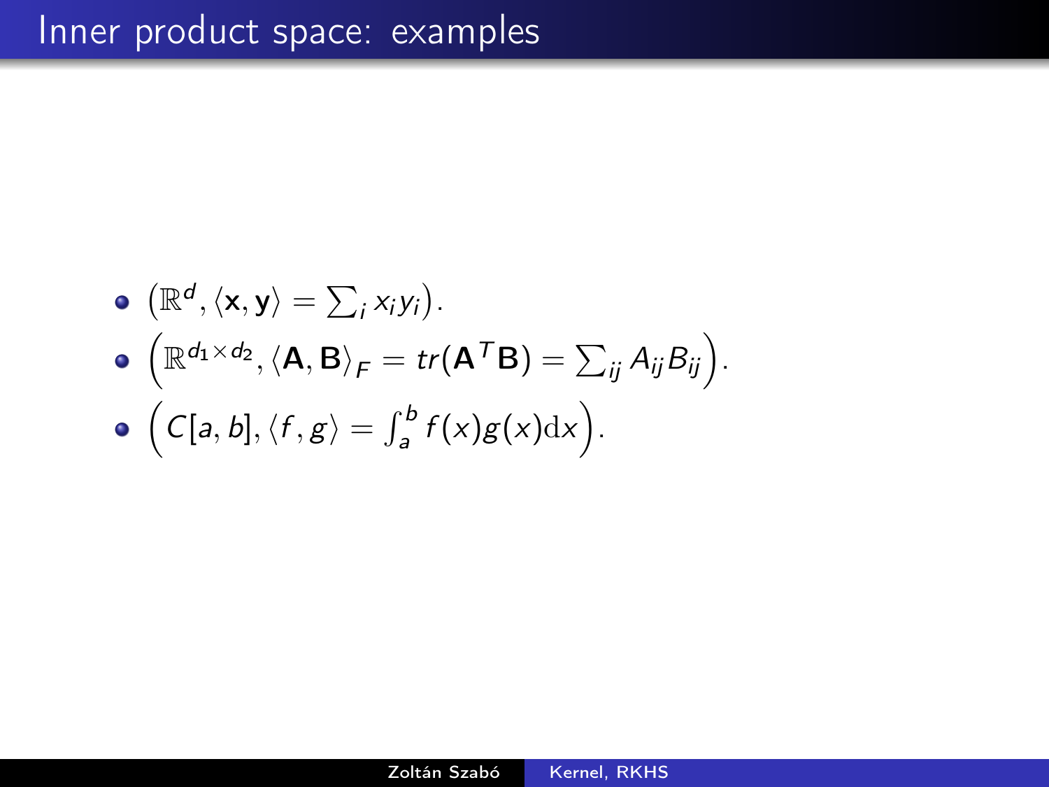# Inner product space: examples

- $\left(\mathbb{R}^d, \langle \mathbf{x}, \mathbf{y} \rangle = \sum_i x_i y_i\right)$.
- $\left(\mathbb{R}^{d_1 \times d_2}, \langle \mathbf{A}, \mathbf{B} \rangle_F = tr(\mathbf{A}^T \mathbf{B}) = \sum_{ij} A_{ij} B_{ij}\right)$.
- $\left(C[a,b], \langle f, g \rangle = \int_a^b f(x) g(x) \mathrm{d}x\right)$.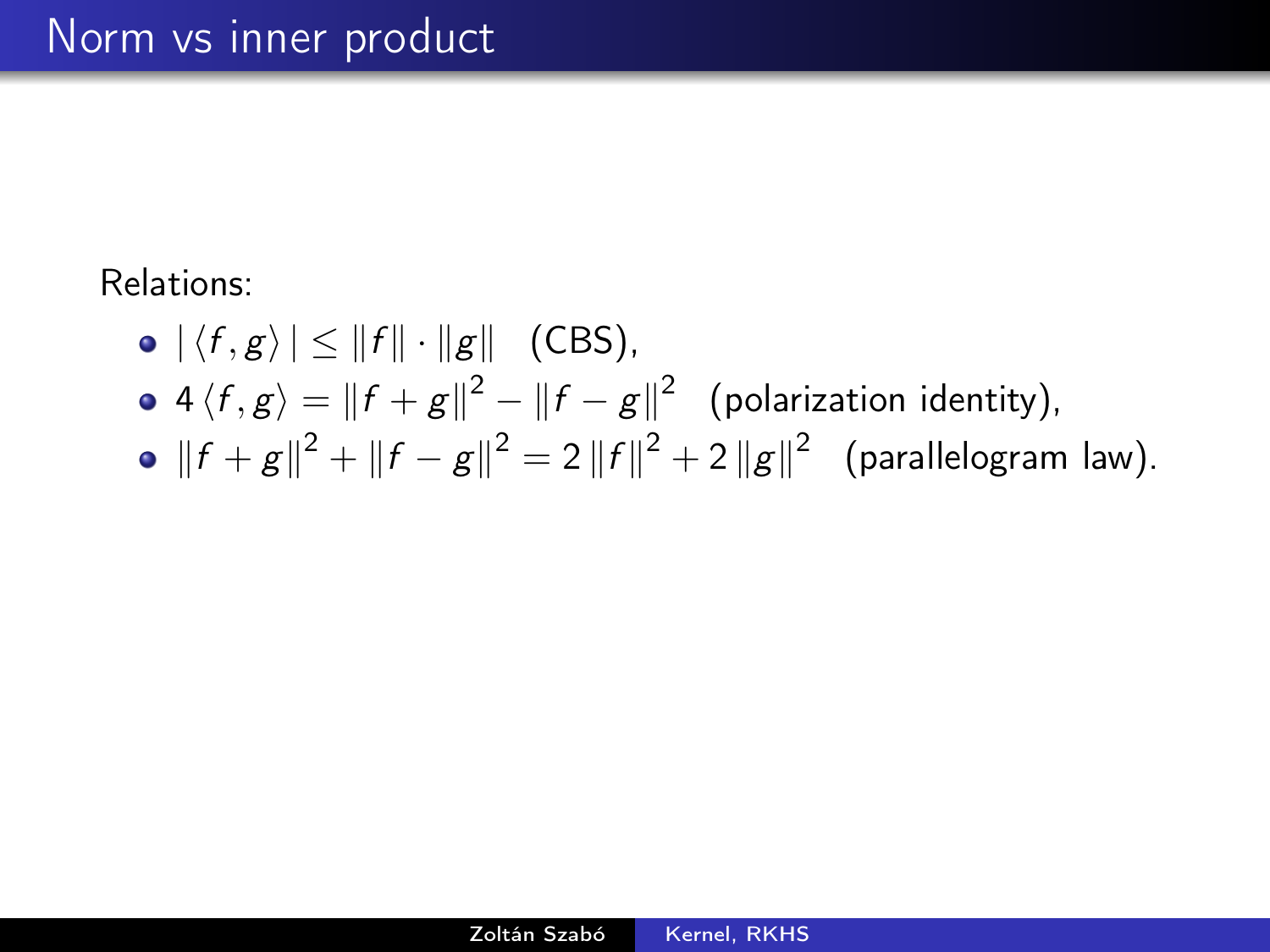# Norm vs inner product

Relations:

- $|\langle f, g \rangle| \leq \|f\| \cdot \|g\|$ (CBS),
- $4\langle f, g \rangle = \|f+g\|^2 - \|f-g\|^2$ (polarization identity),
- $\|f+g\|^2 + \|f-g\|^2 = 2\|f\|^2 + 2\|g\|^2$ (parallelogram law).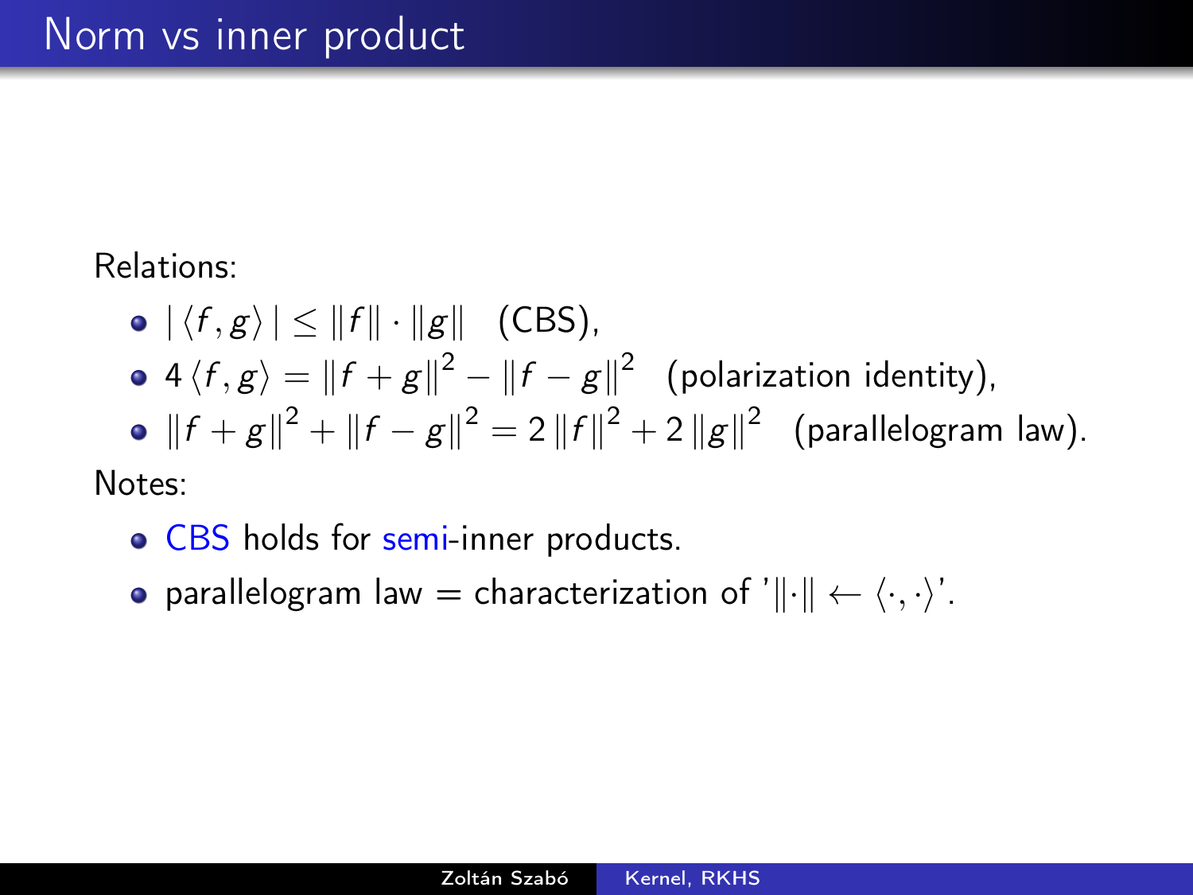# Norm vs inner product

Relations:

- $|\langle f, g\rangle| \leq \|f\| \cdot \|g\|$ (CBS),
- $4\langle f, g\rangle = \|f+g\|^2 - \|f-g\|^2$ (polarization identity),
- $\|f+g\|^2 + \|f-g\|^2 = 2\|f\|^2 + 2\|g\|^2$ (parallelogram law).

Notes:

- CBS holds for semi-inner products.
- parallelogram law = characterization of '$\|\cdot\| \leftarrow \langle\cdot,\cdot\rangle$'.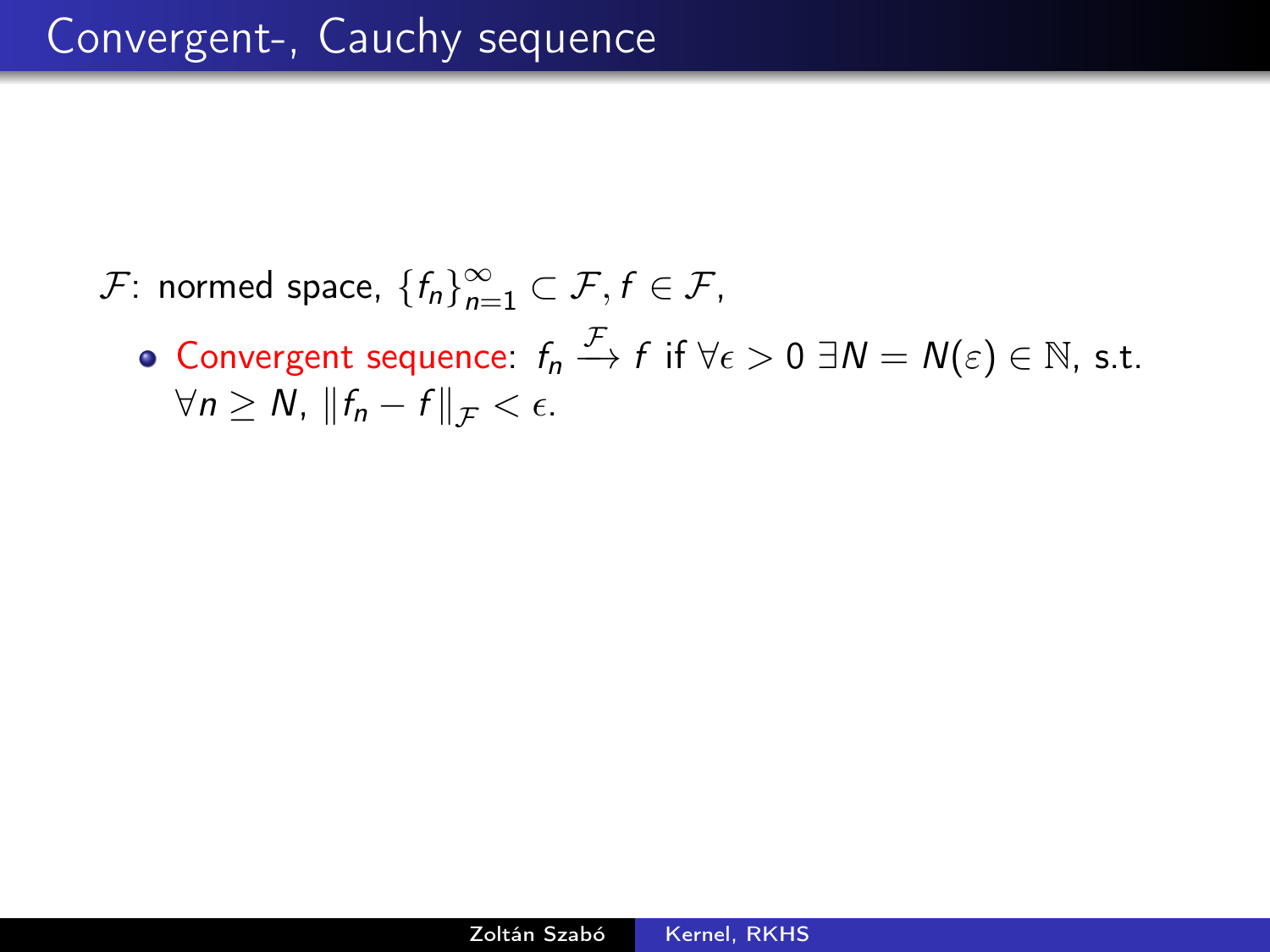# Convergent-, Cauchy sequence

$\mathcal{F}$: normed space, $\{f_n\}_{n=1}^{\infty} \subset \mathcal{F}, f \in \mathcal{F}$,

- Convergent sequence: $f_n \xrightarrow{\mathcal{F}} f$ if $\forall \epsilon > 0$ $\exists N = N(\varepsilon) \in \mathbb{N}$, s.t. $\forall n \geq N$, $\|f_n - f\|_{\mathcal{F}} < \epsilon$.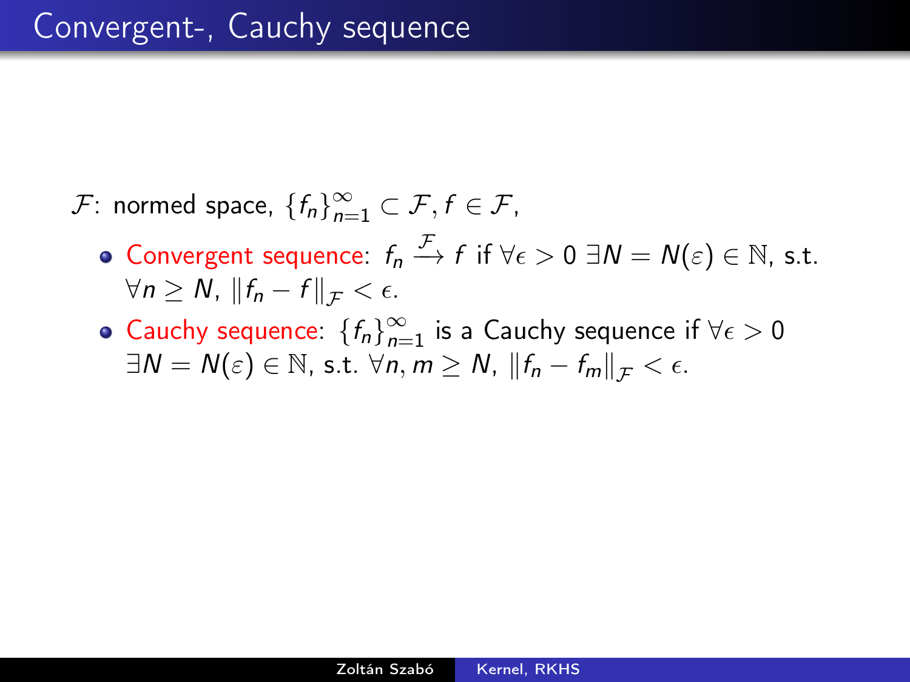# Convergent-, Cauchy sequence

$\mathcal{F}$: normed space, $\{f_n\}_{n=1}^{\infty} \subset \mathcal{F}, f \in \mathcal{F}$,

- Convergent sequence: $f_n \xrightarrow{\mathcal{F}} f$ if $\forall \epsilon > 0$ $\exists N = N(\varepsilon) \in \mathbb{N}$, s.t. $\forall n \geq N$, $\|f_n - f\|_{\mathcal{F}} < \epsilon$.
- Cauchy sequence: $\{f_n\}_{n=1}^{\infty}$ is a Cauchy sequence if $\forall \epsilon > 0$ $\exists N = N(\varepsilon) \in \mathbb{N}$, s.t. $\forall n, m \geq N$, $\|f_n - f_m\|_{\mathcal{F}} < \epsilon$.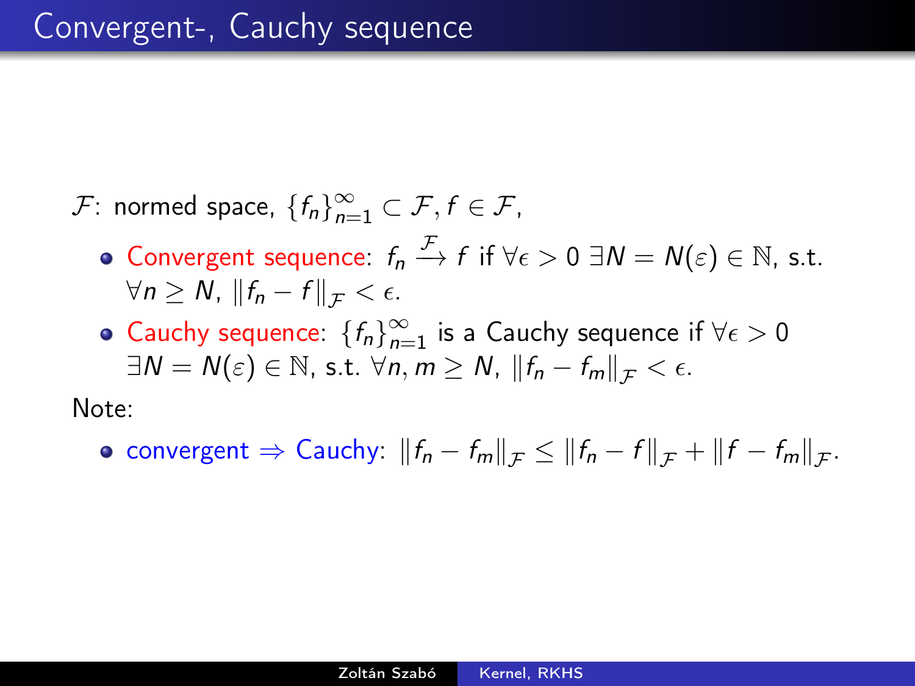# Convergent-, Cauchy sequence

$\mathcal{F}$: normed space, $\{f_n\}_{n=1}^{\infty} \subset \mathcal{F}, f \in \mathcal{F}$,

- Convergent sequence: $f_n \xrightarrow{\mathcal{F}} f$ if $\forall \epsilon > 0$ $\exists N = N(\varepsilon) \in \mathbb{N}$, s.t. $\forall n \geq N$, $\|f_n - f\|_{\mathcal{F}} < \epsilon$.
- Cauchy sequence: $\{f_n\}_{n=1}^{\infty}$ is a Cauchy sequence if $\forall \epsilon > 0$ $\exists N = N(\varepsilon) \in \mathbb{N}$, s.t. $\forall n, m \geq N$, $\|f_n - f_m\|_{\mathcal{F}} < \epsilon$.

Note:

- convergent $\Rightarrow$ Cauchy: $\|f_n - f_m\|_{\mathcal{F}} \leq \|f_n - f\|_{\mathcal{F}} + \|f - f_m\|_{\mathcal{F}}$.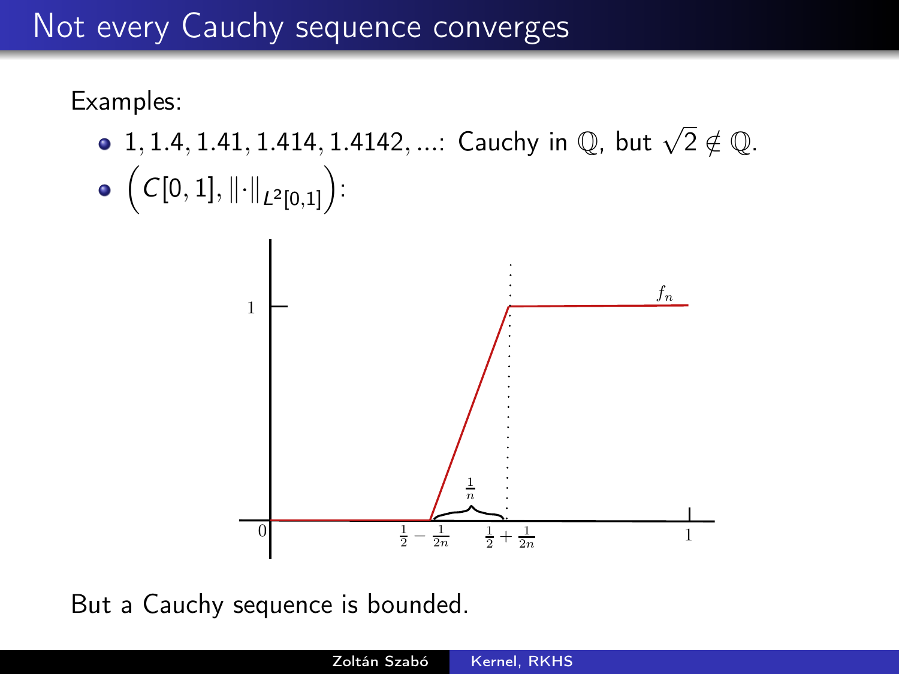# Not every Cauchy sequence converges

Examples:

- $1, 1.4, 1.41, 1.414, 1.4142, \ldots$: Cauchy in $\mathbb{Q}$, but $\sqrt{2} \notin \mathbb{Q}$.
- $\left(C[0,1], \|\cdot\|_{L^2[0,1]}\right)$:

But a Cauchy sequence is bounded.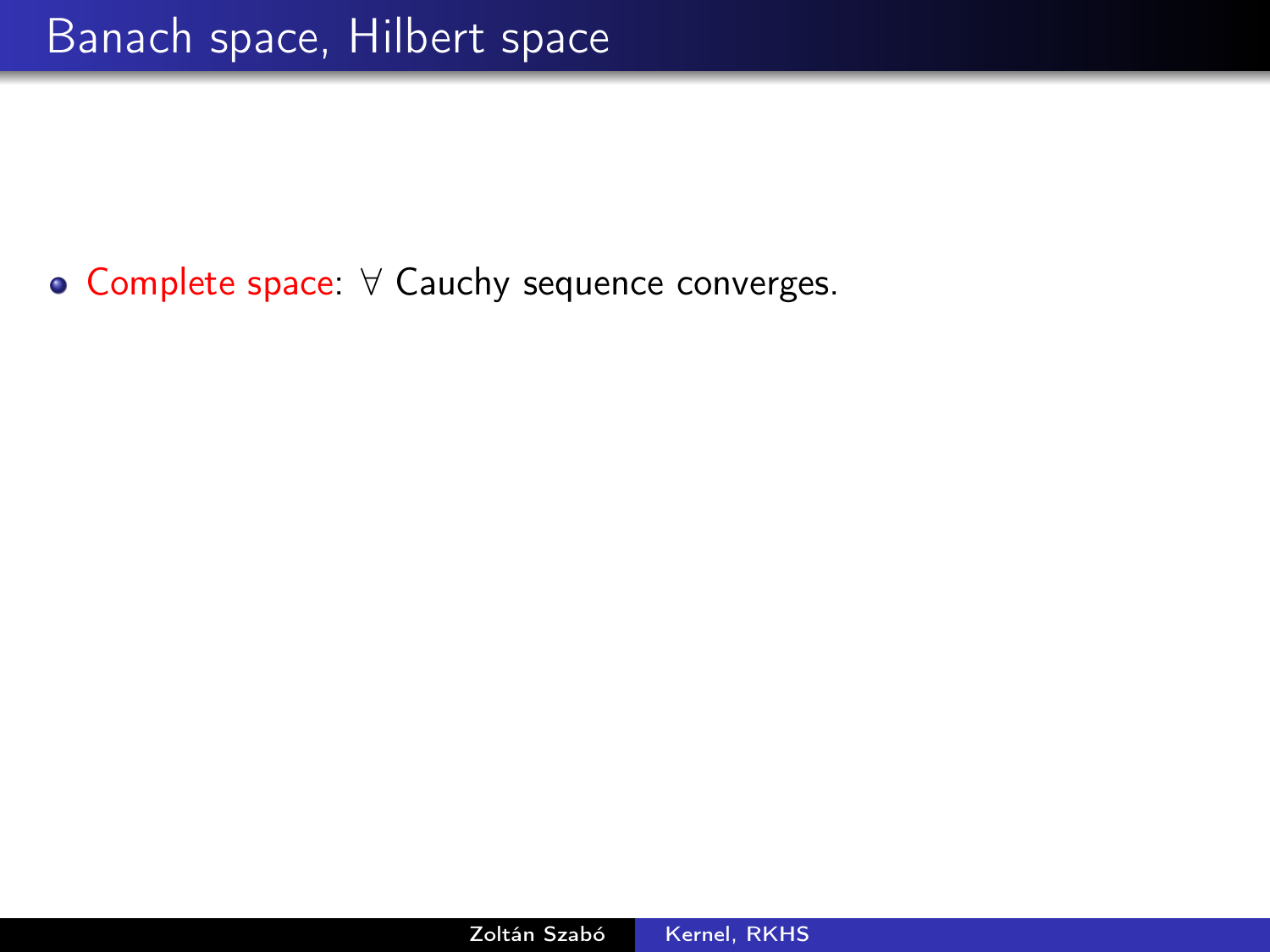# Banach space, Hilbert space

- **Complete space**: $\forall$ Cauchy sequence converges.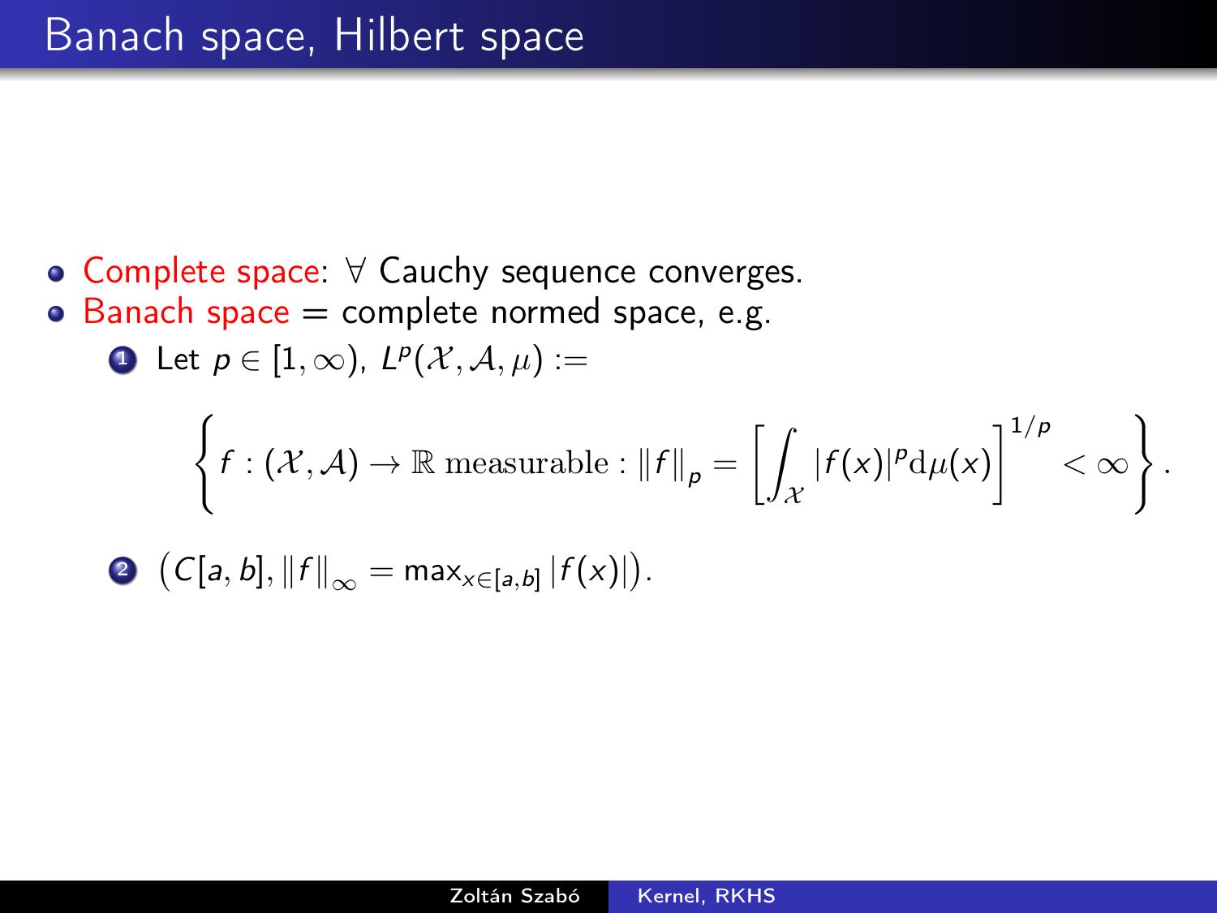# Banach space, Hilbert space

- Complete space: $\forall$ Cauchy sequence converges.
- Banach space = complete normed space, e.g.
  1. Let $p \in [1, \infty)$, $L^p(\mathcal{X}, \mathcal{A}, \mu) :=$

$$\left\{ f : (\mathcal{X}, \mathcal{A}) \to \mathbb{R} \text{ measurable} : \|f\|_p = \left[ \int_{\mathcal{X}} |f(x)|^p \mathrm{d}\mu(x) \right]^{1/p} < \infty \right\}.$$

  2. $\left(C[a, b], \|f\|_\infty = \max_{x \in [a,b]} |f(x)|\right)$.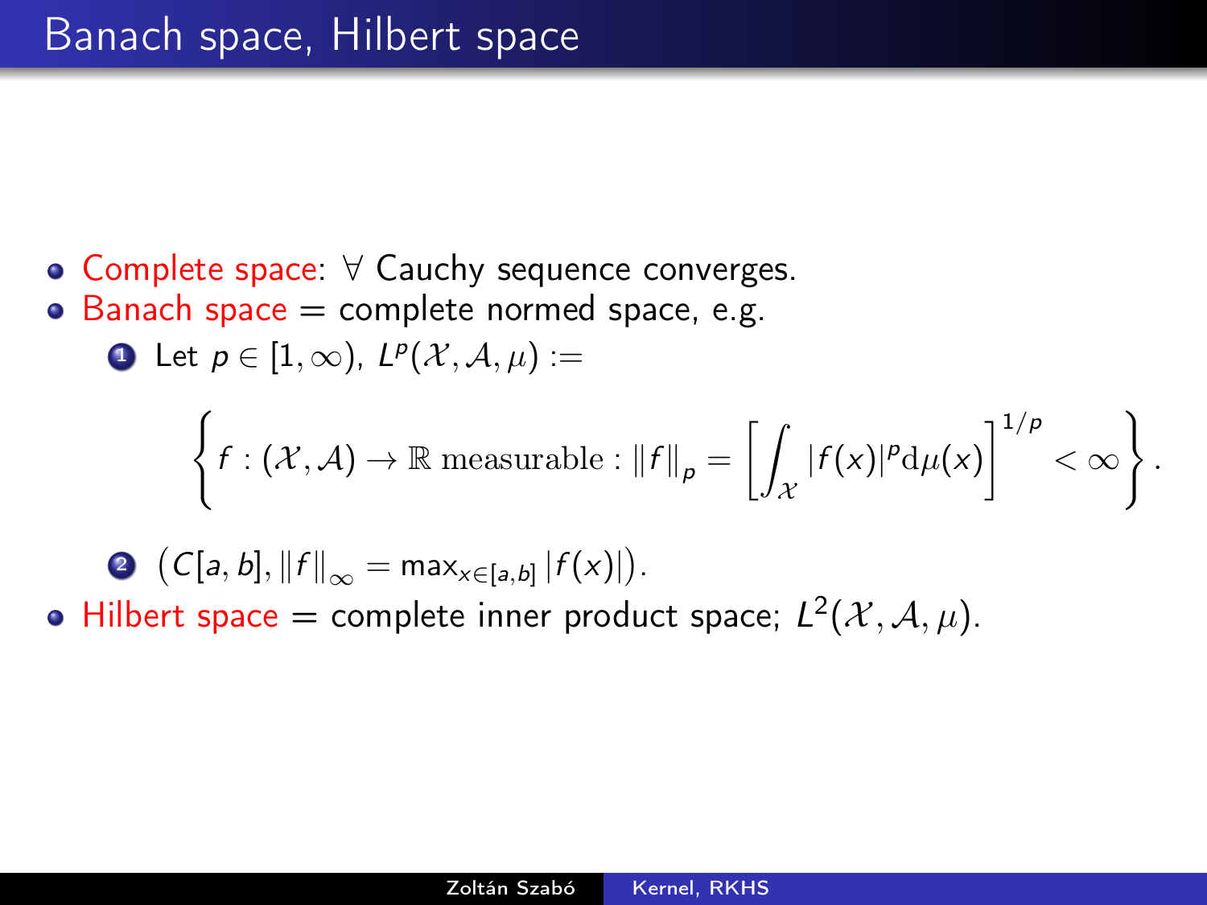# Banach space, Hilbert space

- Complete space: $\forall$ Cauchy sequence converges.
- Banach space = complete normed space, e.g.
  1. Let $p \in [1, \infty)$, $L^p(\mathcal{X}, \mathcal{A}, \mu) :=$

$$\left\{ f : (\mathcal{X}, \mathcal{A}) \to \mathbb{R} \text{ measurable} : \|f\|_p = \left[ \int_{\mathcal{X}} |f(x)|^p \mathrm{d}\mu(x) \right]^{1/p} < \infty \right\}.$$

  2. $\left( C[a, b], \|f\|_\infty = \max_{x \in [a,b]} |f(x)| \right)$.
- Hilbert space = complete inner product space; $L^2(\mathcal{X}, \mathcal{A}, \mu)$.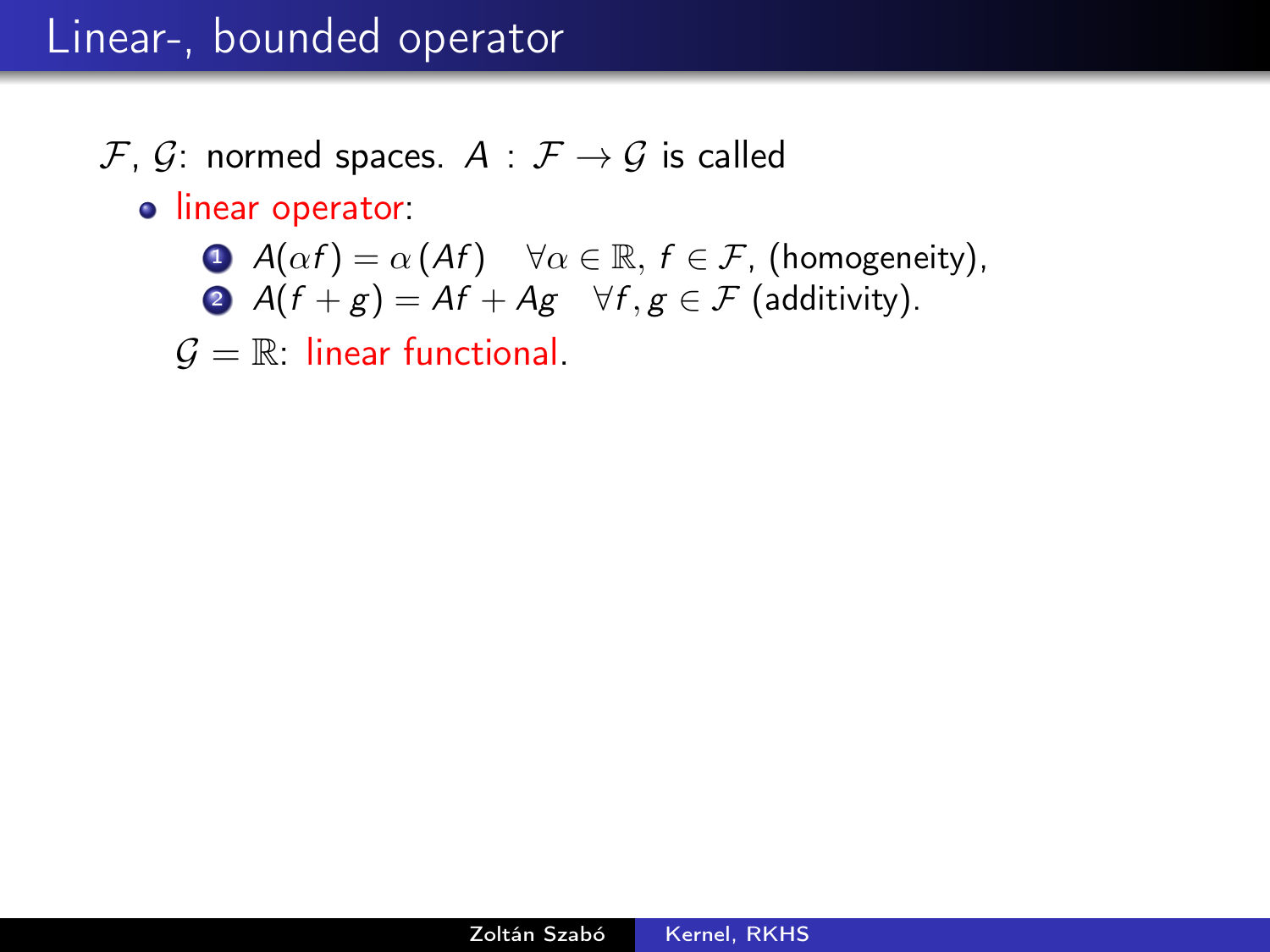# Linear-, bounded operator

$\mathcal{F}$, $\mathcal{G}$: normed spaces. $A : \mathcal{F} \to \mathcal{G}$ is called

- linear operator:
  1. $A(\alpha f) = \alpha (Af) \quad \forall \alpha \in \mathbb{R}, f \in \mathcal{F}$, (homogeneity),
  2. $A(f+g) = Af + Ag \quad \forall f, g \in \mathcal{F}$ (additivity).

  $\mathcal{G} = \mathbb{R}$: linear functional.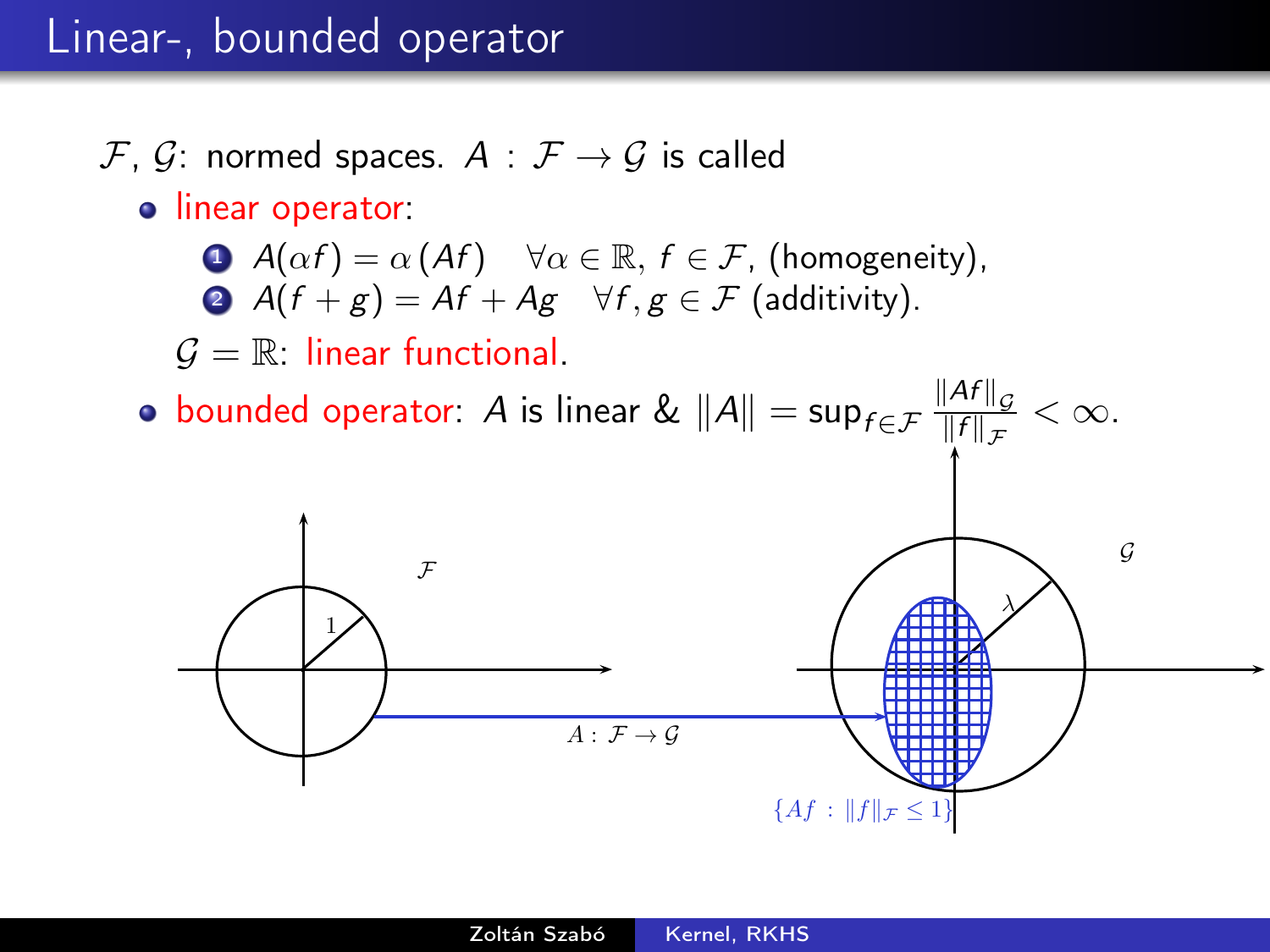# Linear-, bounded operator

$\mathcal{F}$, $\mathcal{G}$: normed spaces. $A : \mathcal{F} \to \mathcal{G}$ is called

- linear operator:
  1. $A(\alpha f) = \alpha (Af) \quad \forall \alpha \in \mathbb{R}, f \in \mathcal{F}$, (homogeneity),
  2. $A(f+g) = Af + Ag \quad \forall f, g \in \mathcal{F}$ (additivity).

  $\mathcal{G} = \mathbb{R}$: linear functional.
- bounded operator: $A$ is linear & $\|A\| = \sup_{f \in \mathcal{F}} \frac{\|Af\|_{\mathcal{G}}}{\|f\|_{\mathcal{F}}} < \infty$.

$1$ $\quad \mathcal{F} \quad A : \mathcal{F} \to \mathcal{G} \quad \mathcal{G} \quad \lambda \quad \{Af : \|f\|_{\mathcal{F}} \leq 1\}$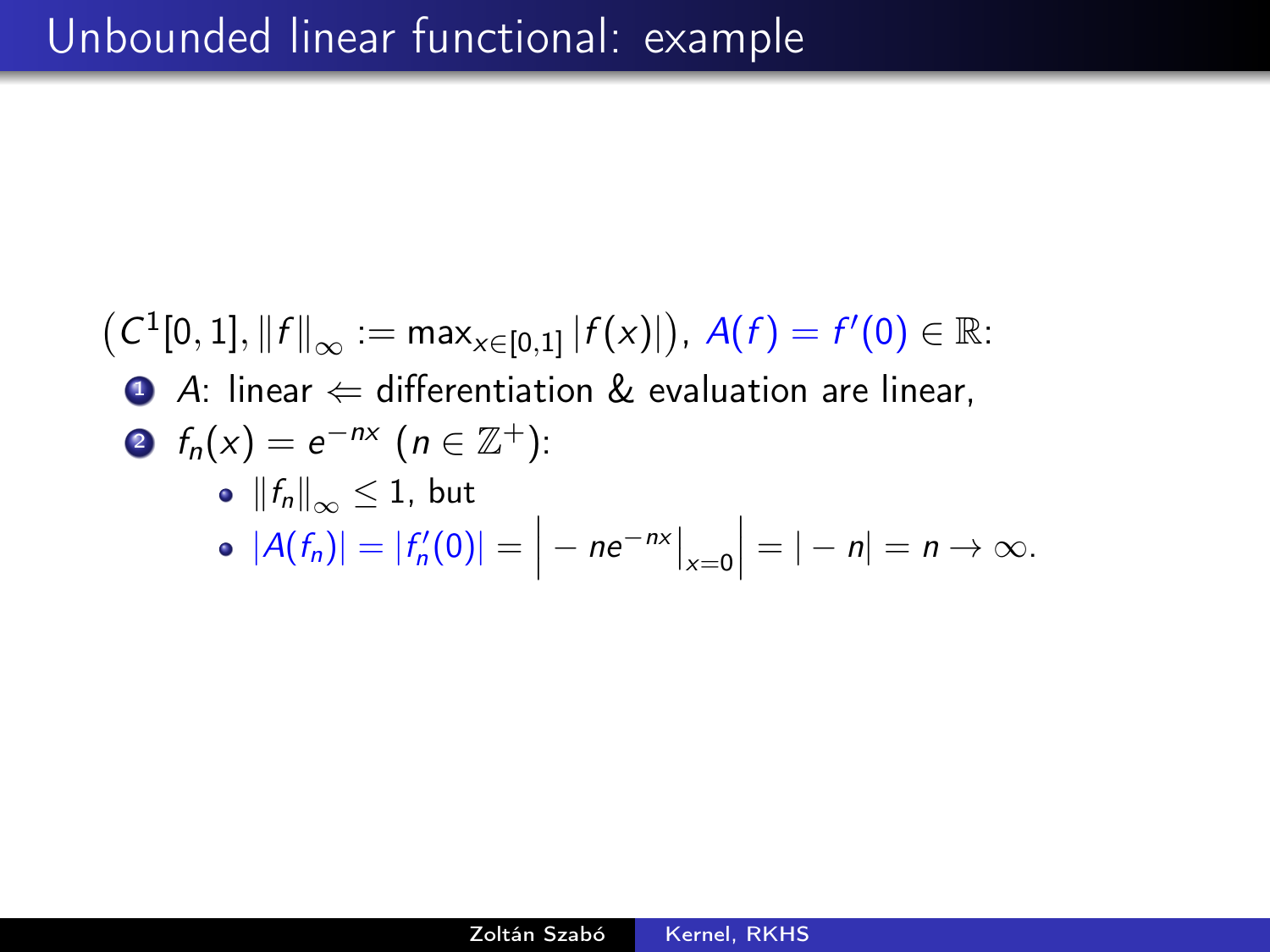# Unbounded linear functional: example

$\left(C^1[0,1], \|f\|_\infty := \max_{x\in[0,1]} |f(x)|\right)$, $A(f) = f'(0) \in \mathbb{R}$:

1. $A$: linear $\Leftarrow$ differentiation & evaluation are linear,
2. $f_n(x) = e^{-nx}$ $(n \in \mathbb{Z}^+)$:
   - $\|f_n\|_\infty \leq 1$, but
   - $|A(f_n)| = |f_n'(0)| = \left| -ne^{-nx}\big|_{x=0} \right| = |-n| = n \to \infty.$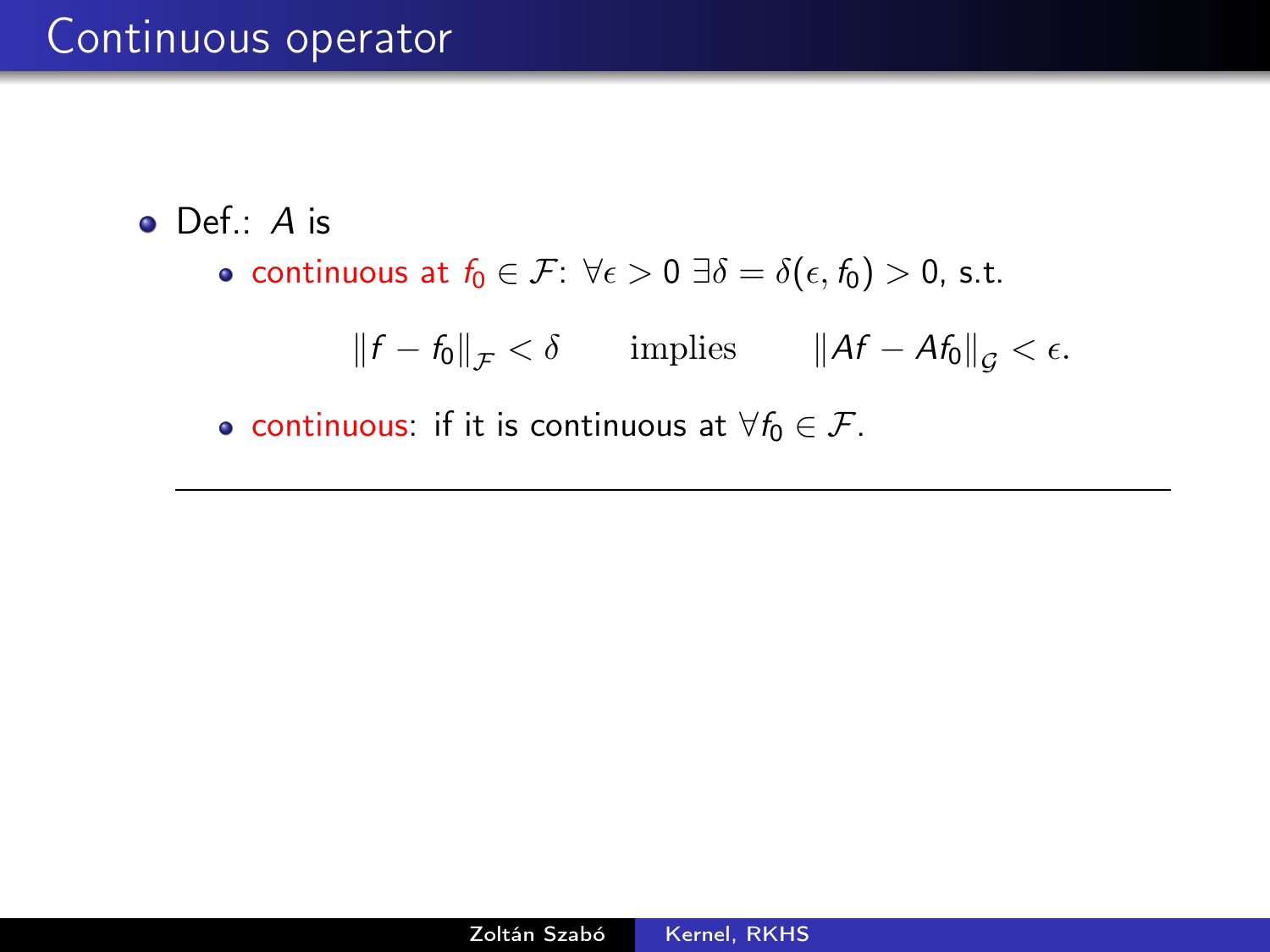# Continuous operator

- Def.: $A$ is
  - continuous at $f_0 \in \mathcal{F}$: $\forall \epsilon > 0$ $\exists \delta = \delta(\epsilon, f_0) > 0$, s.t.

$$\|f - f_0\|_{\mathcal{F}} < \delta \qquad \text{implies} \qquad \|Af - Af_0\|_{\mathcal{G}} < \epsilon.$$

  - continuous: if it is continuous at $\forall f_0 \in \mathcal{F}$.

---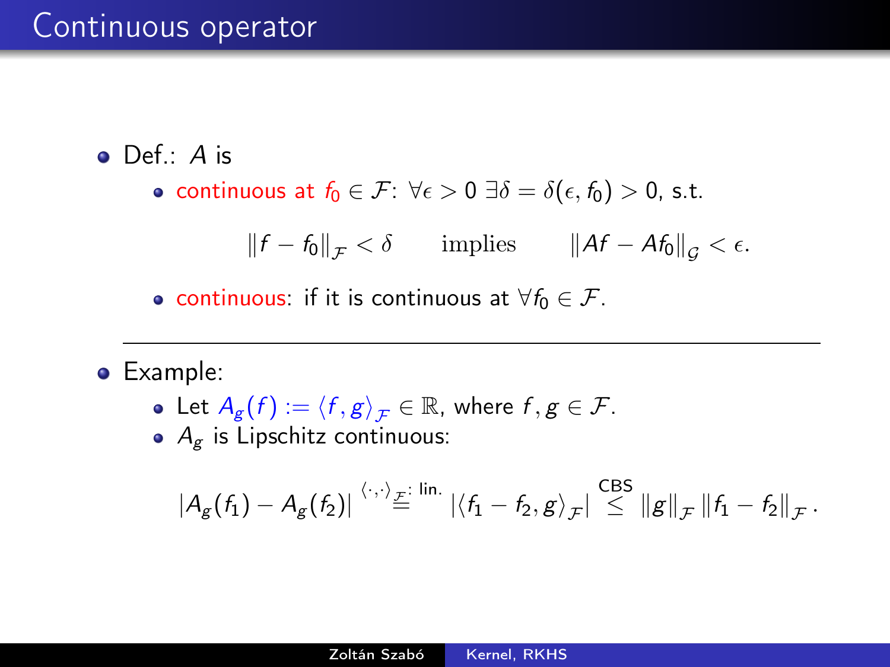# Continuous operator

- Def.: $A$ is
  - continuous at $f_0 \in \mathcal{F}$: $\forall \epsilon > 0 \ \exists \delta = \delta(\epsilon, f_0) > 0$, s.t.

$$\|f - f_0\|_{\mathcal{F}} < \delta \qquad \text{implies} \qquad \|Af - Af_0\|_{\mathcal{G}} < \epsilon.$$

  - continuous: if it is continuous at $\forall f_0 \in \mathcal{F}$.

---

- Example:
  - Let $A_g(f) := \langle f, g \rangle_{\mathcal{F}} \in \mathbb{R}$, where $f, g \in \mathcal{F}$.
  - $A_g$ is Lipschitz continuous:

$$|A_g(f_1) - A_g(f_2)| \overset{\langle \cdot,\cdot \rangle_{\mathcal{F}}: \text{ lin.}}{=} |\langle f_1 - f_2, g \rangle_{\mathcal{F}}| \overset{\text{CBS}}{\leq} \|g\|_{\mathcal{F}} \|f_1 - f_2\|_{\mathcal{F}}.$$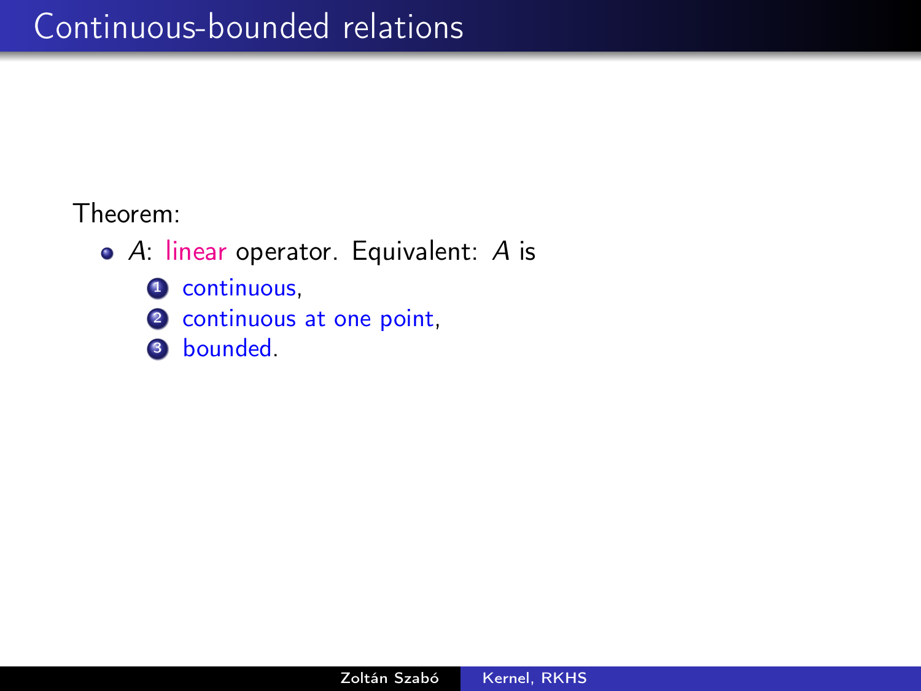# Continuous-bounded relations

Theorem:

- $A$: linear operator. Equivalent: $A$ is
  1. continuous,
  2. continuous at one point,
  3. bounded.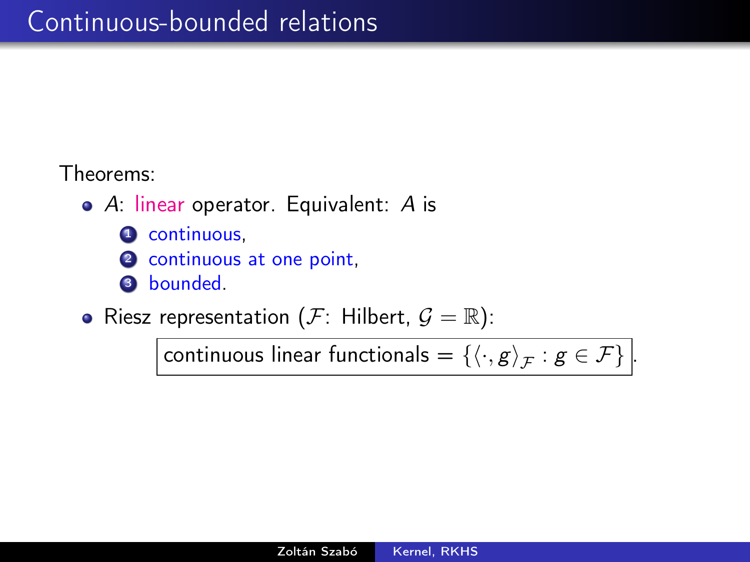# Continuous-bounded relations

Theorems:

- $A$: linear operator. Equivalent: $A$ is
  1. continuous,
  2. continuous at one point,
  3. bounded.
- Riesz representation ($\mathcal{F}$: Hilbert, $\mathcal{G} = \mathbb{R}$):

$$\boxed{\text{continuous linear functionals} = \{\langle \cdot, g \rangle_{\mathcal{F}} : g \in \mathcal{F}\}}.$$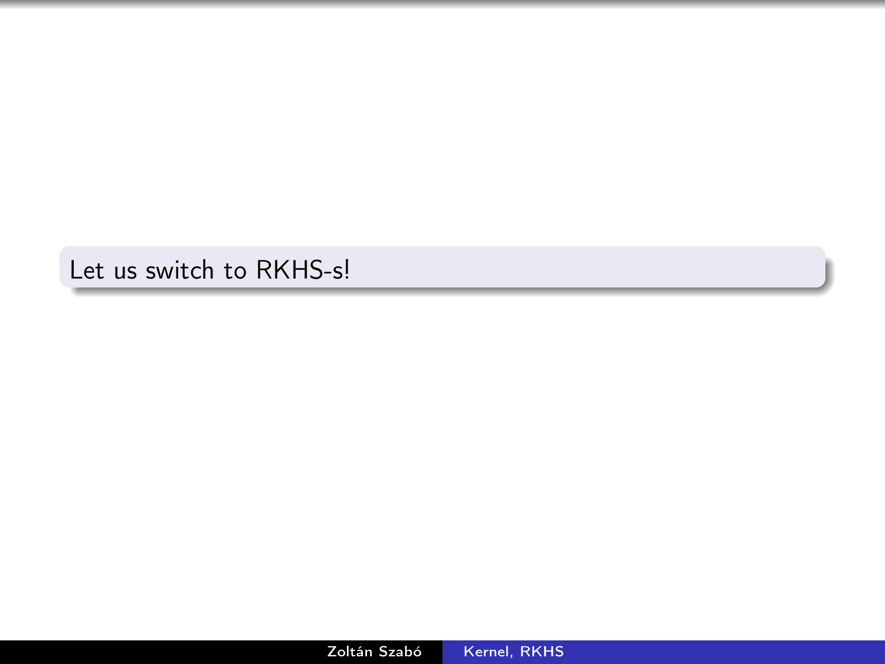Let us switch to RKHS-s!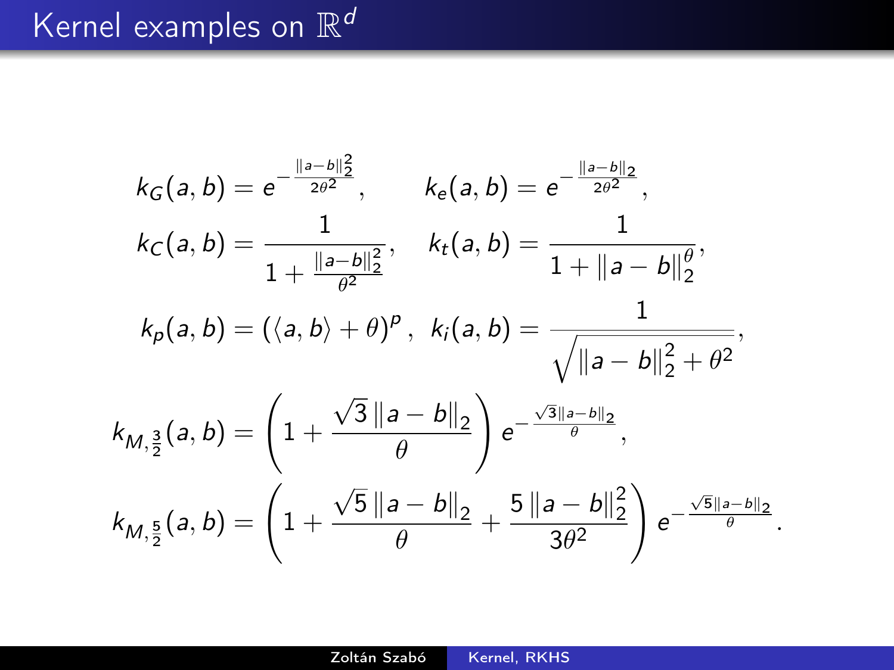# Kernel examples on $\mathbb{R}^d$

$$
k_G(a,b) = e^{-\frac{\|a-b\|_2^2}{2\theta^2}}, \qquad k_e(a,b) = e^{-\frac{\|a-b\|_2}{2\theta^2}},
$$

$$
k_C(a,b) = \frac{1}{1+\frac{\|a-b\|_2^2}{\theta^2}}, \quad k_t(a,b) = \frac{1}{1+\|a-b\|_2^\theta},
$$

$$
k_p(a,b) = \left(\langle a,b\rangle + \theta\right)^p, \;\; k_i(a,b) = \frac{1}{\sqrt{\|a-b\|_2^2+\theta^2}},
$$

$$
k_{M,\frac{3}{2}}(a,b) = \left(1 + \frac{\sqrt{3}\,\|a-b\|_2}{\theta}\right) e^{-\frac{\sqrt{3}\|a-b\|_2}{\theta}},
$$

$$
k_{M,\frac{5}{2}}(a,b) = \left(1 + \frac{\sqrt{5}\,\|a-b\|_2}{\theta} + \frac{5\,\|a-b\|_2^2}{3\theta^2}\right) e^{-\frac{\sqrt{5}\|a-b\|_2}{\theta}}.
$$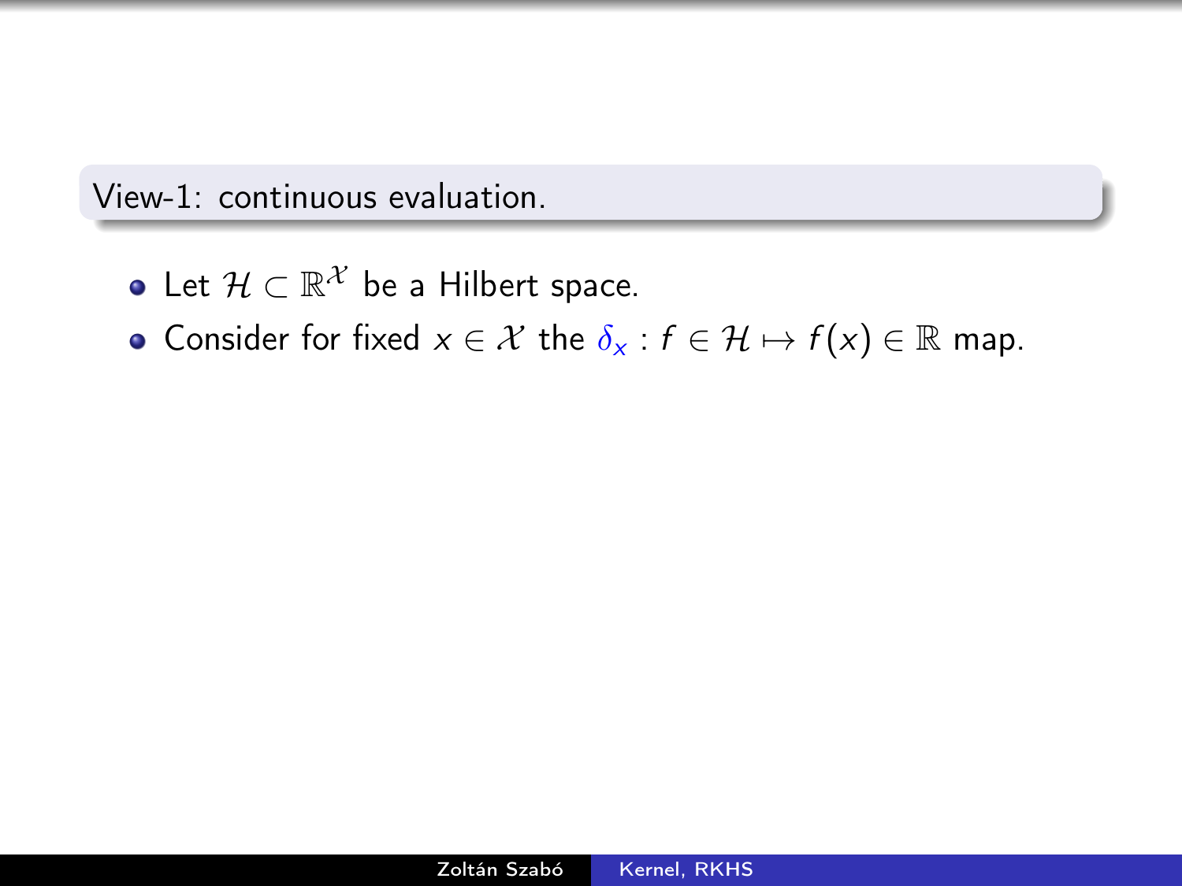## View-1: continuous evaluation.

- Let $\mathcal{H} \subset \mathbb{R}^{\mathcal{X}}$ be a Hilbert space.
- Consider for fixed $x \in \mathcal{X}$ the $\delta_x : f \in \mathcal{H} \mapsto f(x) \in \mathbb{R}$ map.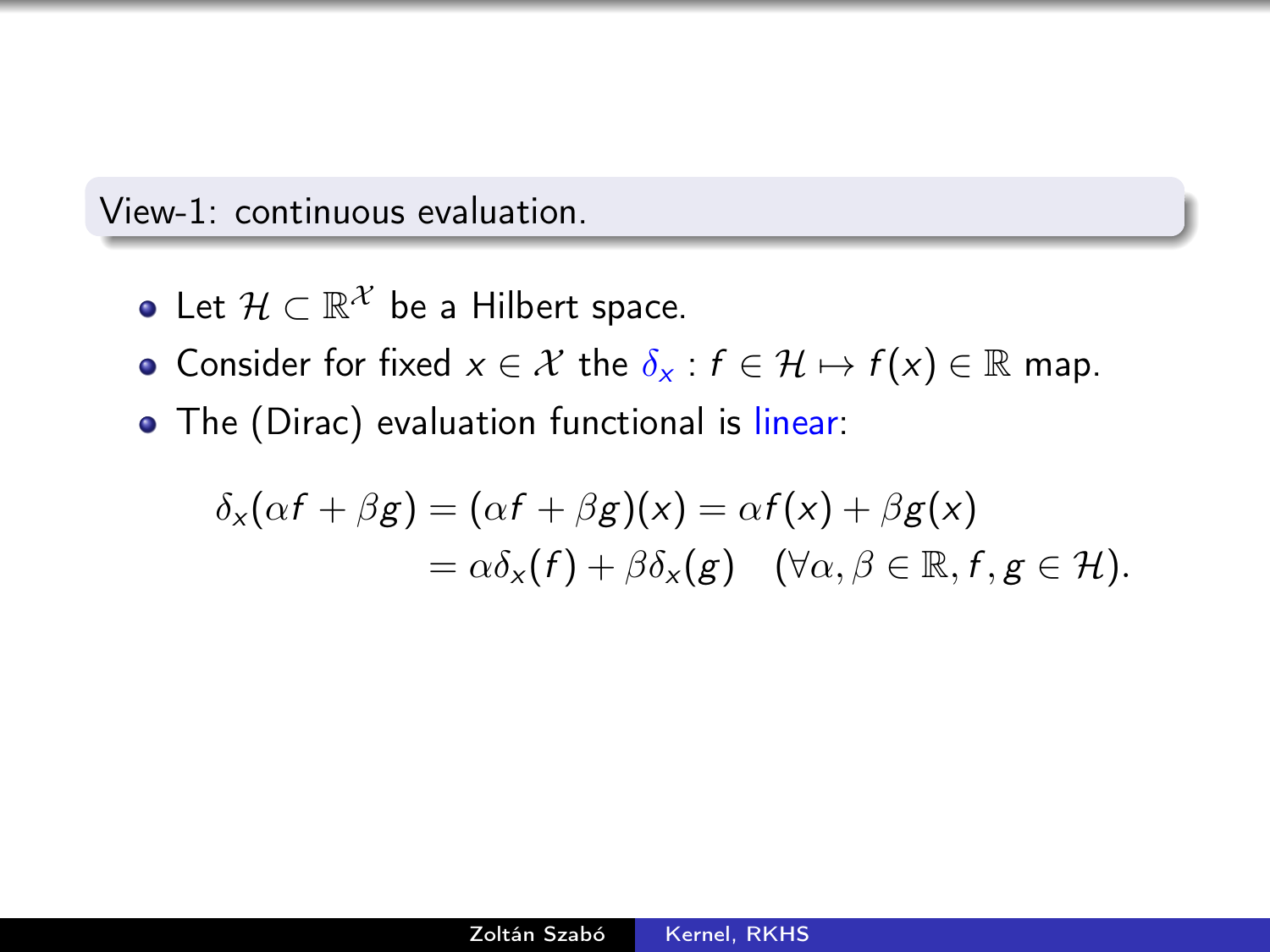## View-1: continuous evaluation.

- Let $\mathcal{H} \subset \mathbb{R}^{\mathcal{X}}$ be a Hilbert space.
- Consider for fixed $x \in \mathcal{X}$ the $\delta_x : f \in \mathcal{H} \mapsto f(x) \in \mathbb{R}$ map.
- The (Dirac) evaluation functional is linear:

$$
\begin{aligned}
\delta_x(\alpha f + \beta g) &= (\alpha f + \beta g)(x) = \alpha f(x) + \beta g(x) \\
&= \alpha \delta_x(f) + \beta \delta_x(g) \quad (\forall \alpha, \beta \in \mathbb{R}, f, g \in \mathcal{H}).
\end{aligned}
$$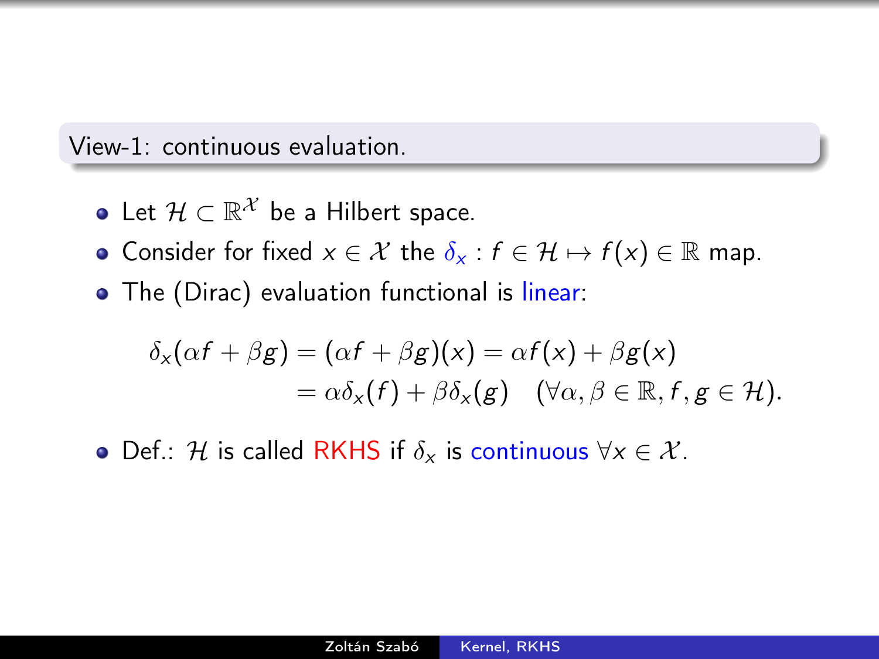## View-1: continuous evaluation.

- Let $\mathcal{H} \subset \mathbb{R}^{\mathcal{X}}$ be a Hilbert space.
- Consider for fixed $x \in \mathcal{X}$ the $\delta_x : f \in \mathcal{H} \mapsto f(x) \in \mathbb{R}$ map.
- The (Dirac) evaluation functional is linear:

$$
\begin{aligned}
\delta_x(\alpha f + \beta g) &= (\alpha f + \beta g)(x) = \alpha f(x) + \beta g(x) \\
&= \alpha \delta_x(f) + \beta \delta_x(g) \quad (\forall \alpha, \beta \in \mathbb{R}, f, g \in \mathcal{H}).
\end{aligned}
$$

- Def.: $\mathcal{H}$ is called RKHS if $\delta_x$ is continuous $\forall x \in \mathcal{X}$.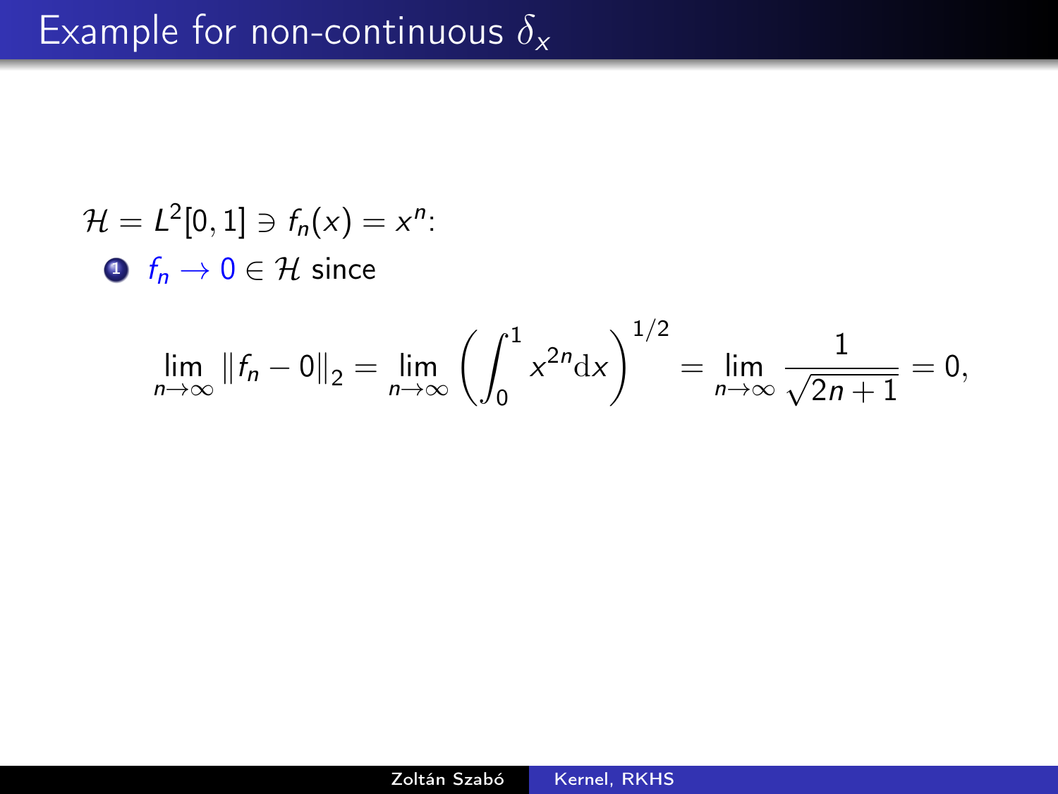# Example for non-continuous $\delta_x$

$\mathcal{H} = L^2[0,1] \ni f_n(x) = x^n$:

1. $f_n \to 0 \in \mathcal{H}$ since

$$\lim_{n\to\infty} \|f_n - 0\|_2 = \lim_{n\to\infty} \left( \int_0^1 x^{2n} \mathrm{d}x \right)^{1/2} = \lim_{n\to\infty} \frac{1}{\sqrt{2n+1}} = 0,$$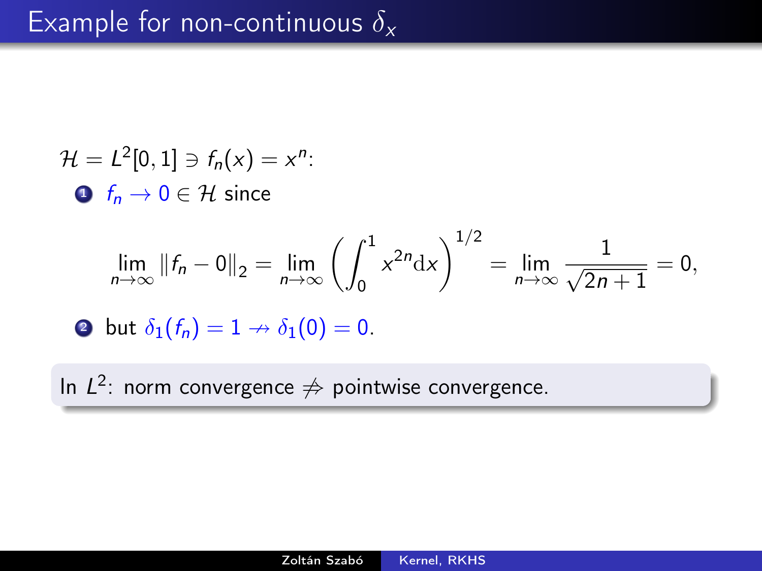# Example for non-continuous $\delta_x$

$\mathcal{H} = L^2[0,1] \ni f_n(x) = x^n$:

1. $f_n \to 0 \in \mathcal{H}$ since

$$\lim_{n\to\infty} \|f_n - 0\|_2 = \lim_{n\to\infty} \left( \int_0^1 x^{2n} \mathrm{d}x \right)^{1/2} = \lim_{n\to\infty} \frac{1}{\sqrt{2n+1}} = 0,$$

2. but $\delta_1(f_n) = 1 \nrightarrow \delta_1(0) = 0$.

In $L^2$: norm convergence $\not\Rightarrow$ pointwise convergence.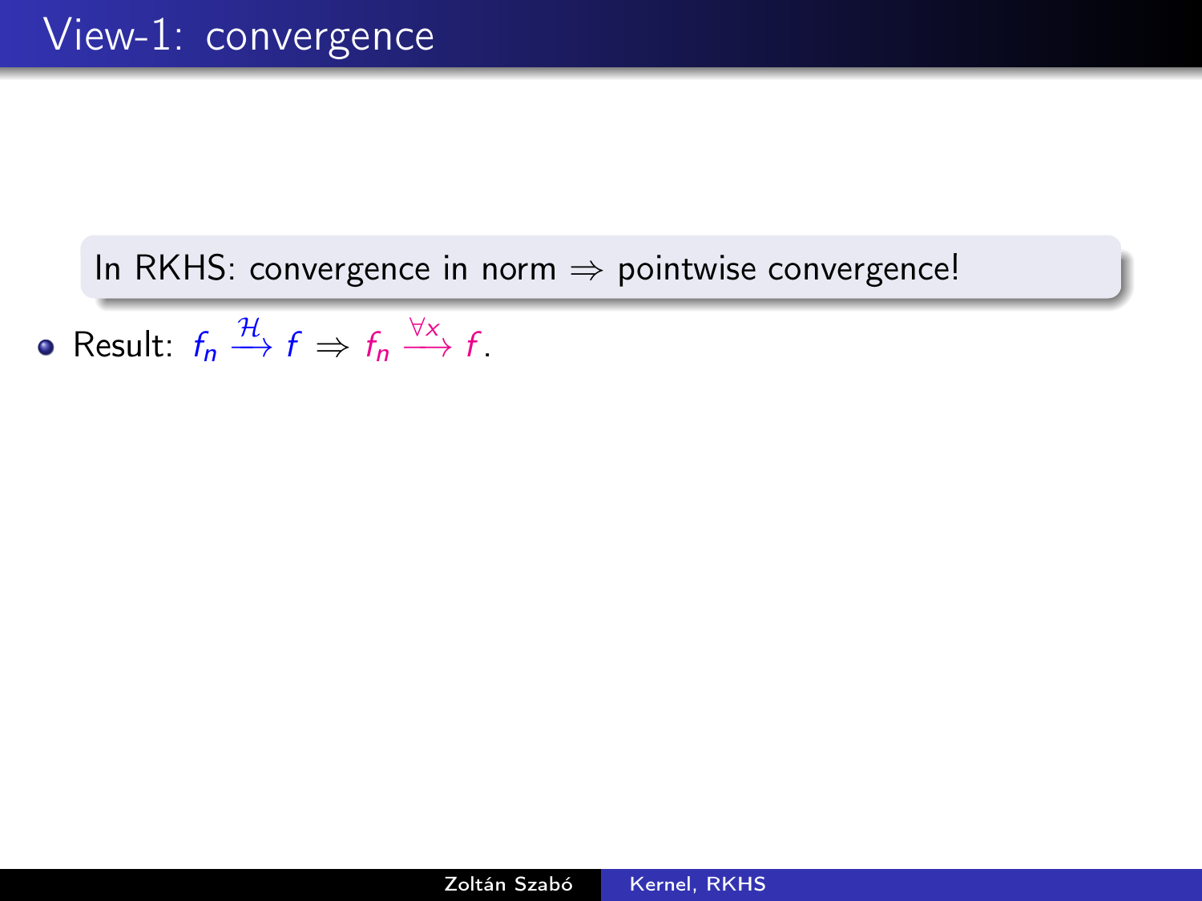# View-1: convergence

In RKHS: convergence in norm $\Rightarrow$ pointwise convergence!

- Result: $f_n \xrightarrow{\mathcal{H}} f \Rightarrow f_n \xrightarrow{\forall x} f$.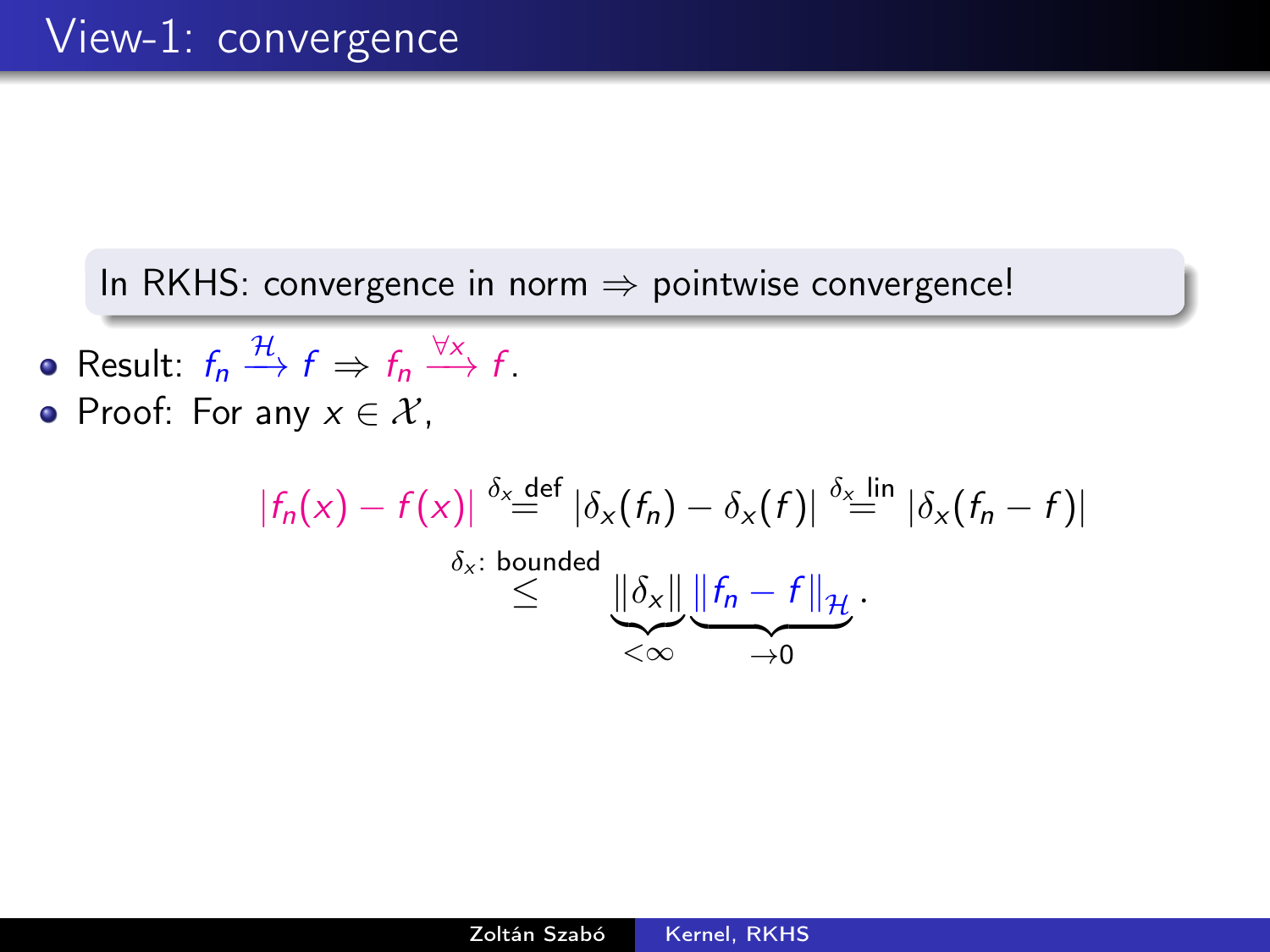# View-1: convergence

In RKHS: convergence in norm $\Rightarrow$ pointwise convergence!

- Result: $f_n \xrightarrow{\mathcal{H}} f \Rightarrow f_n \xrightarrow{\forall x} f$.
- Proof: For any $x \in \mathcal{X}$,

$$|f_n(x) - f(x)| \overset{\delta_x \text{ def}}{=} |\delta_x(f_n) - \delta_x(f)| \overset{\delta_x \text{ lin}}{=} |\delta_x(f_n - f)|$$

$$\overset{\delta_x\text{: bounded}}{\leq} \underbrace{\|\delta_x\|}_{<\infty} \underbrace{\|f_n - f\|_{\mathcal{H}}}_{\to 0}.$$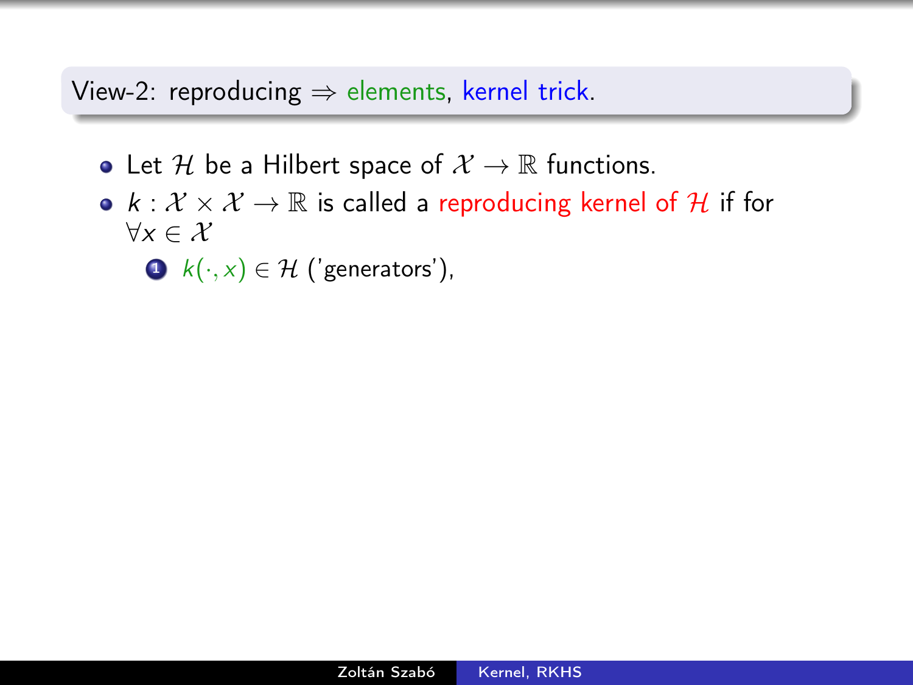## View-2: reproducing ⇒ elements, kernel trick.

- Let $\mathcal{H}$ be a Hilbert space of $\mathcal{X} \to \mathbb{R}$ functions.
- $k : \mathcal{X} \times \mathcal{X} \to \mathbb{R}$ is called a reproducing kernel of $\mathcal{H}$ if for $\forall x \in \mathcal{X}$
  1. $k(\cdot, x) \in \mathcal{H}$ ('generators'),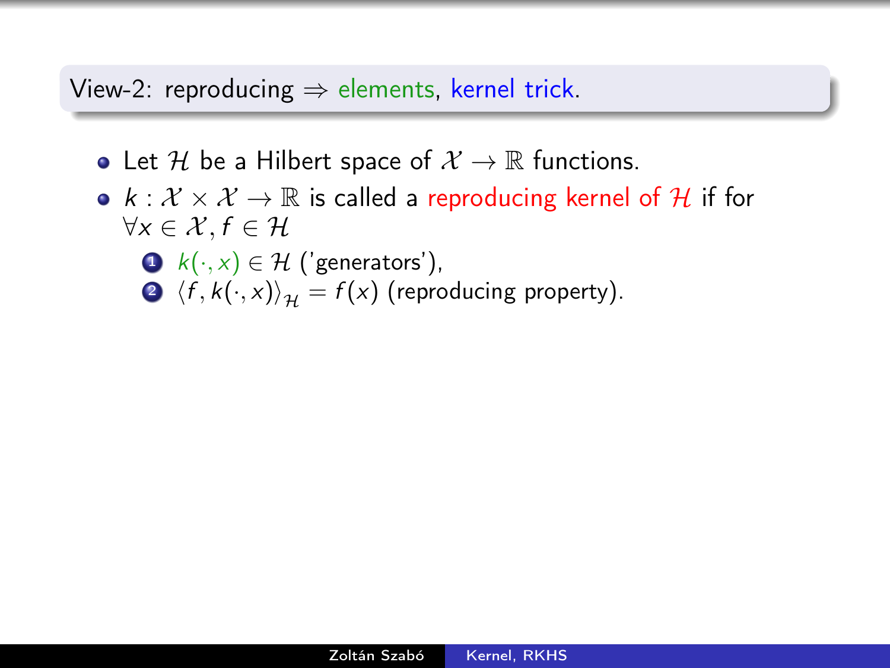## View-2: reproducing $\Rightarrow$ elements, kernel trick.

- Let $\mathcal{H}$ be a Hilbert space of $\mathcal{X} \to \mathbb{R}$ functions.
- $k : \mathcal{X} \times \mathcal{X} \to \mathbb{R}$ is called a reproducing kernel of $\mathcal{H}$ if for $\forall x \in \mathcal{X}, f \in \mathcal{H}$
  1. $k(\cdot, x) \in \mathcal{H}$ ('generators'),
  2. $\langle f, k(\cdot, x) \rangle_{\mathcal{H}} = f(x)$ (reproducing property).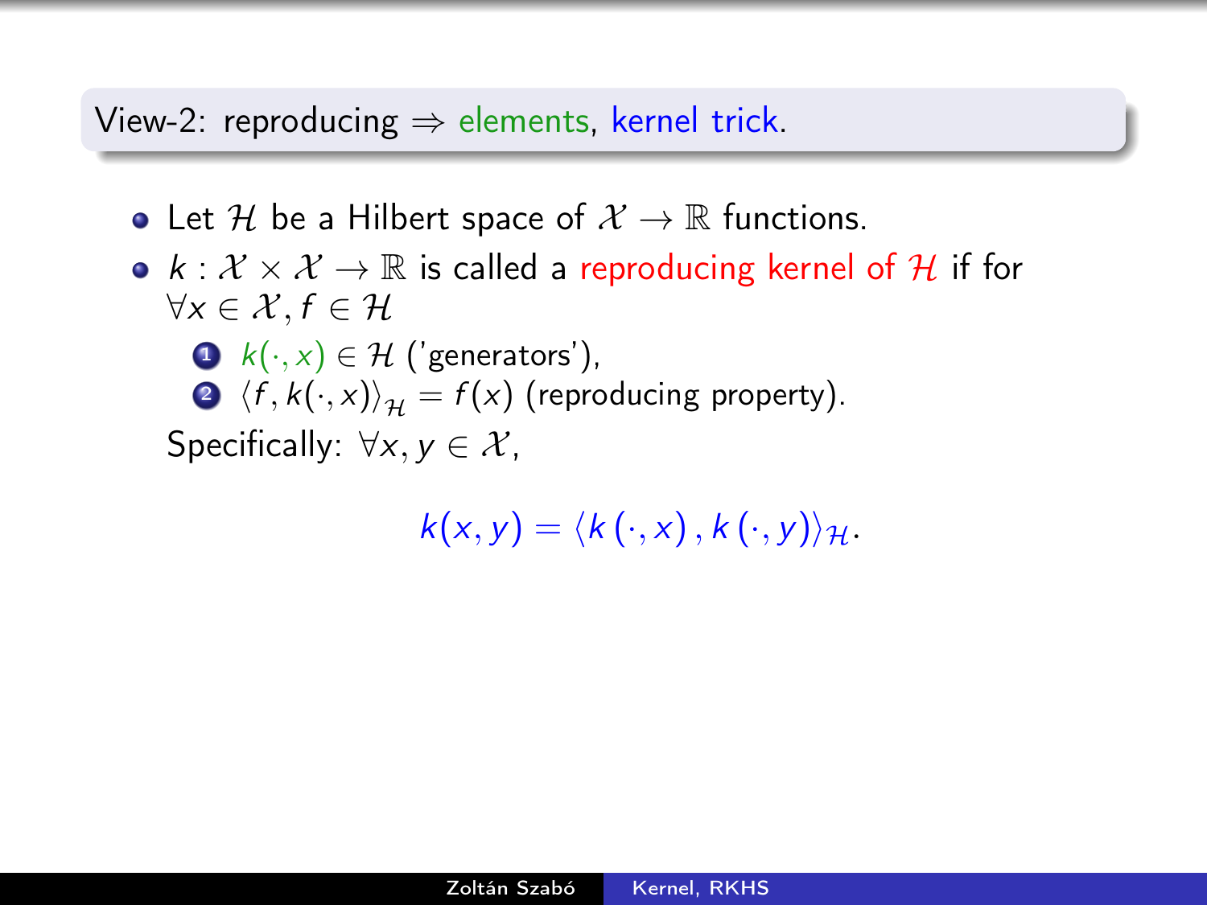## View-2: reproducing $\Rightarrow$ elements, kernel trick.

- Let $\mathcal{H}$ be a Hilbert space of $\mathcal{X} \to \mathbb{R}$ functions.
- $k : \mathcal{X} \times \mathcal{X} \to \mathbb{R}$ is called a reproducing kernel of $\mathcal{H}$ if for $\forall x \in \mathcal{X}, f \in \mathcal{H}$
  1. $k(\cdot, x) \in \mathcal{H}$ ('generators'),
  2. $\langle f, k(\cdot, x) \rangle_{\mathcal{H}} = f(x)$ (reproducing property).

  Specifically: $\forall x, y \in \mathcal{X}$,

$$k(x, y) = \langle k(\cdot, x), k(\cdot, y) \rangle_{\mathcal{H}}.$$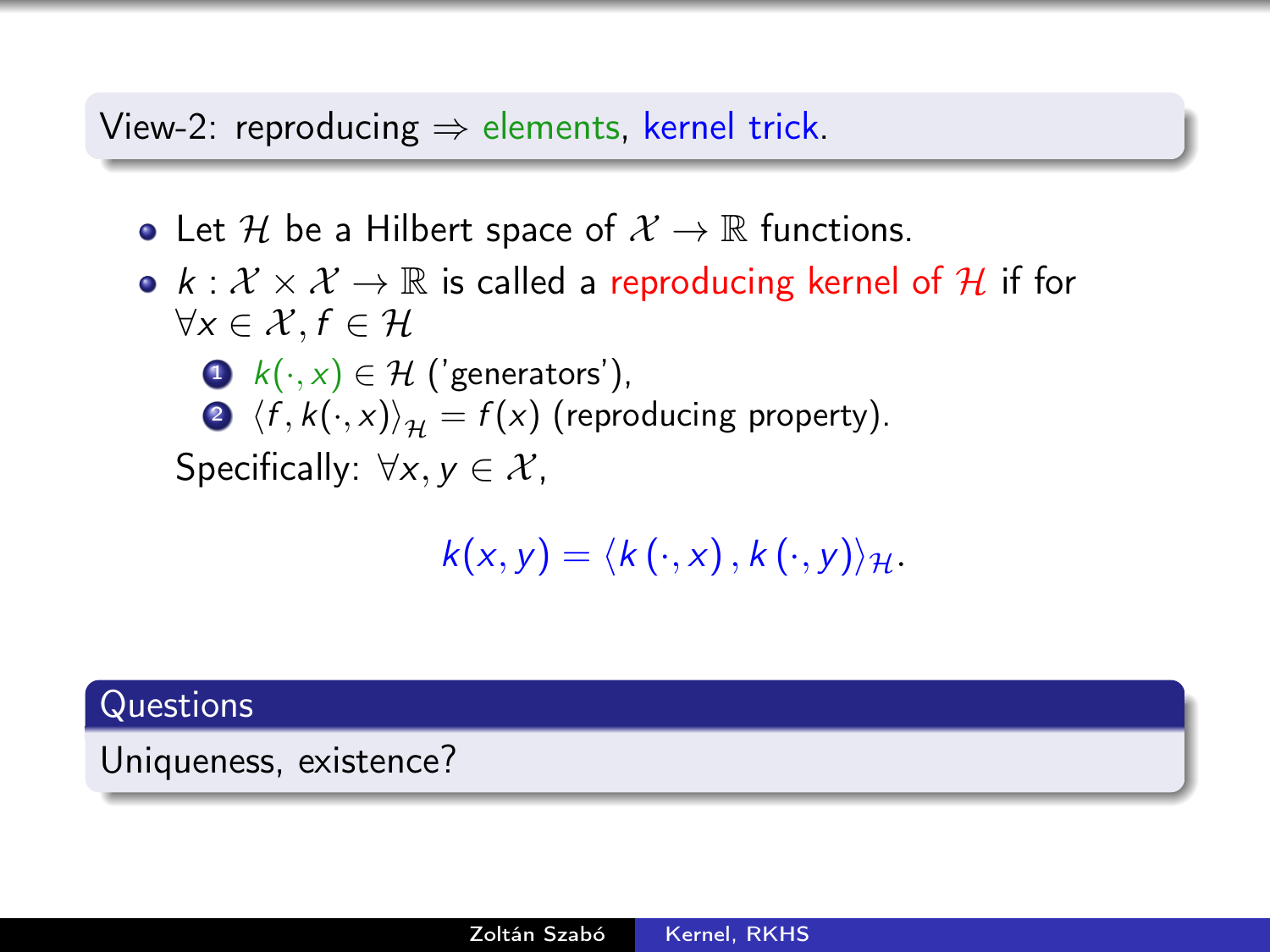View-2: reproducing $\Rightarrow$ elements, kernel trick.

- Let $\mathcal{H}$ be a Hilbert space of $\mathcal{X} \to \mathbb{R}$ functions.
- $k : \mathcal{X} \times \mathcal{X} \to \mathbb{R}$ is called a reproducing kernel of $\mathcal{H}$ if for $\forall x \in \mathcal{X}, f \in \mathcal{H}$
  1. $k(\cdot, x) \in \mathcal{H}$ ('generators'),
  2. $\langle f, k(\cdot, x)\rangle_{\mathcal{H}} = f(x)$ (reproducing property).

  Specifically: $\forall x, y \in \mathcal{X}$,

$$k(x, y) = \langle k(\cdot, x), k(\cdot, y)\rangle_{\mathcal{H}}.$$

**Questions**

Uniqueness, existence?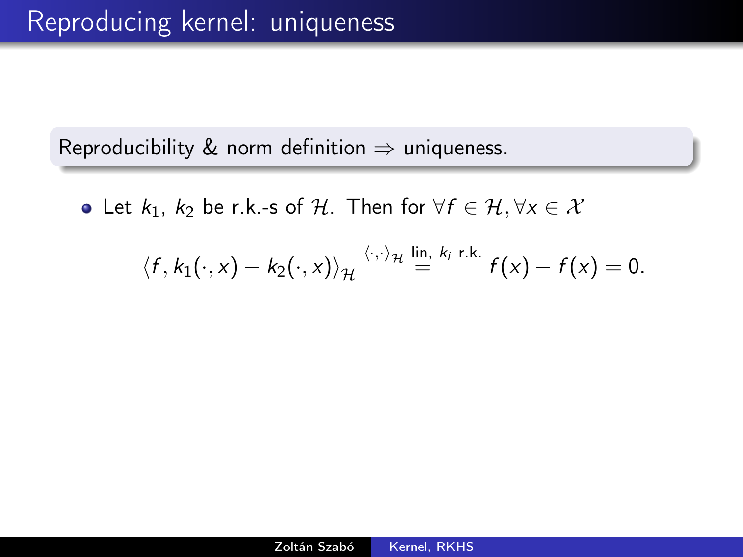# Reproducing kernel: uniqueness

Reproducibility & norm definition $\Rightarrow$ uniqueness.

- Let $k_1$, $k_2$ be r.k.-s of $\mathcal{H}$. Then for $\forall f \in \mathcal{H}, \forall x \in \mathcal{X}$

$$\langle f, k_1(\cdot, x) - k_2(\cdot, x) \rangle_{\mathcal{H}} \overset{\langle \cdot, \cdot \rangle_{\mathcal{H}} \text{ lin, } k_i \text{ r.k.}}{=} f(x) - f(x) = 0.$$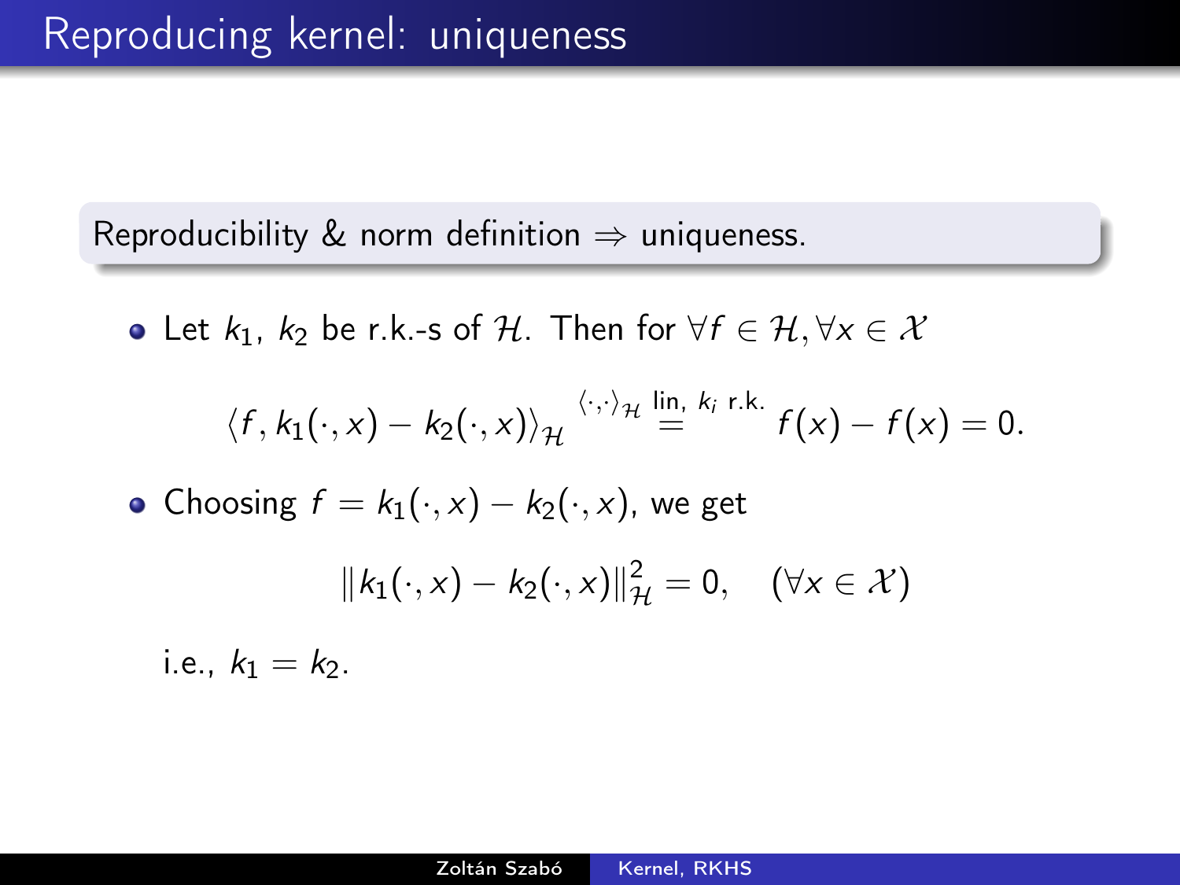# Reproducing kernel: uniqueness

Reproducibility & norm definition $\Rightarrow$ uniqueness.

- Let $k_1$, $k_2$ be r.k.-s of $\mathcal{H}$. Then for $\forall f \in \mathcal{H}, \forall x \in \mathcal{X}$

$$\langle f, k_1(\cdot,x) - k_2(\cdot,x)\rangle_{\mathcal{H}} \overset{\langle\cdot,\cdot\rangle_{\mathcal{H}} \text{ lin, } k_i \text{ r.k.}}{=} f(x) - f(x) = 0.$$

- Choosing $f = k_1(\cdot,x) - k_2(\cdot,x)$, we get

$$\|k_1(\cdot,x) - k_2(\cdot,x)\|_{\mathcal{H}}^2 = 0, \quad (\forall x \in \mathcal{X})$$

i.e., $k_1 = k_2$.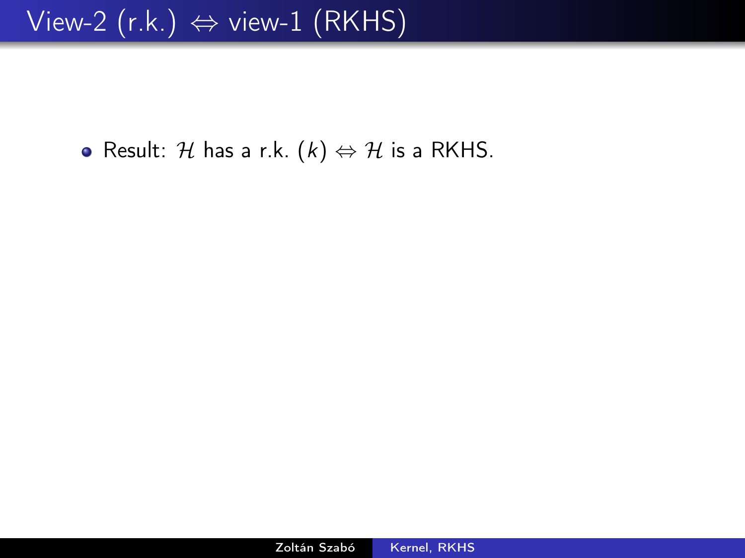# View-2 (r.k.) $\Leftrightarrow$ view-1 (RKHS)

- Result: $\mathcal{H}$ has a r.k. $(k) \Leftrightarrow \mathcal{H}$ is a RKHS.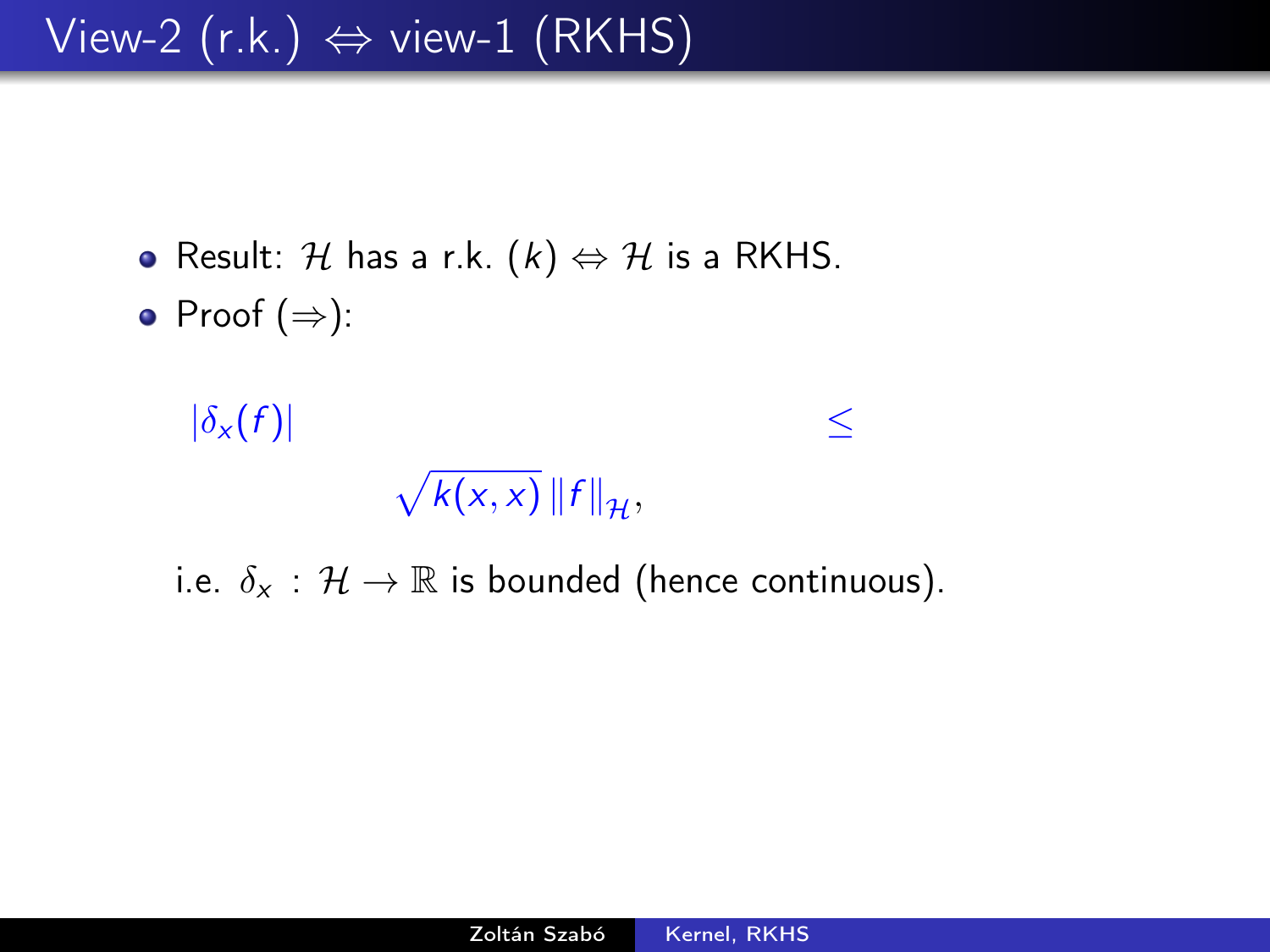# View-2 (r.k.) $\Leftrightarrow$ view-1 (RKHS)

- Result: $\mathcal{H}$ has a r.k. $(k) \Leftrightarrow \mathcal{H}$ is a RKHS.
- Proof ($\Rightarrow$):

$$|\delta_x(f)| \quad \leq$$

$$\sqrt{k(x,x)}\, \|f\|_{\mathcal{H}},$$

i.e. $\delta_x : \mathcal{H} \to \mathbb{R}$ is bounded (hence continuous).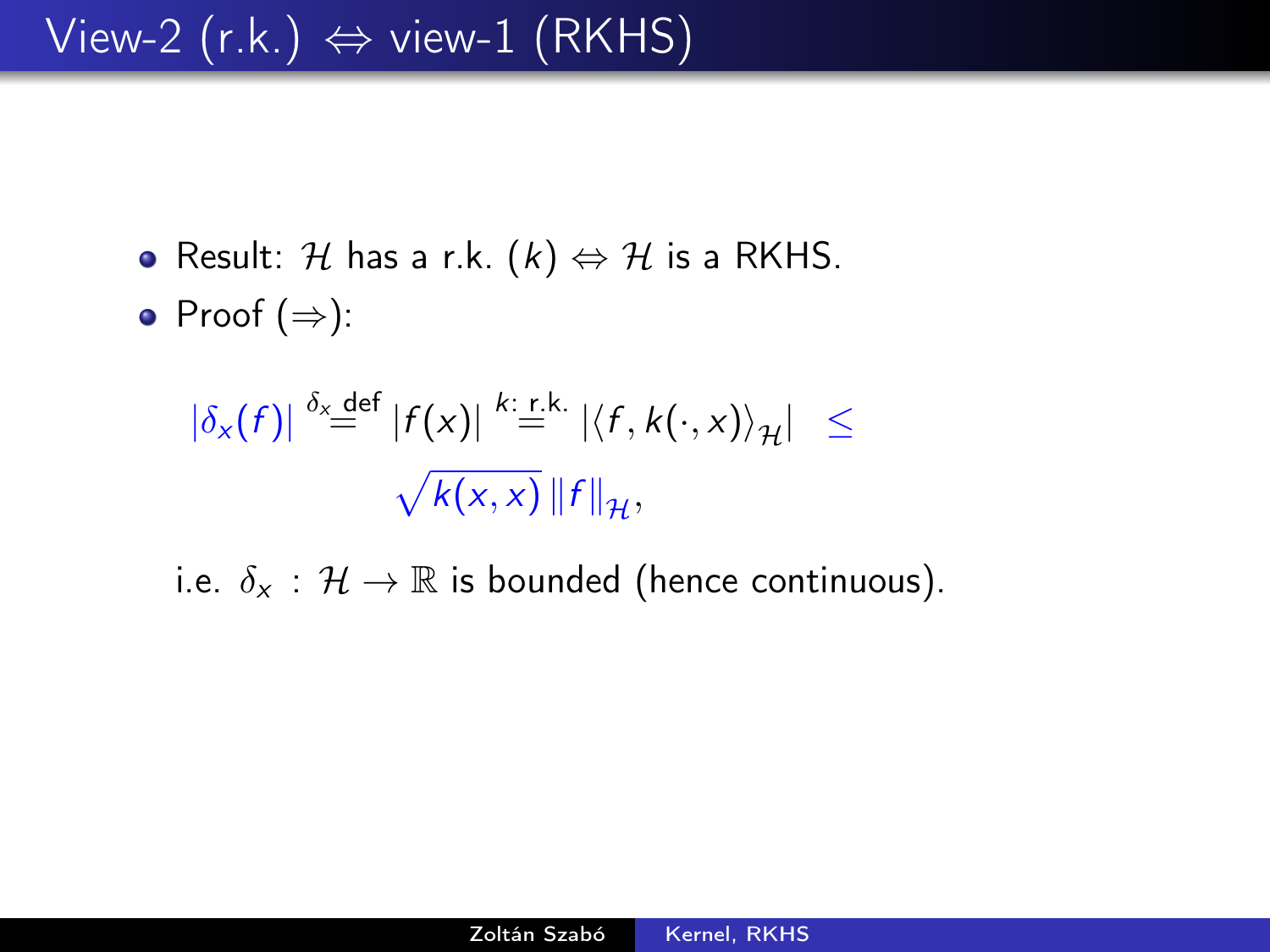# View-2 (r.k.) $\Leftrightarrow$ view-1 (RKHS)

- Result: $\mathcal{H}$ has a r.k. ($k$) $\Leftrightarrow$ $\mathcal{H}$ is a RKHS.
- Proof ($\Rightarrow$):

$$|\delta_x(f)| \overset{\delta_x \text{ def}}{=} |f(x)| \overset{k: \text{ r.k.}}{=} |\langle f, k(\cdot, x)\rangle_{\mathcal{H}}| \leq \sqrt{k(x,x)}\, \|f\|_{\mathcal{H}},$$

i.e. $\delta_x : \mathcal{H} \to \mathbb{R}$ is bounded (hence continuous).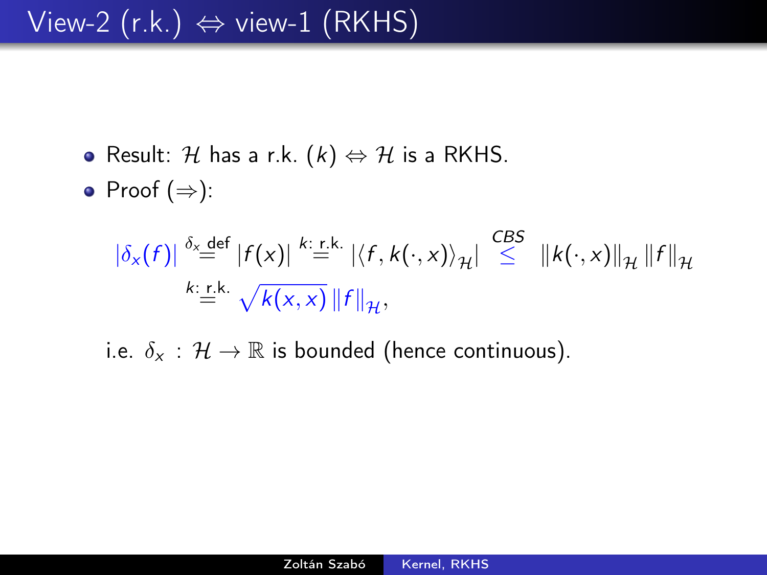# View-2 (r.k.) $\Leftrightarrow$ view-1 (RKHS)

- Result: $\mathcal{H}$ has a r.k. ($k$) $\Leftrightarrow$ $\mathcal{H}$ is a RKHS.
- Proof ($\Rightarrow$):

$$
\begin{aligned}
|\delta_x(f)| &\overset{\delta_x \text{ def}}{=} |f(x)| \overset{k\text{: r.k.}}{=} |\langle f, k(\cdot, x)\rangle_{\mathcal{H}}| \overset{CBS}{\leq} \|k(\cdot, x)\|_{\mathcal{H}} \|f\|_{\mathcal{H}} \\
&\overset{k\text{: r.k.}}{=} \sqrt{k(x,x)} \|f\|_{\mathcal{H}},
\end{aligned}
$$

i.e. $\delta_x : \mathcal{H} \to \mathbb{R}$ is bounded (hence continuous).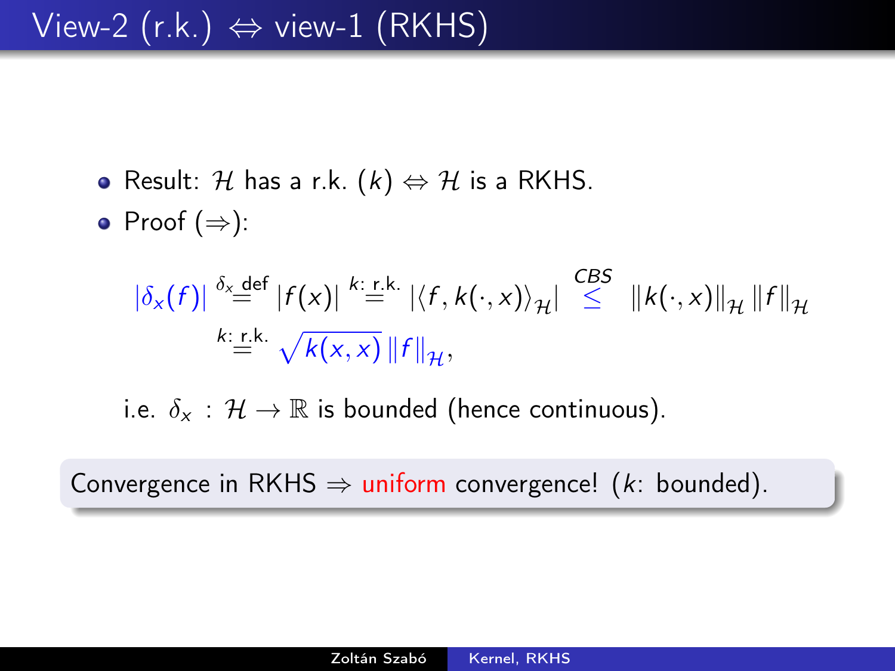# View-2 (r.k.) $\Leftrightarrow$ view-1 (RKHS)

- Result: $\mathcal{H}$ has a r.k. ($k$) $\Leftrightarrow$ $\mathcal{H}$ is a RKHS.
- Proof ($\Rightarrow$):

$$
\begin{aligned}
|\delta_x(f)| &\overset{\delta_x \text{ def}}{=} |f(x)| \overset{k\text{: r.k.}}{=} |\langle f, k(\cdot,x)\rangle_{\mathcal{H}}| \overset{CBS}{\leq} \|k(\cdot,x)\|_{\mathcal{H}} \|f\|_{\mathcal{H}} \\
&\overset{k\text{: r.k.}}{=} \sqrt{k(x,x)}\, \|f\|_{\mathcal{H}},
\end{aligned}
$$

i.e. $\delta_x : \mathcal{H} \to \mathbb{R}$ is bounded (hence continuous).

Convergence in RKHS $\Rightarrow$ uniform convergence! ($k$: bounded).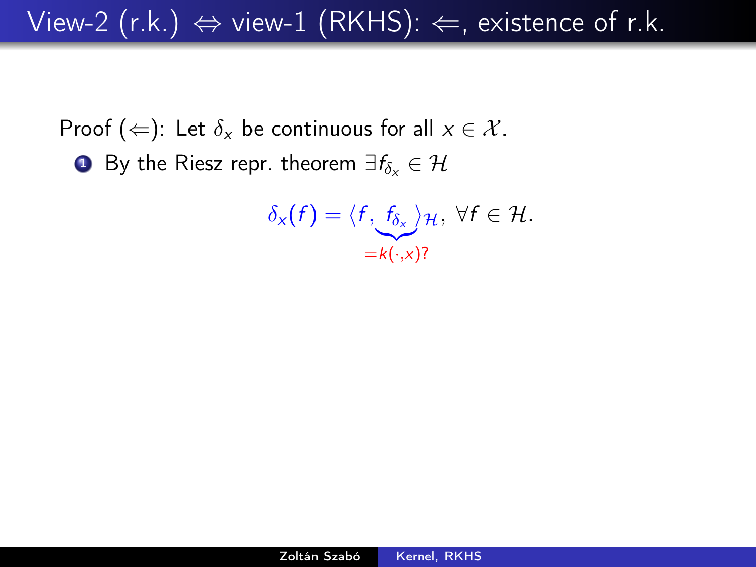# View-2 (r.k.) $\Leftrightarrow$ view-1 (RKHS): $\Leftarrow$, existence of r.k.

Proof ($\Leftarrow$): Let $\delta_x$ be continuous for all $x \in \mathcal{X}$.

1. By the Riesz repr. theorem $\exists f_{\delta_x} \in \mathcal{H}$

$$\delta_x(f) = \langle f, \underbrace{f_{\delta_x}}_{=k(\cdot,x)?} \rangle_{\mathcal{H}}, \ \forall f \in \mathcal{H}.$$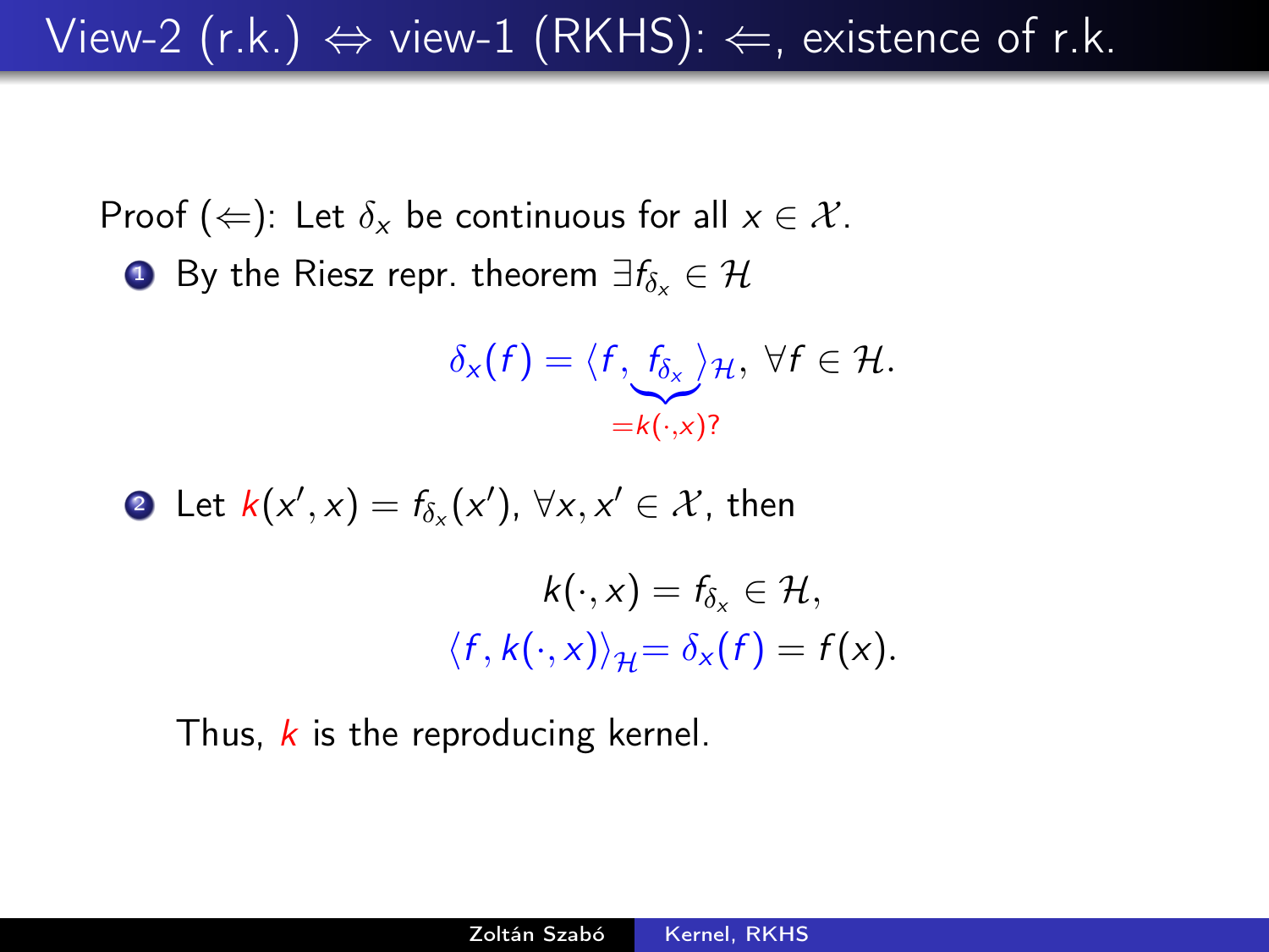# View-2 (r.k.) $\Leftrightarrow$ view-1 (RKHS): $\Leftarrow$, existence of r.k.

Proof ($\Leftarrow$): Let $\delta_x$ be continuous for all $x \in \mathcal{X}$.

1. By the Riesz repr. theorem $\exists f_{\delta_x} \in \mathcal{H}$

$$\delta_x(f) = \langle f, \underbrace{f_{\delta_x}}_{=k(\cdot,x)?} \rangle_{\mathcal{H}}, \ \forall f \in \mathcal{H}.$$

2. Let $k(x', x) = f_{\delta_x}(x')$, $\forall x, x' \in \mathcal{X}$, then

$$k(\cdot, x) = f_{\delta_x} \in \mathcal{H},$$
$$\langle f, k(\cdot, x) \rangle_{\mathcal{H}} = \delta_x(f) = f(x).$$

Thus, $k$ is the reproducing kernel.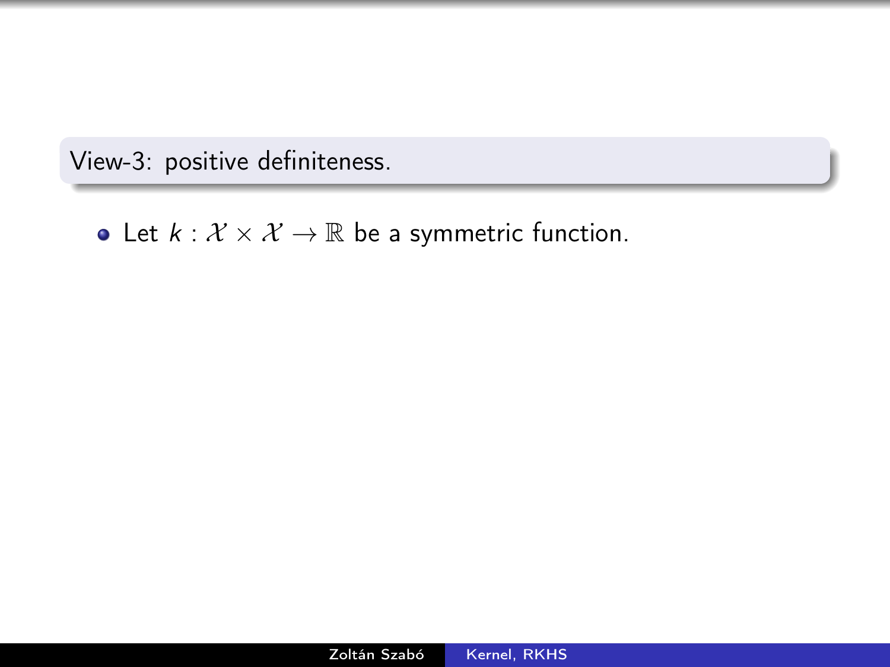View-3: positive definiteness.

- Let $k : \mathcal{X} \times \mathcal{X} \to \mathbb{R}$ be a symmetric function.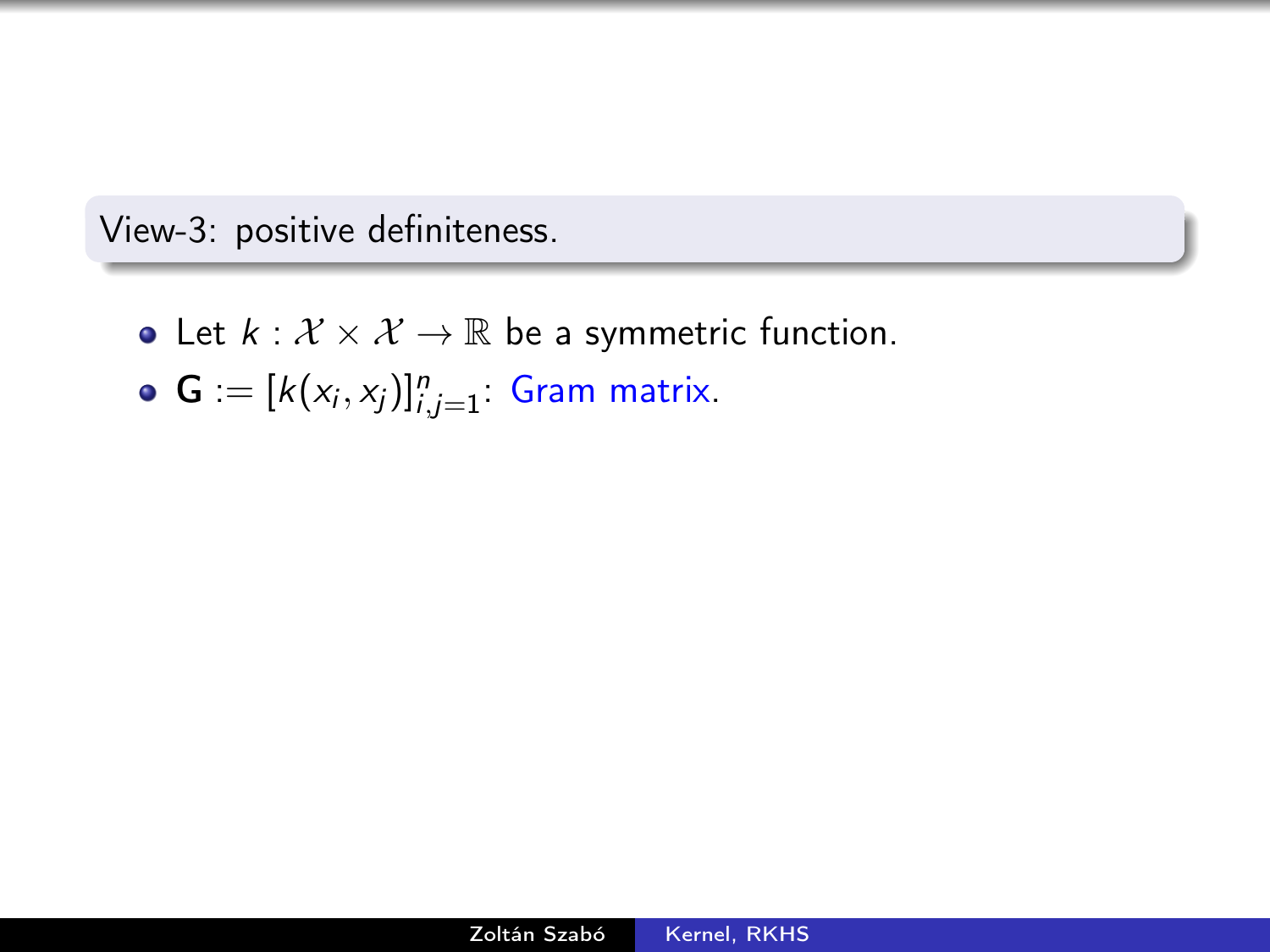View-3: positive definiteness.

- Let $k : \mathcal{X} \times \mathcal{X} \to \mathbb{R}$ be a symmetric function.
- $\mathbf{G} := [k(x_i, x_j)]_{i,j=1}^n$: Gram matrix.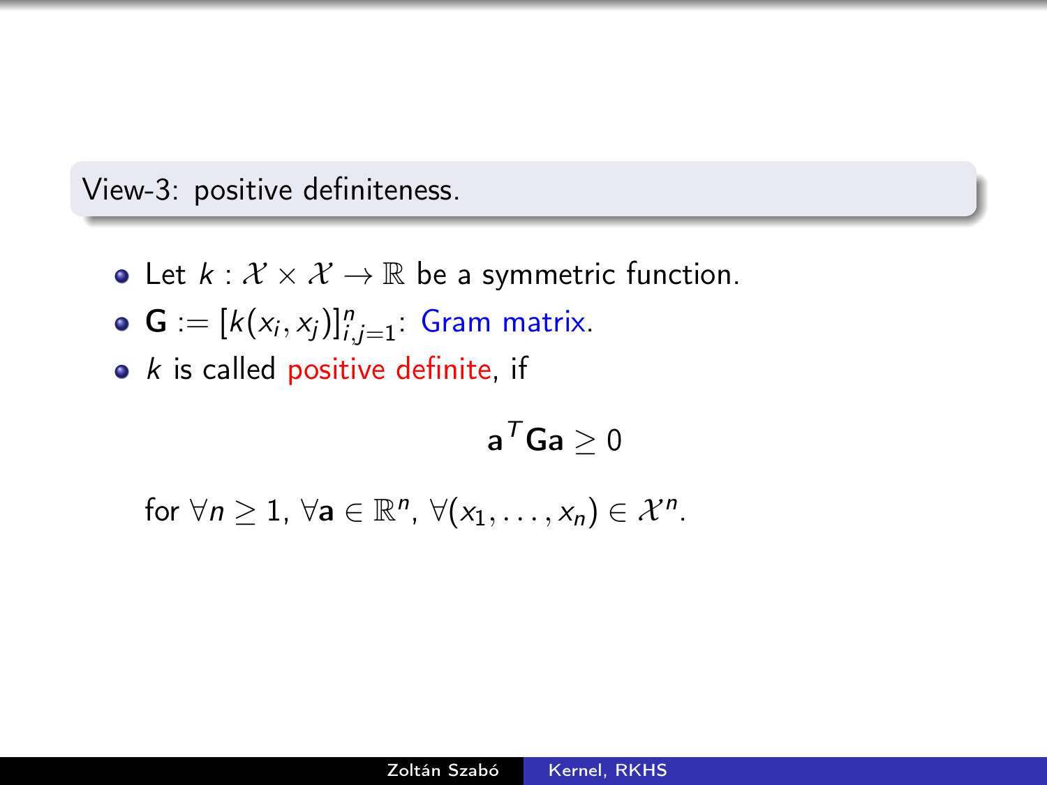View-3: positive definiteness.

- Let $k : \mathcal{X} \times \mathcal{X} \to \mathbb{R}$ be a symmetric function.
- $\mathbf{G} := [k(x_i, x_j)]_{i,j=1}^{n}$: Gram matrix.
- $k$ is called positive definite, if

$$\mathbf{a}^T \mathbf{G} \mathbf{a} \geq 0$$

for $\forall n \geq 1$, $\forall \mathbf{a} \in \mathbb{R}^n$, $\forall (x_1, \ldots, x_n) \in \mathcal{X}^n$.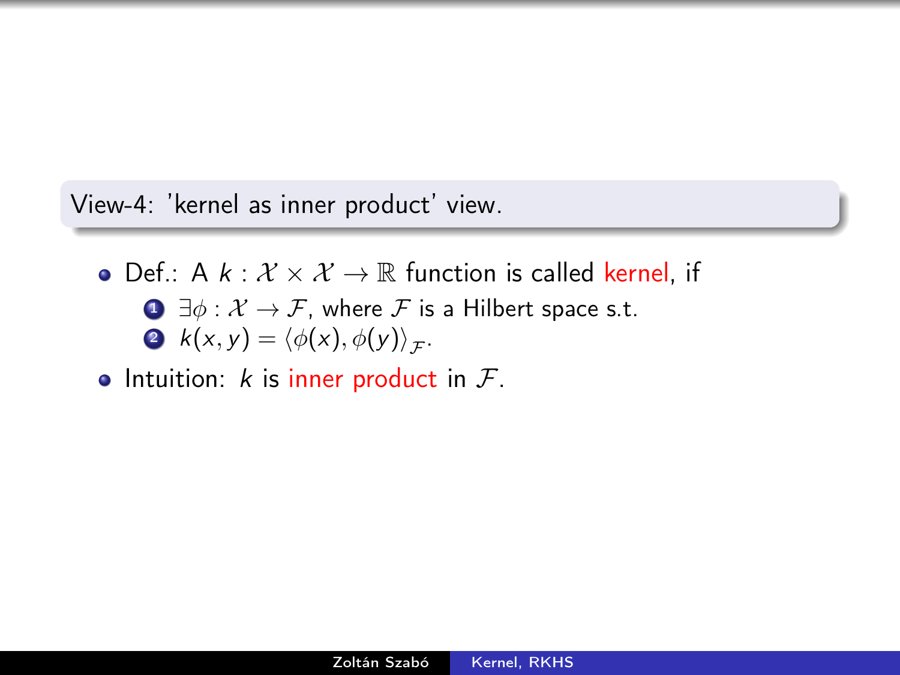View-4: 'kernel as inner product' view.

- Def.: A $k : \mathcal{X} \times \mathcal{X} \to \mathbb{R}$ function is called kernel, if
  1. $\exists \phi : \mathcal{X} \to \mathcal{F}$, where $\mathcal{F}$ is a Hilbert space s.t.
  2. $k(x, y) = \langle \phi(x), \phi(y) \rangle_{\mathcal{F}}$.
- Intuition: $k$ is inner product in $\mathcal{F}$.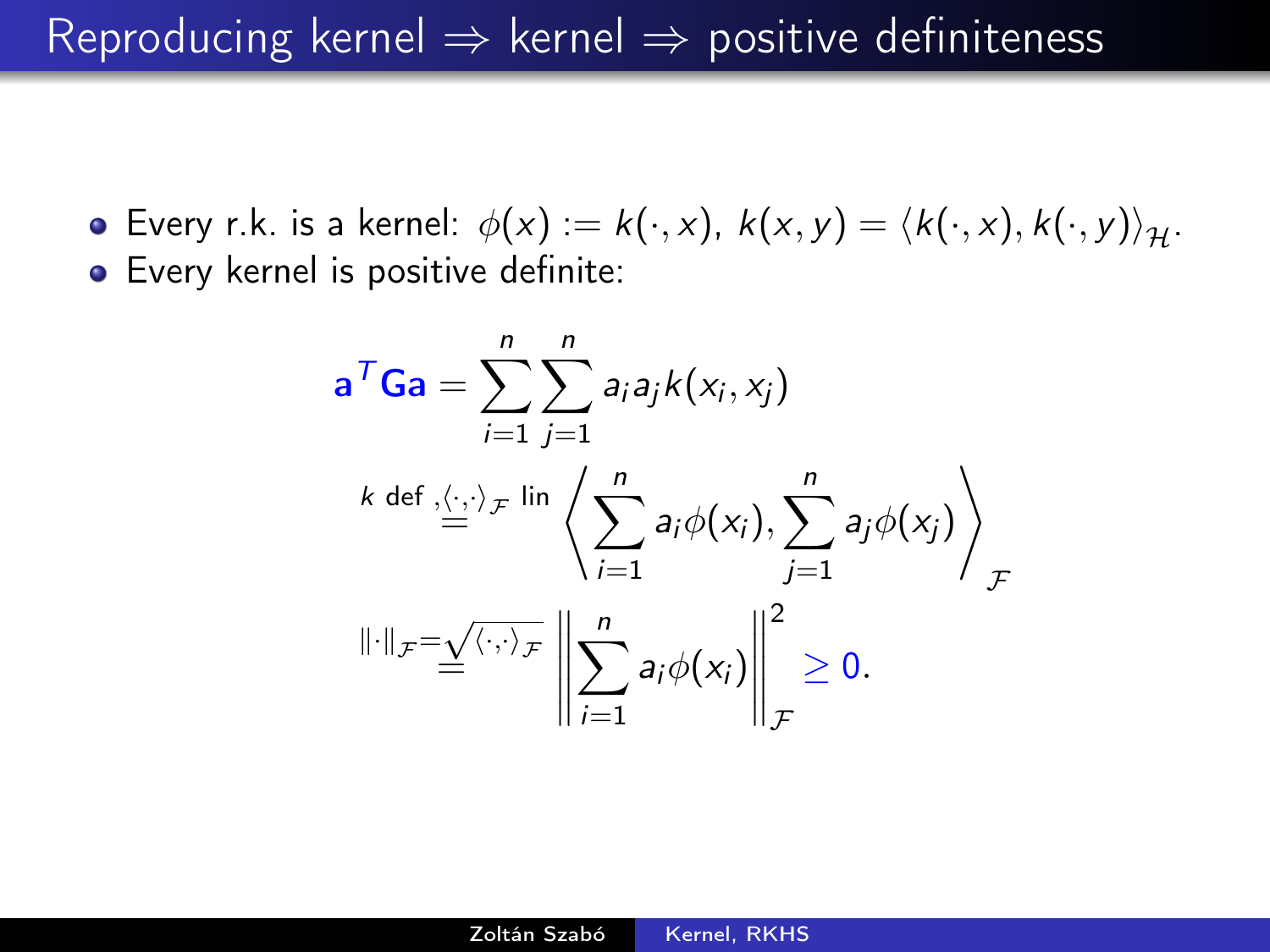# Reproducing kernel ⇒ kernel ⇒ positive definiteness

- Every r.k. is a kernel: $\phi(x) := k(\cdot, x)$, $k(x, y) = \langle k(\cdot, x), k(\cdot, y)\rangle_{\mathcal{H}}$.
- Every kernel is positive definite:

$$
\begin{aligned}
\mathbf{a}^T\mathbf{G}\mathbf{a} &= \sum_{i=1}^{n}\sum_{j=1}^{n} a_i a_j k(x_i, x_j) \\
&\overset{k \text{ def }, \langle\cdot,\cdot\rangle_{\mathcal{F}} \text{ lin}}{=} \left\langle \sum_{i=1}^{n} a_i \phi(x_i), \sum_{j=1}^{n} a_j \phi(x_j) \right\rangle_{\mathcal{F}} \\
&\overset{\|\cdot\|_{\mathcal{F}} = \sqrt{\langle\cdot,\cdot\rangle_{\mathcal{F}}}}{=} \left\| \sum_{i=1}^{n} a_i \phi(x_i) \right\|_{\mathcal{F}}^2 \geq 0.
\end{aligned}
$$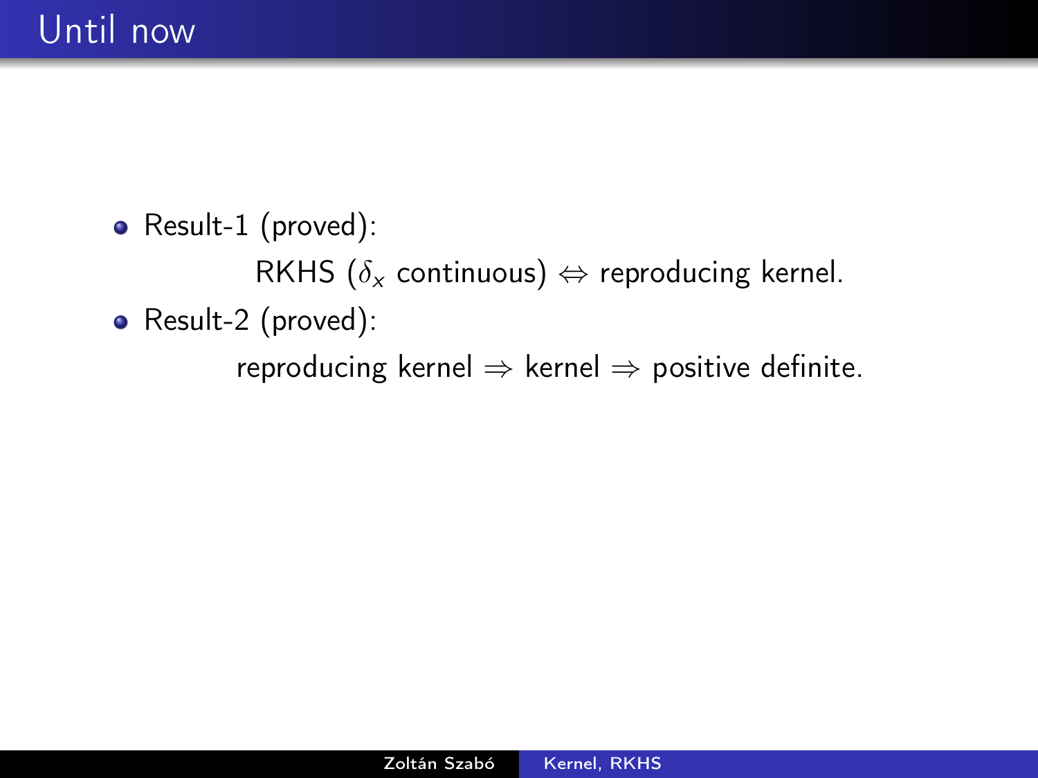# Until now

- Result-1 (proved):

  RKHS ($\delta_x$ continuous) $\Leftrightarrow$ reproducing kernel.

- Result-2 (proved):

  reproducing kernel $\Rightarrow$ kernel $\Rightarrow$ positive definite.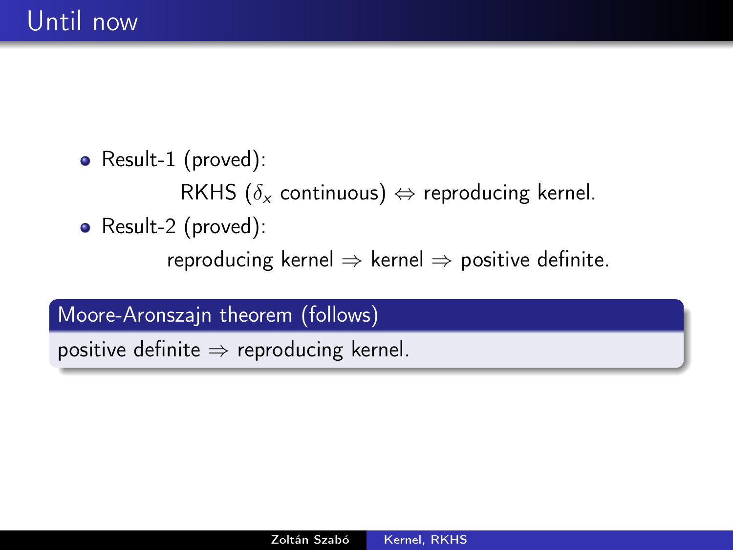# Until now

- Result-1 (proved):

  RKHS ($\delta_x$ continuous) $\Leftrightarrow$ reproducing kernel.

- Result-2 (proved):

  reproducing kernel $\Rightarrow$ kernel $\Rightarrow$ positive definite.

**Moore-Aronszajn theorem (follows)**

positive definite $\Rightarrow$ reproducing kernel.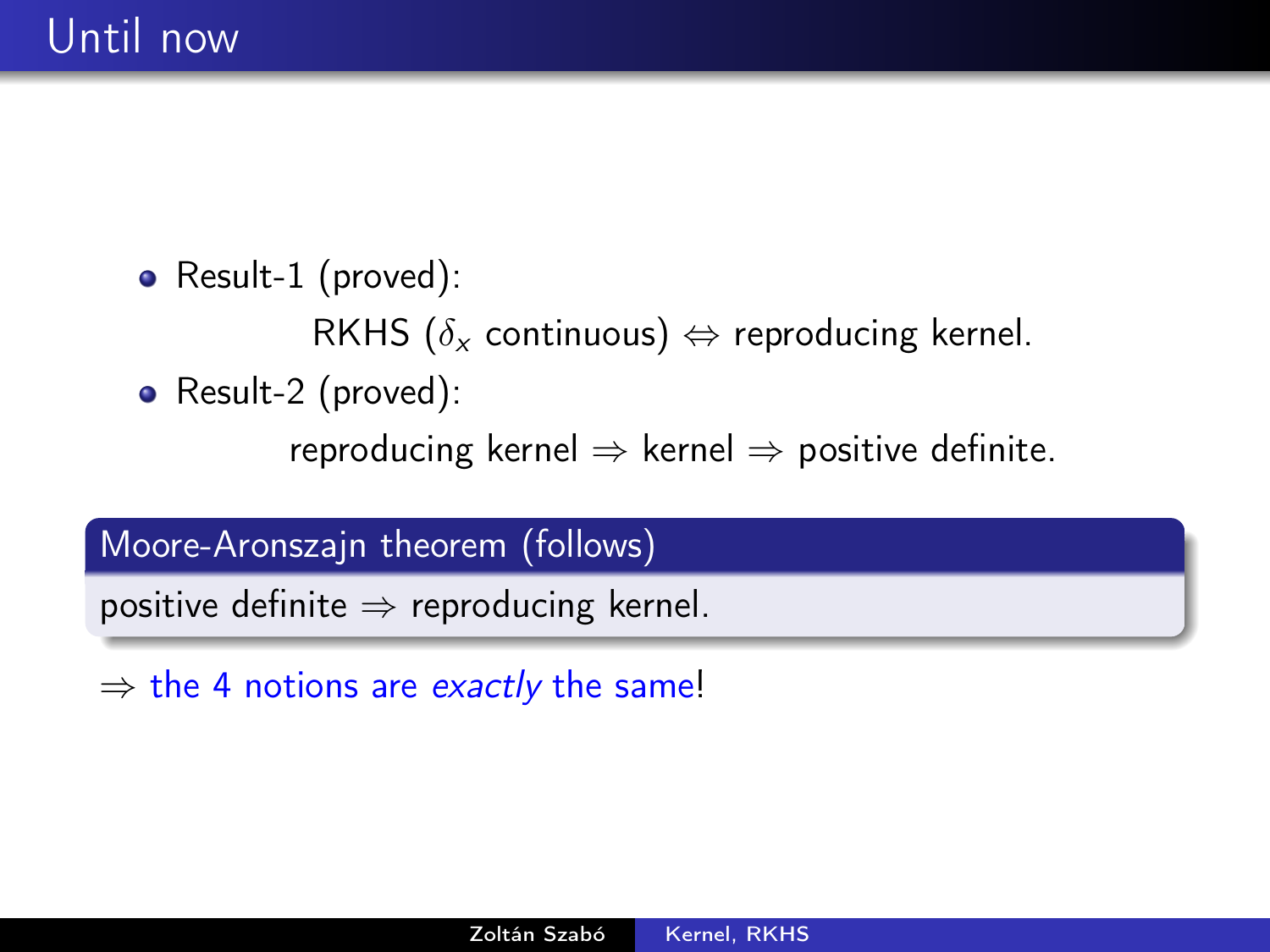# Until now

- Result-1 (proved):

  RKHS ($\delta_x$ continuous) $\Leftrightarrow$ reproducing kernel.

- Result-2 (proved):

  reproducing kernel $\Rightarrow$ kernel $\Rightarrow$ positive definite.

**Moore-Aronszajn theorem (follows)**

positive definite $\Rightarrow$ reproducing kernel.

$\Rightarrow$ the 4 notions are *exactly* the same!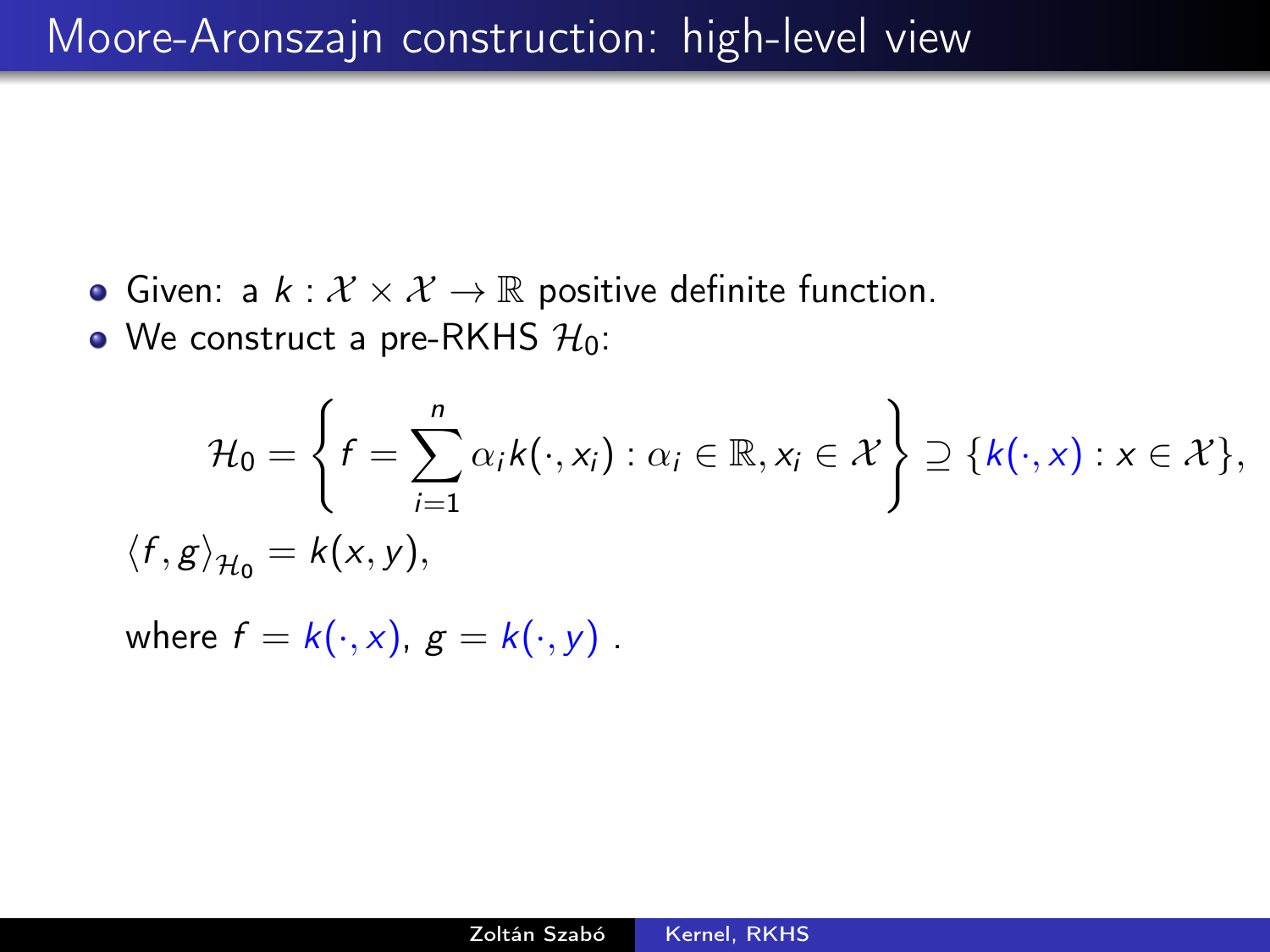# Moore-Aronszajn construction: high-level view

- Given: a $k : \mathcal{X} \times \mathcal{X} \to \mathbb{R}$ positive definite function.
- We construct a pre-RKHS $\mathcal{H}_0$:

$$\mathcal{H}_0 = \left\{ f = \sum_{i=1}^{n} \alpha_i k(\cdot, x_i) : \alpha_i \in \mathbb{R}, x_i \in \mathcal{X} \right\} \supseteq \{k(\cdot, x) : x \in \mathcal{X}\},$$

$$\langle f, g \rangle_{\mathcal{H}_0} = k(x, y),$$

where $f = k(\cdot, x)$, $g = k(\cdot, y)$ .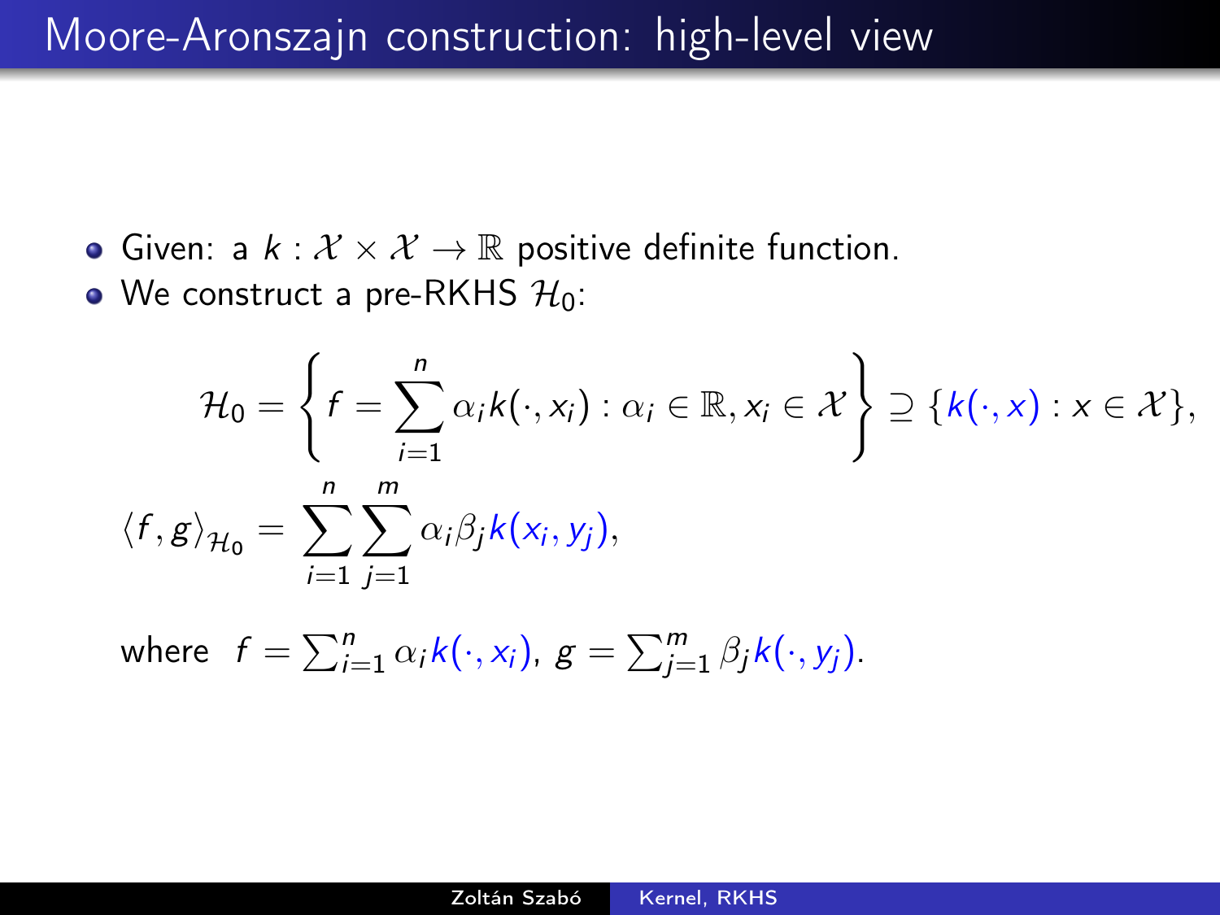# Moore-Aronszajn construction: high-level view

- Given: a $k : \mathcal{X} \times \mathcal{X} \to \mathbb{R}$ positive definite function.
- We construct a pre-RKHS $\mathcal{H}_0$:

$$\mathcal{H}_0 = \left\{ f = \sum_{i=1}^{n} \alpha_i k(\cdot, x_i) : \alpha_i \in \mathbb{R}, x_i \in \mathcal{X} \right\} \supseteq \{k(\cdot, x) : x \in \mathcal{X}\},$$

$$\langle f, g \rangle_{\mathcal{H}_0} = \sum_{i=1}^{n} \sum_{j=1}^{m} \alpha_i \beta_j k(x_i, y_j),$$

where $f = \sum_{i=1}^{n} \alpha_i k(\cdot, x_i)$, $g = \sum_{j=1}^{m} \beta_j k(\cdot, y_j)$.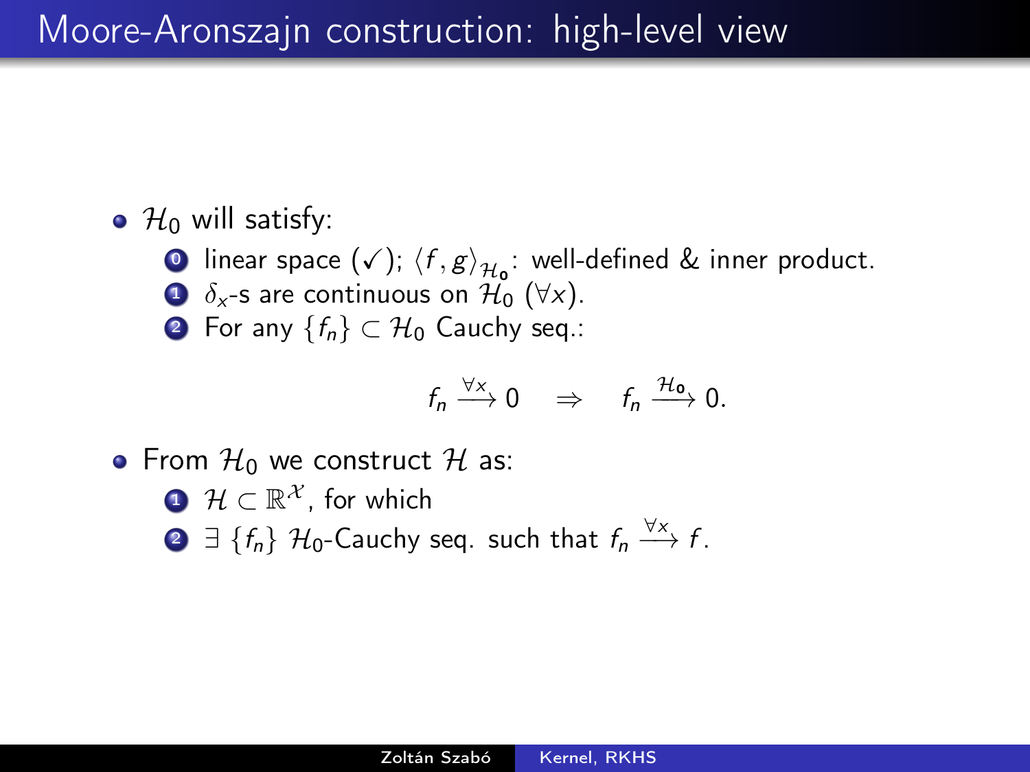# Moore-Aronszajn construction: high-level view

- $\mathcal{H}_0$ will satisfy:
  0. linear space (✓); $\langle f, g\rangle_{\mathcal{H}_0}$: well-defined & inner product.
  1. $\delta_x$-s are continuous on $\mathcal{H}_0$ ($\forall x$).
  2. For any $\{f_n\} \subset \mathcal{H}_0$ Cauchy seq.:

$$f_n \xrightarrow{\forall x} 0 \quad \Rightarrow \quad f_n \xrightarrow{\mathcal{H}_0} 0.$$

- From $\mathcal{H}_0$ we construct $\mathcal{H}$ as:
  1. $\mathcal{H} \subset \mathbb{R}^{\mathcal{X}}$, for which
  2. $\exists \{f_n\}$ $\mathcal{H}_0$-Cauchy seq. such that $f_n \xrightarrow{\forall x} f$.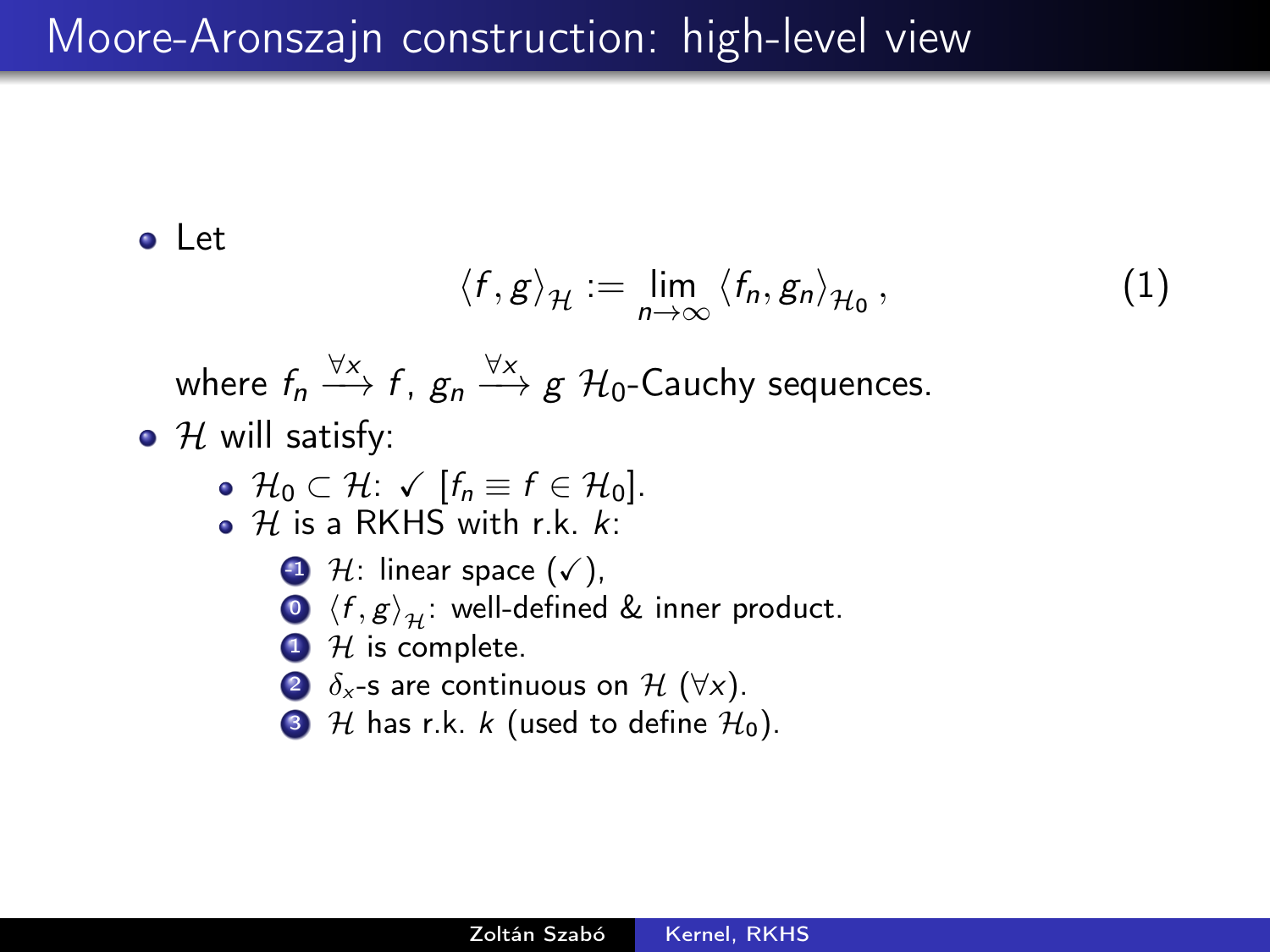# Moore-Aronszajn construction: high-level view

- Let

$$\langle f, g \rangle_{\mathcal{H}} := \lim_{n\to\infty} \langle f_n, g_n \rangle_{\mathcal{H}_0}, \tag{1}$$

  where $f_n \xrightarrow{\forall x} f$, $g_n \xrightarrow{\forall x} g$ $\mathcal{H}_0$-Cauchy sequences.

- $\mathcal{H}$ will satisfy:
  - $\mathcal{H}_0 \subset \mathcal{H}$: ✓ [$f_n \equiv f \in \mathcal{H}_0$].
  - $\mathcal{H}$ is a RKHS with r.k. $k$:
    - -1. $\mathcal{H}$: linear space (✓),
    - 0. $\langle f, g \rangle_{\mathcal{H}}$: well-defined & inner product.
    - 1. $\mathcal{H}$ is complete.
    - 2. $\delta_x$-s are continuous on $\mathcal{H}$ ($\forall x$).
    - 3. $\mathcal{H}$ has r.k. $k$ (used to define $\mathcal{H}_0$).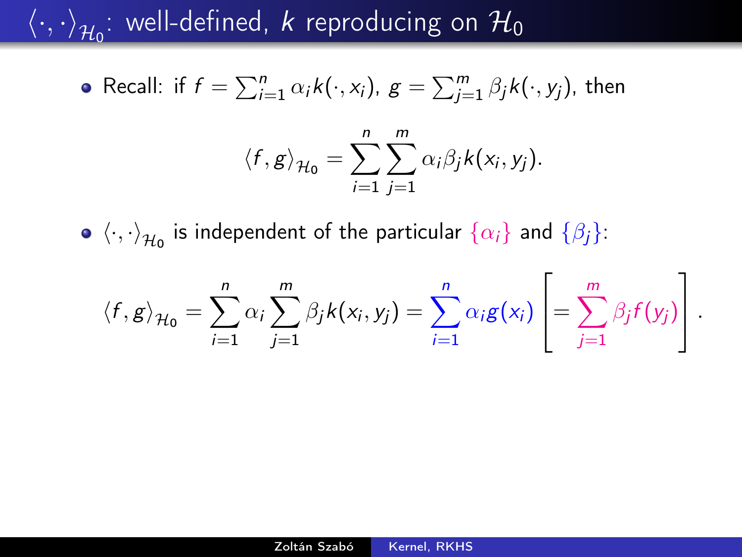# $\langle \cdot, \cdot \rangle_{\mathcal{H}_0}$: well-defined, $k$ reproducing on $\mathcal{H}_0$

- Recall: if $f = \sum_{i=1}^{n} \alpha_i k(\cdot, x_i)$, $g = \sum_{j=1}^{m} \beta_j k(\cdot, y_j)$, then

$$\langle f, g \rangle_{\mathcal{H}_0} = \sum_{i=1}^{n} \sum_{j=1}^{m} \alpha_i \beta_j k(x_i, y_j).$$

- $\langle \cdot, \cdot \rangle_{\mathcal{H}_0}$ is independent of the particular $\{\alpha_i\}$ and $\{\beta_j\}$:

$$\langle f, g \rangle_{\mathcal{H}_0} = \sum_{i=1}^{n} \alpha_i \sum_{j=1}^{m} \beta_j k(x_i, y_j) = \sum_{i=1}^{n} \alpha_i g(x_i) \left[ = \sum_{j=1}^{m} \beta_j f(y_j) \right].$$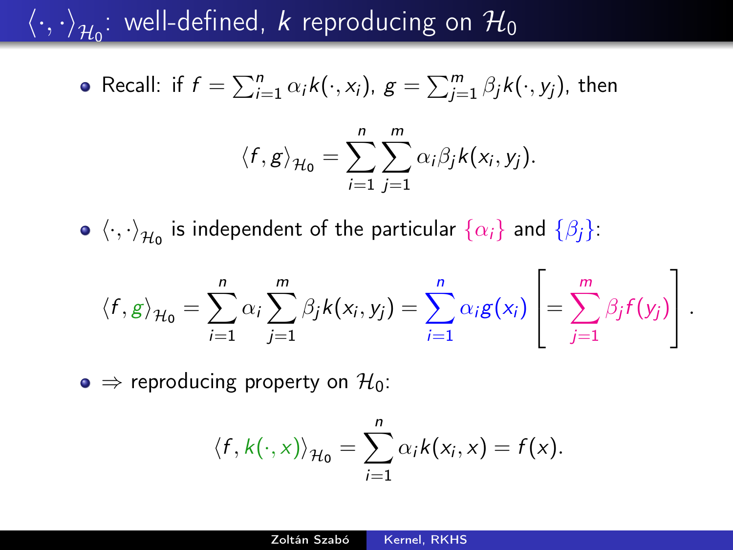# $\langle \cdot, \cdot \rangle_{\mathcal{H}_0}$: well-defined, $k$ reproducing on $\mathcal{H}_0$

- Recall: if $f = \sum_{i=1}^{n} \alpha_i k(\cdot, x_i)$, $g = \sum_{j=1}^{m} \beta_j k(\cdot, y_j)$, then

$$\langle f, g \rangle_{\mathcal{H}_0} = \sum_{i=1}^{n} \sum_{j=1}^{m} \alpha_i \beta_j k(x_i, y_j).$$

- $\langle \cdot, \cdot \rangle_{\mathcal{H}_0}$ is independent of the particular $\{\alpha_i\}$ and $\{\beta_j\}$:

$$\langle f, g \rangle_{\mathcal{H}_0} = \sum_{i=1}^{n} \alpha_i \sum_{j=1}^{m} \beta_j k(x_i, y_j) = \sum_{i=1}^{n} \alpha_i g(x_i) \left[ = \sum_{j=1}^{m} \beta_j f(y_j) \right].$$

- $\Rightarrow$ reproducing property on $\mathcal{H}_0$:

$$\langle f, k(\cdot, x) \rangle_{\mathcal{H}_0} = \sum_{i=1}^{n} \alpha_i k(x_i, x) = f(x).$$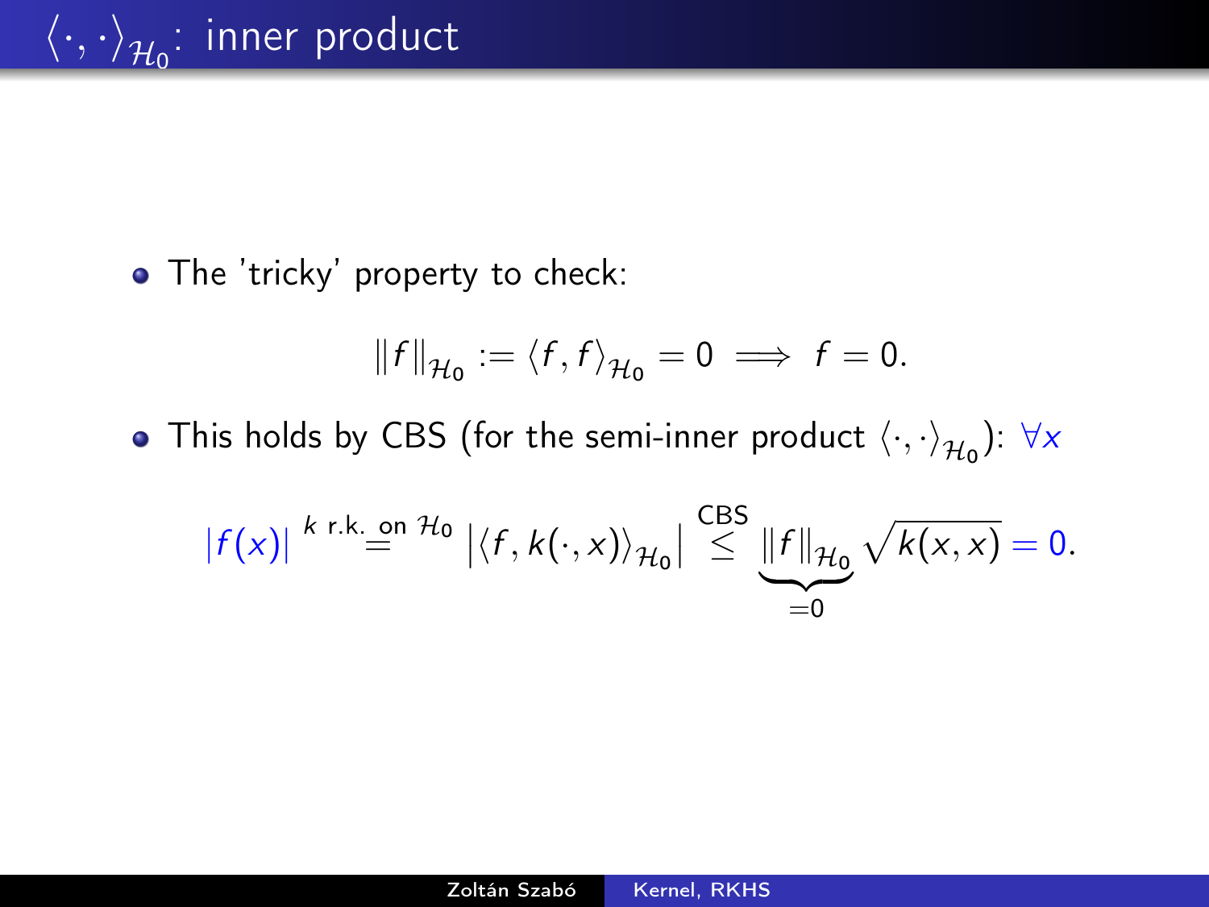# $\langle \cdot, \cdot \rangle_{\mathcal{H}_0}$: inner product

- The 'tricky' property to check:

$$\|f\|_{\mathcal{H}_0} := \langle f, f \rangle_{\mathcal{H}_0} = 0 \implies f = 0.$$

- This holds by CBS (for the semi-inner product $\langle \cdot, \cdot \rangle_{\mathcal{H}_0}$): $\forall x$

$$|f(x)| \overset{k \text{ r.k. on } \mathcal{H}_0}{=} \left|\langle f, k(\cdot, x) \rangle_{\mathcal{H}_0}\right| \overset{\text{CBS}}{\leq} \underbrace{\|f\|_{\mathcal{H}_0}}_{=0} \sqrt{k(x,x)} = 0.$$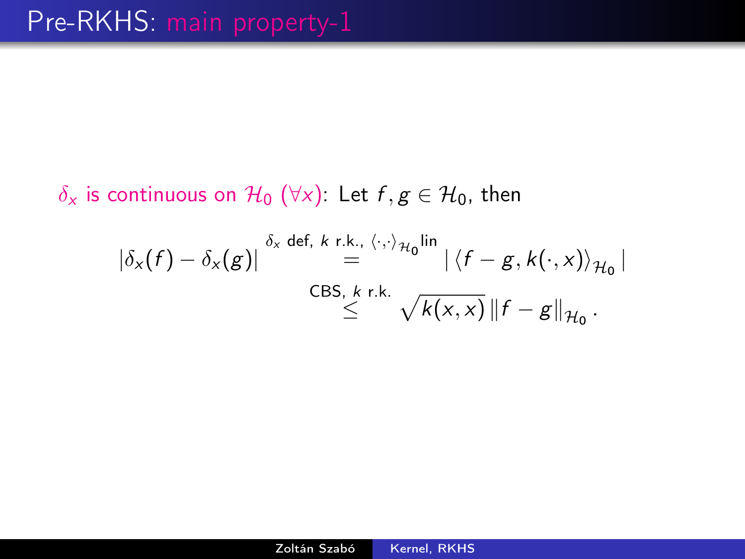# Pre-RKHS: main property-1

$\delta_x$ is continuous on $\mathcal{H}_0$ ($\forall x$): Let $f, g \in \mathcal{H}_0$, then

$$
\begin{aligned}
|\delta_x(f) - \delta_x(g)| &\overset{\delta_x \text{ def, } k \text{ r.k., } \langle\cdot,\cdot\rangle_{\mathcal{H}_0} \text{lin}}{=} |\langle f - g, k(\cdot, x)\rangle_{\mathcal{H}_0}| \\
&\overset{\text{CBS, } k \text{ r.k.}}{\leq} \sqrt{k(x,x)}\, \|f - g\|_{\mathcal{H}_0}.
\end{aligned}
$$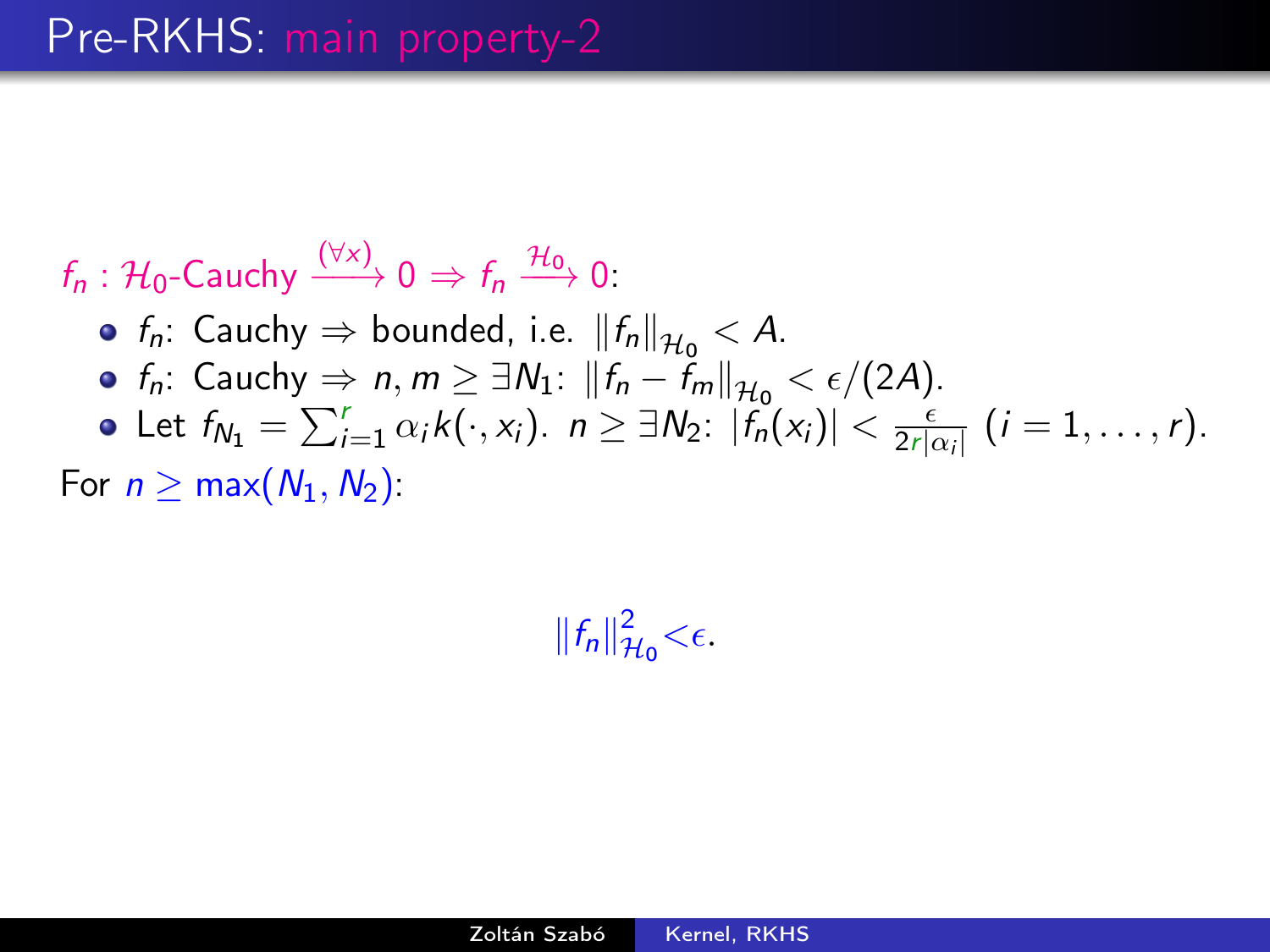# Pre-RKHS: main property-2

$f_n$ : $\mathcal{H}_0$-Cauchy $\xrightarrow{(\forall x)} 0 \Rightarrow f_n \xrightarrow{\mathcal{H}_0} 0$:

- $f_n$: Cauchy $\Rightarrow$ bounded, i.e. $\|f_n\|_{\mathcal{H}_0} < A$.
- $f_n$: Cauchy $\Rightarrow$ $n, m \geq \exists N_1$: $\|f_n - f_m\|_{\mathcal{H}_0} < \epsilon/(2A)$.
- Let $f_{N_1} = \sum_{i=1}^{r} \alpha_i k(\cdot, x_i)$. $n \geq \exists N_2$: $|f_n(x_i)| < \frac{\epsilon}{2r|\alpha_i|}$ $(i = 1, \ldots, r)$.

For $n \geq \max(N_1, N_2)$:

$$\|f_n\|^2_{\mathcal{H}_0} < \epsilon.$$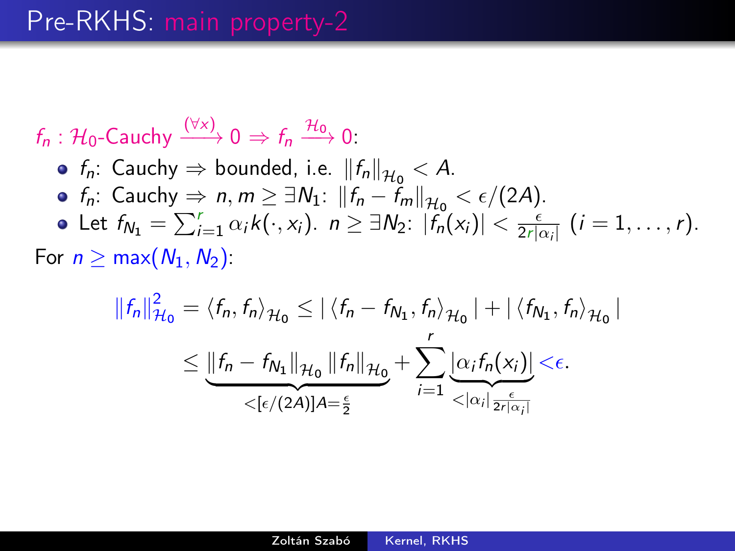# Pre-RKHS: main property-2

$f_n$ : $\mathcal{H}_0$-Cauchy $\xrightarrow{(\forall x)} 0 \Rightarrow f_n \xrightarrow{\mathcal{H}_0} 0$:

- $f_n$: Cauchy $\Rightarrow$ bounded, i.e. $\|f_n\|_{\mathcal{H}_0} < A$.
- $f_n$: Cauchy $\Rightarrow n, m \geq \exists N_1$: $\|f_n - f_m\|_{\mathcal{H}_0} < \epsilon/(2A)$.
- Let $f_{N_1} = \sum_{i=1}^{r} \alpha_i k(\cdot, x_i)$. $n \geq \exists N_2$: $|f_n(x_i)| < \frac{\epsilon}{2r|\alpha_i|}$ $(i = 1, \ldots, r)$.

For $n \geq \max(N_1, N_2)$:

$$\|f_n\|_{\mathcal{H}_0}^2 = \langle f_n, f_n \rangle_{\mathcal{H}_0} \leq |\langle f_n - f_{N_1}, f_n \rangle_{\mathcal{H}_0}| + |\langle f_{N_1}, f_n \rangle_{\mathcal{H}_0}|$$

$$\leq \underbrace{\|f_n - f_{N_1}\|_{\mathcal{H}_0} \|f_n\|_{\mathcal{H}_0}}_{<[\epsilon/(2A)]A = \frac{\epsilon}{2}} + \sum_{i=1}^{r} \underbrace{|\alpha_i f_n(x_i)|}_{<|\alpha_i| \frac{\epsilon}{2r|\alpha_i|}} < \epsilon.$$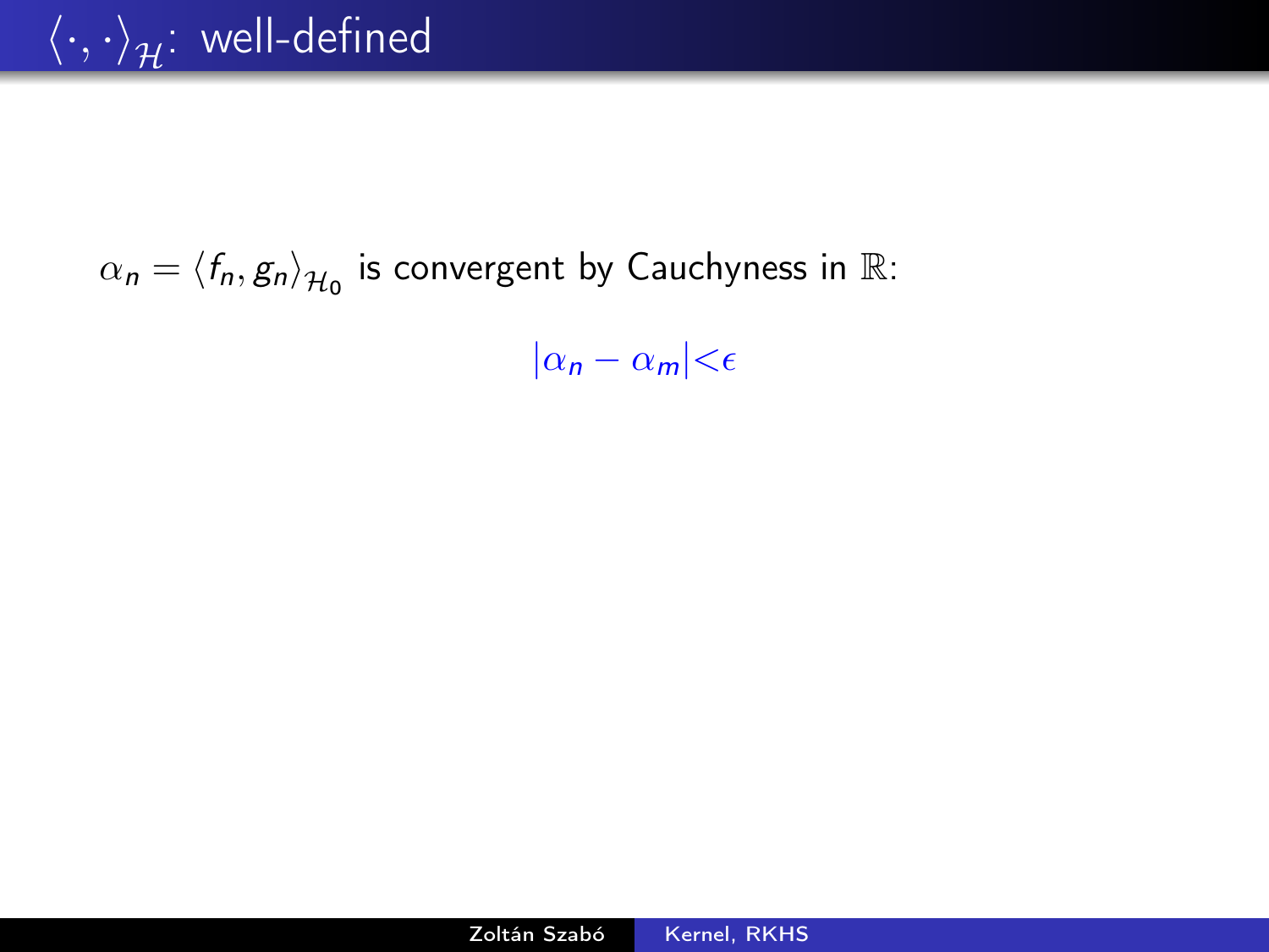# $\langle \cdot, \cdot \rangle_{\mathcal{H}}$: well-defined

$\alpha_n = \langle f_n, g_n \rangle_{\mathcal{H}_0}$ is convergent by Cauchyness in $\mathbb{R}$:

$$|\alpha_n - \alpha_m| < \epsilon$$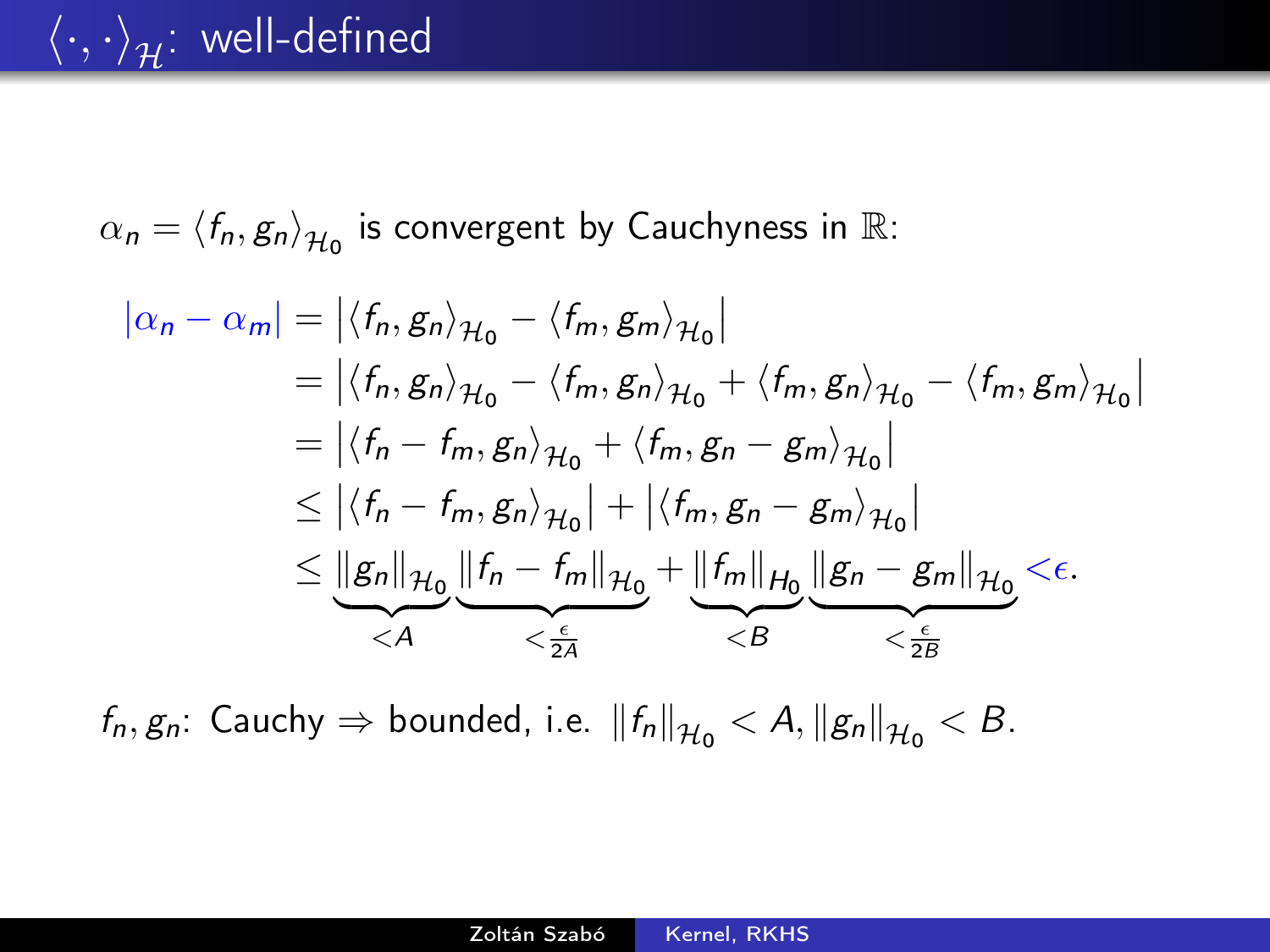# $\langle \cdot, \cdot \rangle_{\mathcal{H}}$: well-defined

$\alpha_n = \langle f_n, g_n \rangle_{\mathcal{H}_0}$ is convergent by Cauchyness in $\mathbb{R}$:

$$
\begin{aligned}
|\alpha_n - \alpha_m| &= \left| \langle f_n, g_n \rangle_{\mathcal{H}_0} - \langle f_m, g_m \rangle_{\mathcal{H}_0} \right| \\
&= \left| \langle f_n, g_n \rangle_{\mathcal{H}_0} - \langle f_m, g_n \rangle_{\mathcal{H}_0} + \langle f_m, g_n \rangle_{\mathcal{H}_0} - \langle f_m, g_m \rangle_{\mathcal{H}_0} \right| \\
&= \left| \langle f_n - f_m, g_n \rangle_{\mathcal{H}_0} + \langle f_m, g_n - g_m \rangle_{\mathcal{H}_0} \right| \\
&\le \left| \langle f_n - f_m, g_n \rangle_{\mathcal{H}_0} \right| + \left| \langle f_m, g_n - g_m \rangle_{\mathcal{H}_0} \right| \\
&\le \underbrace{\|g_n\|_{\mathcal{H}_0}}_{<A} \underbrace{\|f_n - f_m\|_{\mathcal{H}_0}}_{<\frac{\epsilon}{2A}} + \underbrace{\|f_m\|_{H_0}}_{<B} \underbrace{\|g_n - g_m\|_{\mathcal{H}_0}}_{<\frac{\epsilon}{2B}} < \epsilon.
\end{aligned}
$$

$f_n, g_n$: Cauchy $\Rightarrow$ bounded, i.e. $\|f_n\|_{\mathcal{H}_0} < A, \|g_n\|_{\mathcal{H}_0} < B$.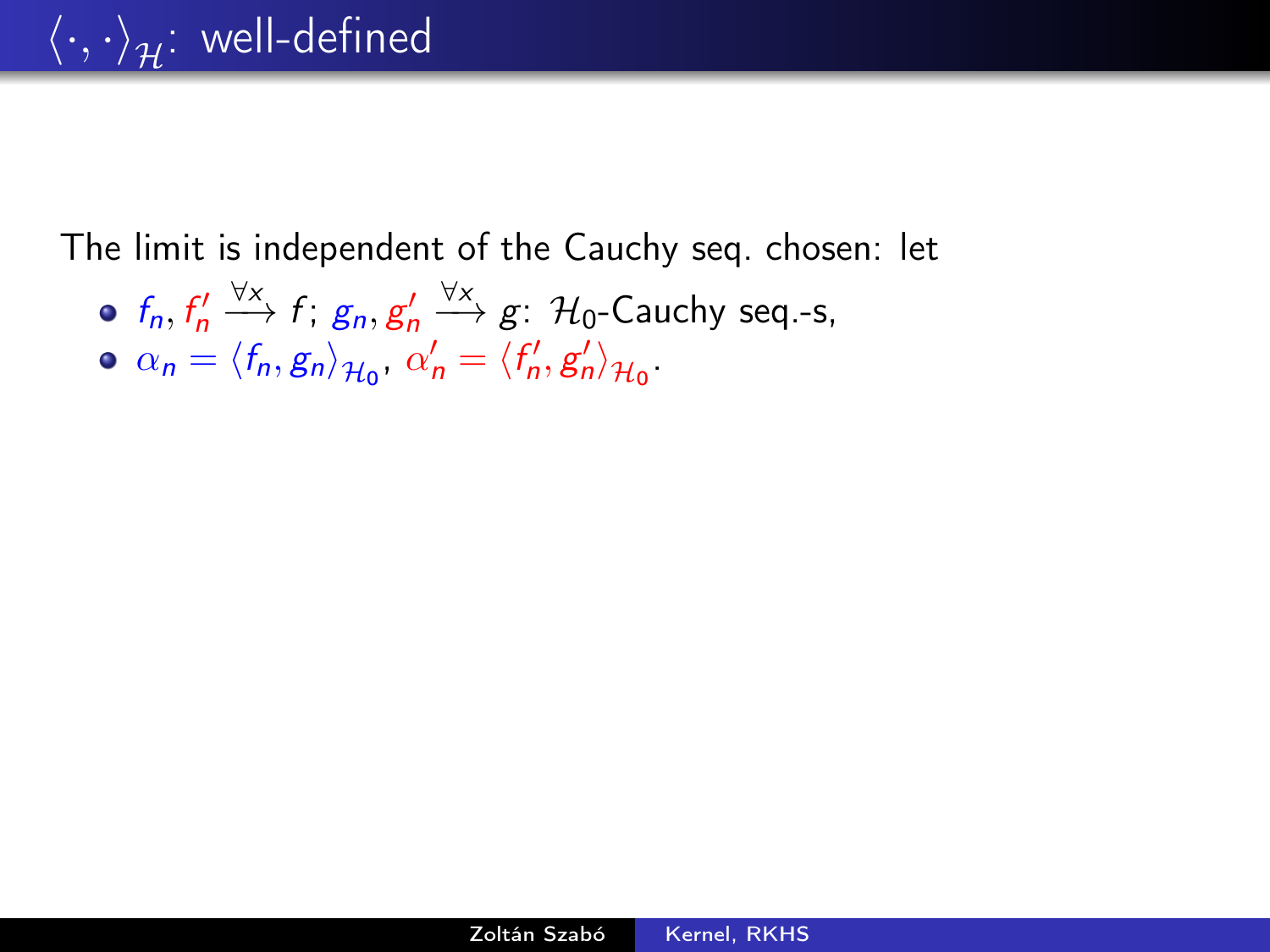# $\langle \cdot, \cdot \rangle_{\mathcal{H}}$: well-defined

The limit is independent of the Cauchy seq. chosen: let

- $f_n, f_n' \xrightarrow{\forall x} f$; $g_n, g_n' \xrightarrow{\forall x} g$: $\mathcal{H}_0$-Cauchy seq.-s,
- $\alpha_n = \langle f_n, g_n \rangle_{\mathcal{H}_0}$, $\alpha_n' = \langle f_n', g_n' \rangle_{\mathcal{H}_0}$.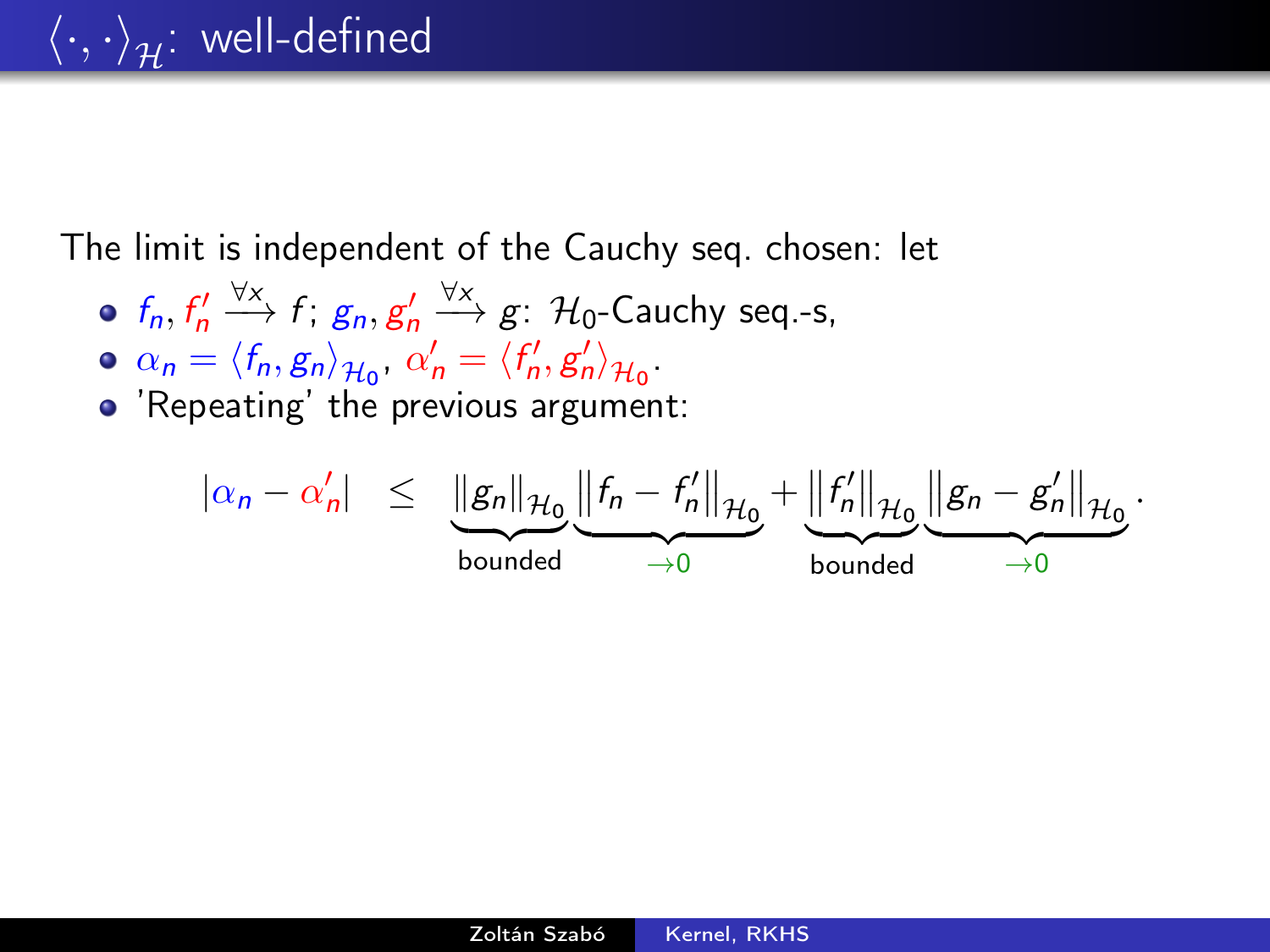# $\langle \cdot, \cdot \rangle_{\mathcal{H}}$: well-defined

The limit is independent of the Cauchy seq. chosen: let

- $f_n, f_n' \xrightarrow{\forall x} f$; $g_n, g_n' \xrightarrow{\forall x} g$: $\mathcal{H}_0$-Cauchy seq.-s,
- $\alpha_n = \langle f_n, g_n \rangle_{\mathcal{H}_0}$, $\alpha_n' = \langle f_n', g_n' \rangle_{\mathcal{H}_0}$.
- 'Repeating' the previous argument:

$$|\alpha_n - \alpha_n'| \leq \underbrace{\|g_n\|_{\mathcal{H}_0}}_{\text{bounded}} \underbrace{\|f_n - f_n'\|_{\mathcal{H}_0}}_{\to 0} + \underbrace{\|f_n'\|_{\mathcal{H}_0}}_{\text{bounded}} \underbrace{\|g_n - g_n'\|_{\mathcal{H}_0}}_{\to 0}.$$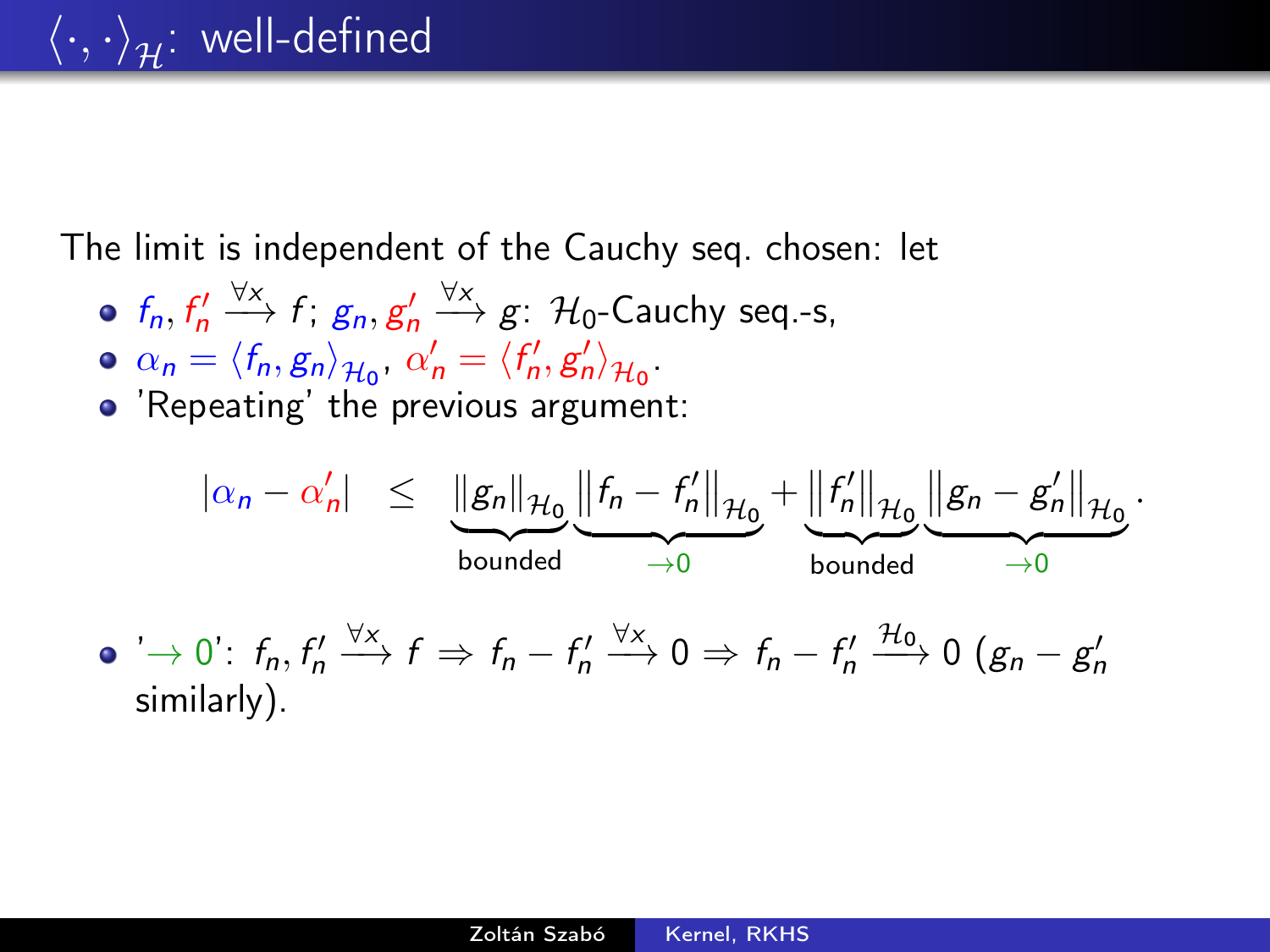# $\langle \cdot, \cdot \rangle_{\mathcal{H}}$: well-defined

The limit is independent of the Cauchy seq. chosen: let

- $f_n, f'_n \xrightarrow{\forall x} f$; $g_n, g'_n \xrightarrow{\forall x} g$: $\mathcal{H}_0$-Cauchy seq.-s,
- $\alpha_n = \langle f_n, g_n \rangle_{\mathcal{H}_0}$, $\alpha'_n = \langle f'_n, g'_n \rangle_{\mathcal{H}_0}$.
- 'Repeating' the previous argument:

$$|\alpha_n - \alpha'_n| \leq \underbrace{\|g_n\|_{\mathcal{H}_0}}_{\text{bounded}} \underbrace{\|f_n - f'_n\|_{\mathcal{H}_0}}_{\to 0} + \underbrace{\|f'_n\|_{\mathcal{H}_0}}_{\text{bounded}} \underbrace{\|g_n - g'_n\|_{\mathcal{H}_0}}_{\to 0}.$$

- '$\to 0$': $f_n, f'_n \xrightarrow{\forall x} f \Rightarrow f_n - f'_n \xrightarrow{\forall x} 0 \Rightarrow f_n - f'_n \xrightarrow{\mathcal{H}_0} 0$ ($g_n - g'_n$ similarly).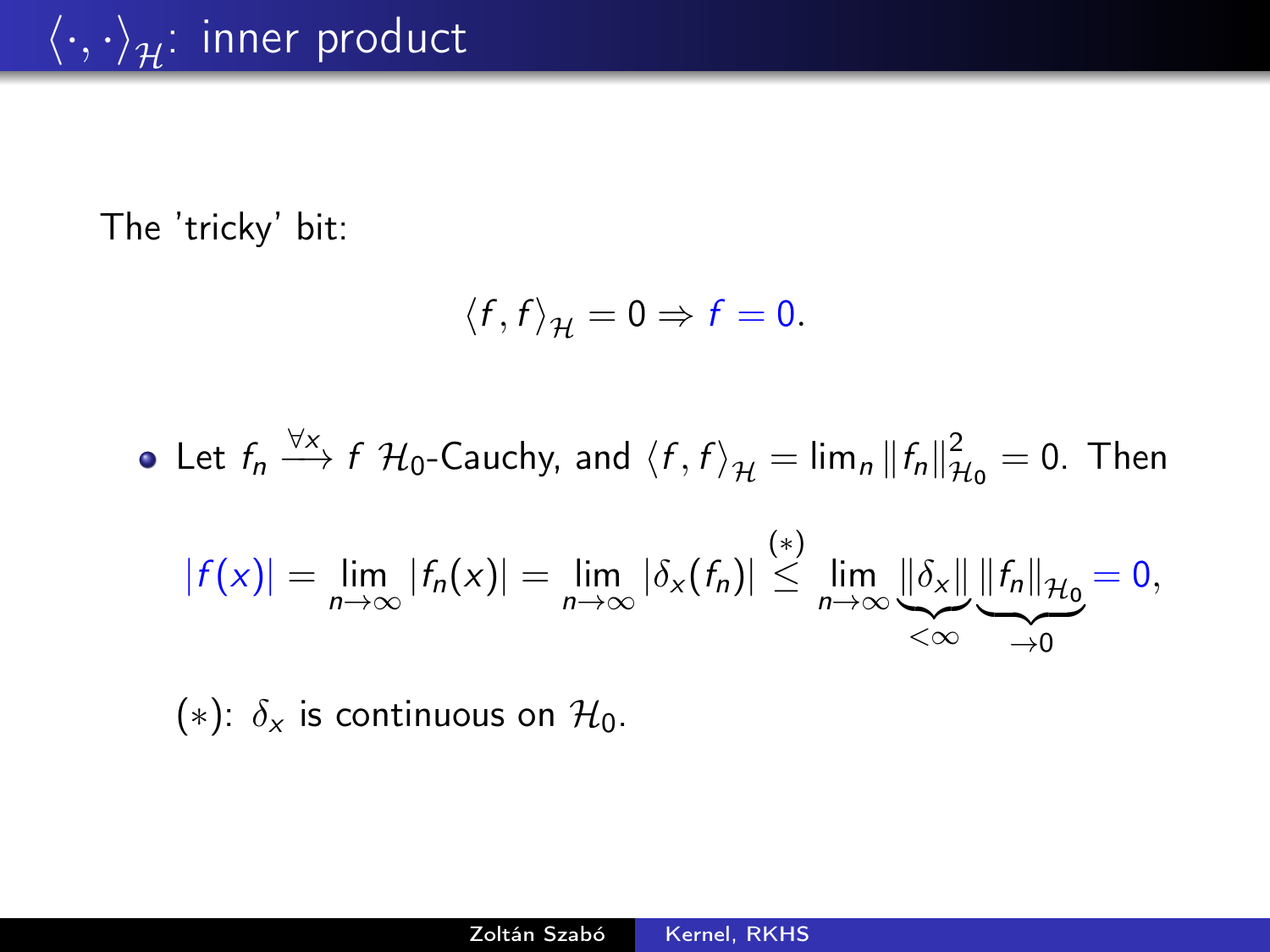# $\langle \cdot, \cdot \rangle_{\mathcal{H}}$: inner product

The 'tricky' bit:

$$\langle f, f \rangle_{\mathcal{H}} = 0 \Rightarrow f = 0.$$

- Let $f_n \xrightarrow{\forall x} f$ $\mathcal{H}_0$-Cauchy, and $\langle f, f \rangle_{\mathcal{H}} = \lim_n \|f_n\|^2_{\mathcal{H}_0} = 0$. Then

$$|f(x)| = \lim_{n \to \infty} |f_n(x)| = \lim_{n \to \infty} |\delta_x(f_n)| \overset{(*)}{\leq} \lim_{n \to \infty} \underbrace{\|\delta_x\|}_{<\infty} \underbrace{\|f_n\|_{\mathcal{H}_0}}_{\to 0} = 0,$$

$(*)$: $\delta_x$ is continuous on $\mathcal{H}_0$.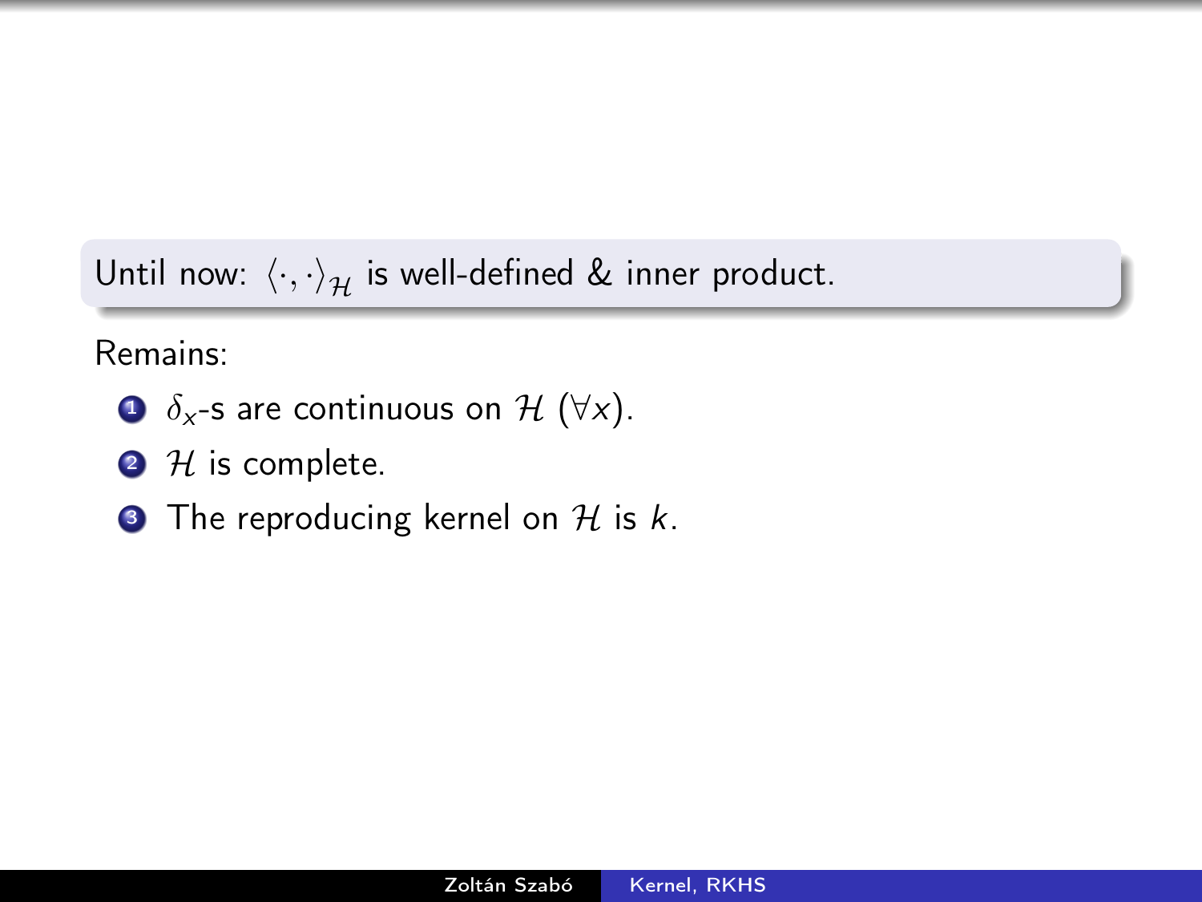Until now: $\langle \cdot, \cdot \rangle_{\mathcal{H}}$ is well-defined & inner product.

Remains:

1. $\delta_x$-s are continuous on $\mathcal{H}$ ($\forall x$).
2. $\mathcal{H}$ is complete.
3. The reproducing kernel on $\mathcal{H}$ is $k$.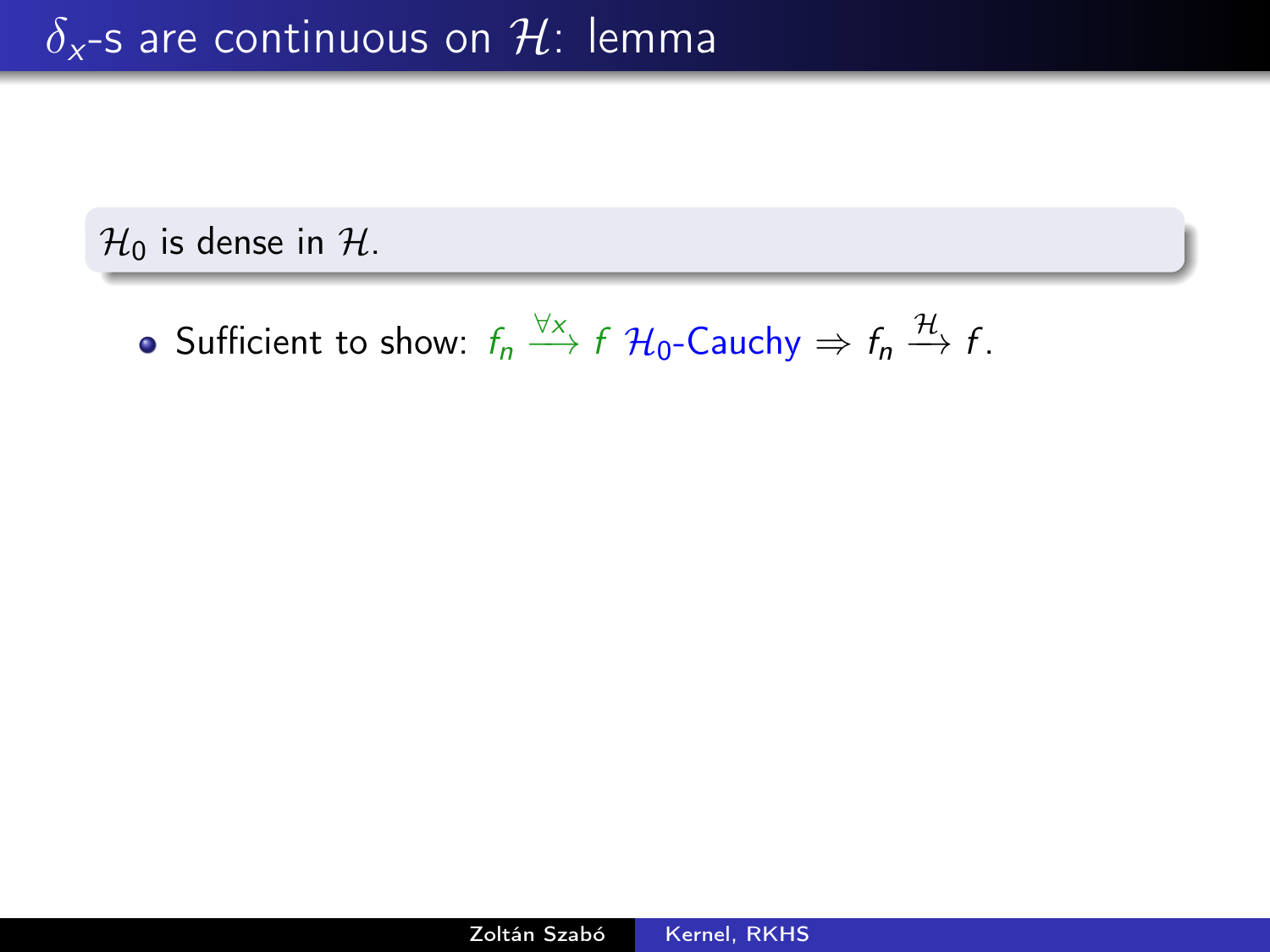# $\delta_x$-s are continuous on $\mathcal{H}$: lemma

$\mathcal{H}_0$ is dense in $\mathcal{H}$.

- Sufficient to show: $f_n \xrightarrow{\forall x} f$ $\mathcal{H}_0$-Cauchy $\Rightarrow f_n \xrightarrow{\mathcal{H}} f$.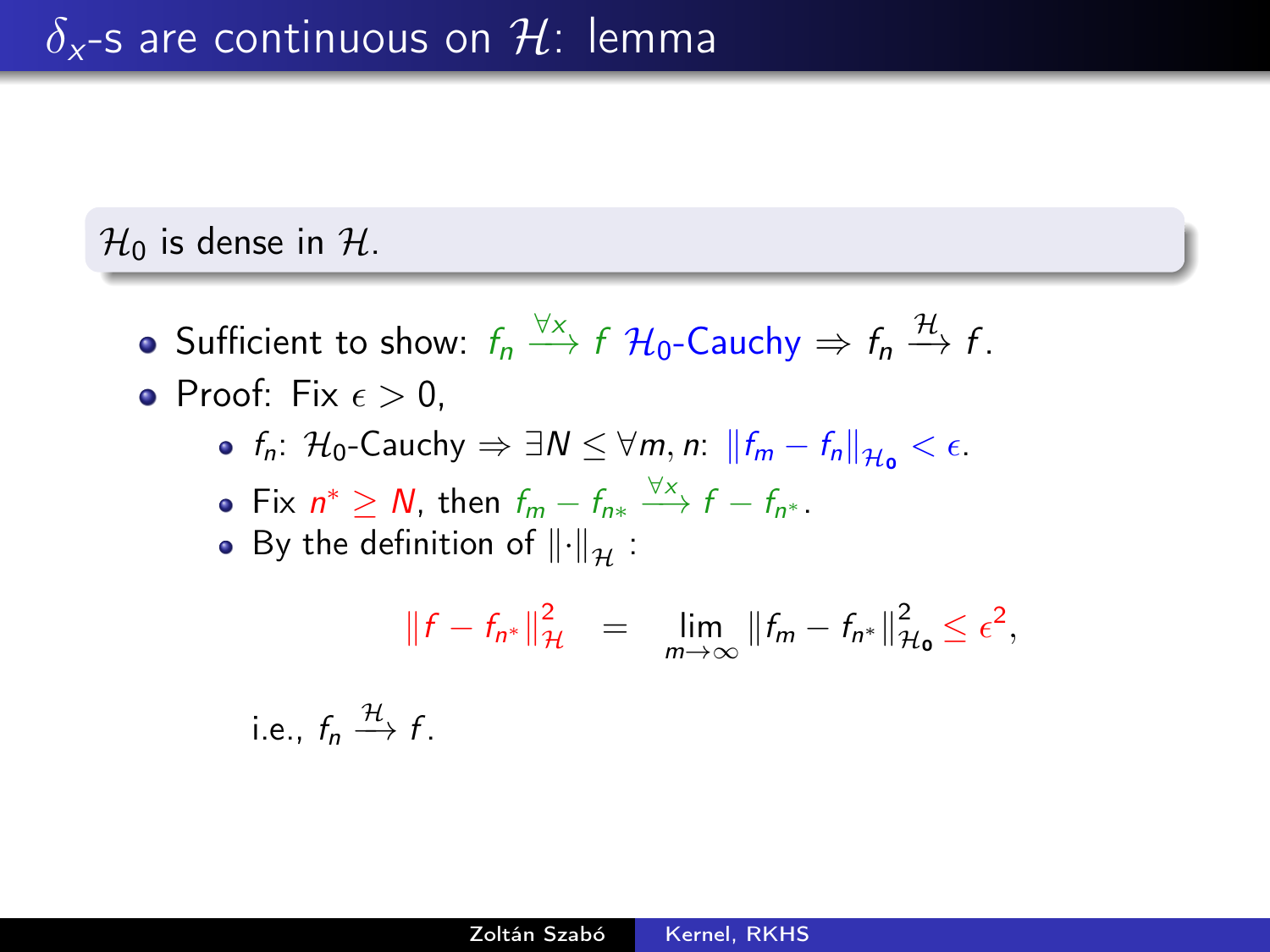# $\delta_x$-s are continuous on $\mathcal{H}$: lemma

**$\mathcal{H}_0$ is dense in $\mathcal{H}$.**

- Sufficient to show: $f_n \xrightarrow{\forall x} f$ $\mathcal{H}_0$-Cauchy $\Rightarrow f_n \xrightarrow{\mathcal{H}} f$.
- Proof: Fix $\epsilon > 0$,
  - $f_n$: $\mathcal{H}_0$-Cauchy $\Rightarrow \exists N \leq \forall m, n$: $\|f_m - f_n\|_{\mathcal{H}_0} < \epsilon$.
  - Fix $n^* \geq N$, then $f_m - f_{n*} \xrightarrow{\forall x} f - f_{n^*}$.
  - By the definition of $\|\cdot\|_{\mathcal{H}}$ :

$$\|f - f_{n^*}\|_{\mathcal{H}}^2 = \lim_{m \to \infty} \|f_m - f_{n^*}\|_{\mathcal{H}_0}^2 \leq \epsilon^2,$$

  i.e., $f_n \xrightarrow{\mathcal{H}} f$.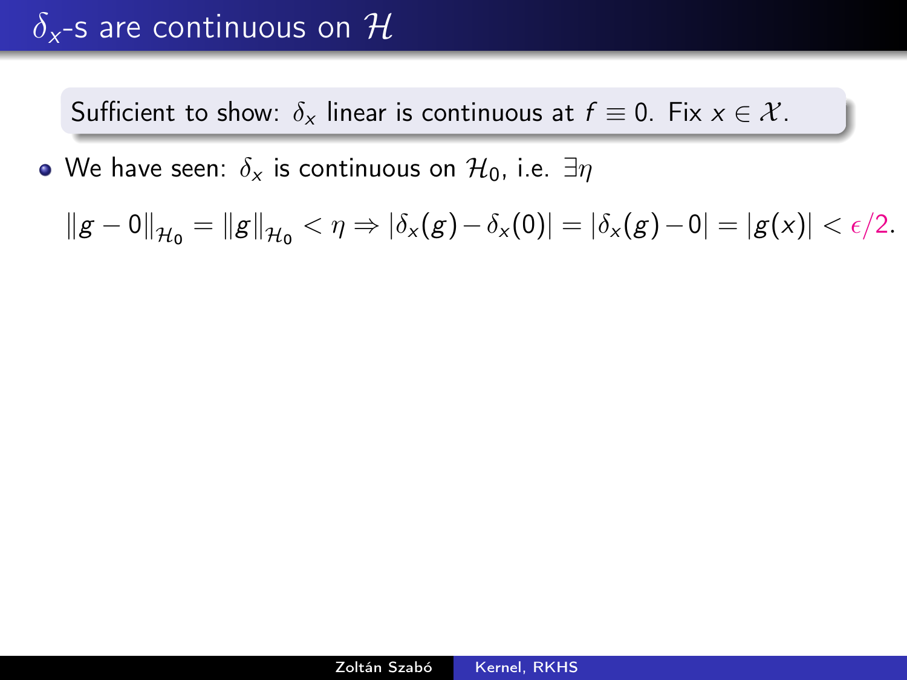# $\delta_x$-s are continuous on $\mathcal{H}$

Sufficient to show: $\delta_x$ linear is continuous at $f \equiv 0$. Fix $x \in \mathcal{X}$.

- We have seen: $\delta_x$ is continuous on $\mathcal{H}_0$, i.e. $\exists \eta$

$$\|g - 0\|_{\mathcal{H}_0} = \|g\|_{\mathcal{H}_0} < \eta \Rightarrow |\delta_x(g) - \delta_x(0)| = |\delta_x(g) - 0| = |g(x)| < \epsilon/2.$$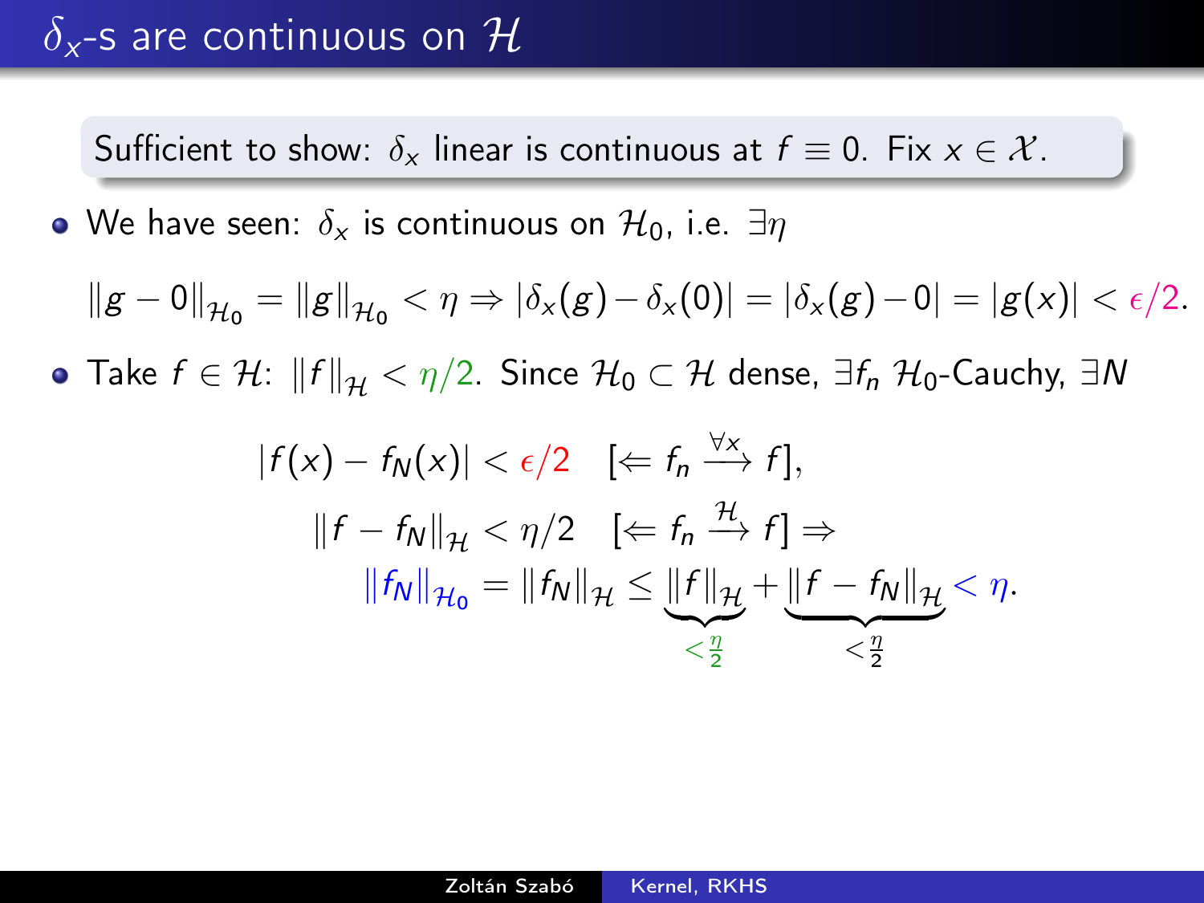# $\delta_x$-s are continuous on $\mathcal{H}$

Sufficient to show: $\delta_x$ linear is continuous at $f \equiv 0$. Fix $x \in \mathcal{X}$.

- We have seen: $\delta_x$ is continuous on $\mathcal{H}_0$, i.e. $\exists \eta$

$$\|g - 0\|_{\mathcal{H}_0} = \|g\|_{\mathcal{H}_0} < \eta \Rightarrow |\delta_x(g) - \delta_x(0)| = |\delta_x(g) - 0| = |g(x)| < \epsilon/2.$$

- Take $f \in \mathcal{H}$: $\|f\|_{\mathcal{H}} < \eta/2$. Since $\mathcal{H}_0 \subset \mathcal{H}$ dense, $\exists f_n$ $\mathcal{H}_0$-Cauchy, $\exists N$

$$|f(x) - f_N(x)| < \epsilon/2 \quad [\Leftarrow f_n \xrightarrow{\forall x} f],$$

$$\|f - f_N\|_{\mathcal{H}} < \eta/2 \quad [\Leftarrow f_n \xrightarrow{\mathcal{H}} f] \Rightarrow$$

$$\|f_N\|_{\mathcal{H}_0} = \|f_N\|_{\mathcal{H}} \leq \underbrace{\|f\|_{\mathcal{H}}}_{< \frac{\eta}{2}} + \underbrace{\|f - f_N\|_{\mathcal{H}}}_{< \frac{\eta}{2}} < \eta.$$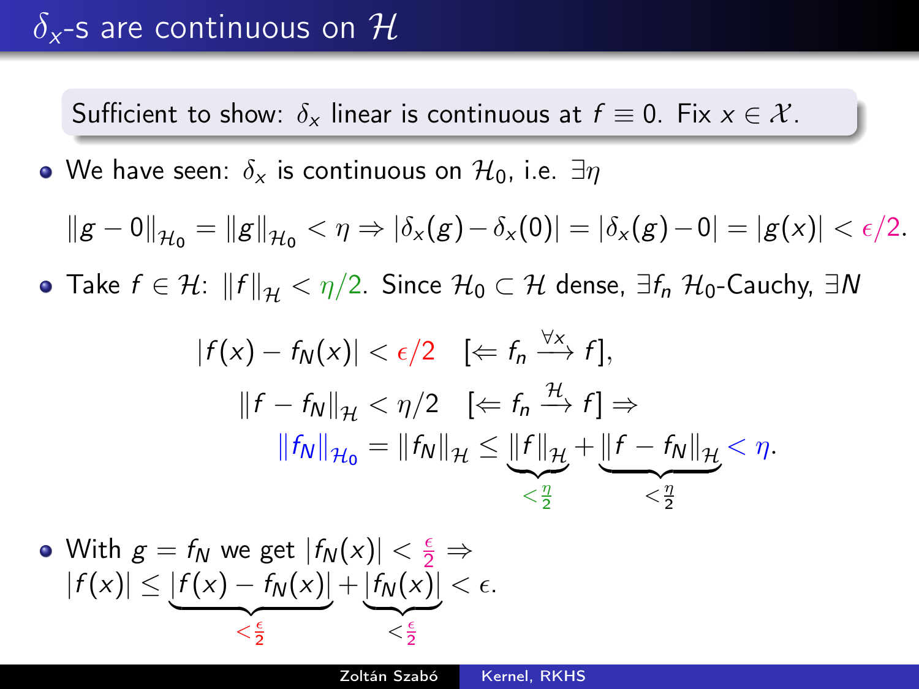# $\delta_x$-s are continuous on $\mathcal{H}$

Sufficient to show: $\delta_x$ linear is continuous at $f \equiv 0$. Fix $x \in \mathcal{X}$.

- We have seen: $\delta_x$ is continuous on $\mathcal{H}_0$, i.e. $\exists \eta$

$$\|g - 0\|_{\mathcal{H}_0} = \|g\|_{\mathcal{H}_0} < \eta \Rightarrow |\delta_x(g) - \delta_x(0)| = |\delta_x(g) - 0| = |g(x)| < \epsilon/2.$$

- Take $f \in \mathcal{H}$: $\|f\|_{\mathcal{H}} < \eta/2$. Since $\mathcal{H}_0 \subset \mathcal{H}$ dense, $\exists f_n$ $\mathcal{H}_0$-Cauchy, $\exists N$

$$|f(x) - f_N(x)| < \epsilon/2 \quad [\Leftarrow f_n \xrightarrow{\forall x} f],$$

$$\|f - f_N\|_{\mathcal{H}} < \eta/2 \quad [\Leftarrow f_n \xrightarrow{\mathcal{H}} f] \Rightarrow$$

$$\|f_N\|_{\mathcal{H}_0} = \|f_N\|_{\mathcal{H}} \leq \underbrace{\|f\|_{\mathcal{H}}}_{<\frac{\eta}{2}} + \underbrace{\|f - f_N\|_{\mathcal{H}}}_{<\frac{\eta}{2}} < \eta.$$

- With $g = f_N$ we get $|f_N(x)| < \frac{\epsilon}{2} \Rightarrow$
$$|f(x)| \leq \underbrace{|f(x) - f_N(x)|}_{<\frac{\epsilon}{2}} + \underbrace{|f_N(x)|}_{<\frac{\epsilon}{2}} < \epsilon.$$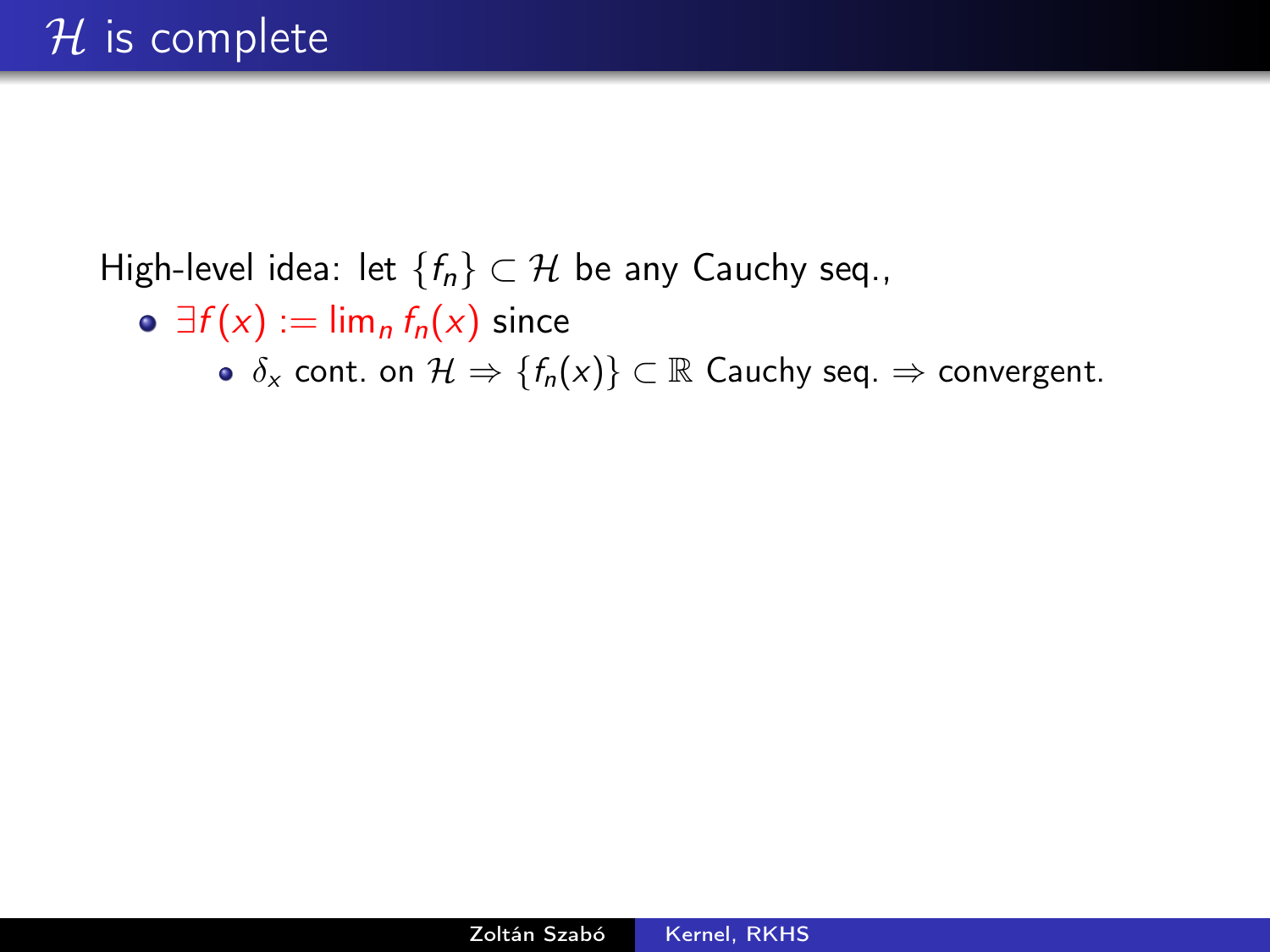# $\mathcal{H}$ is complete

High-level idea: let $\{f_n\} \subset \mathcal{H}$ be any Cauchy seq.,

- $\exists f(x) := \lim_n f_n(x)$ since
  - $\delta_x$ cont. on $\mathcal{H} \Rightarrow \{f_n(x)\} \subset \mathbb{R}$ Cauchy seq. $\Rightarrow$ convergent.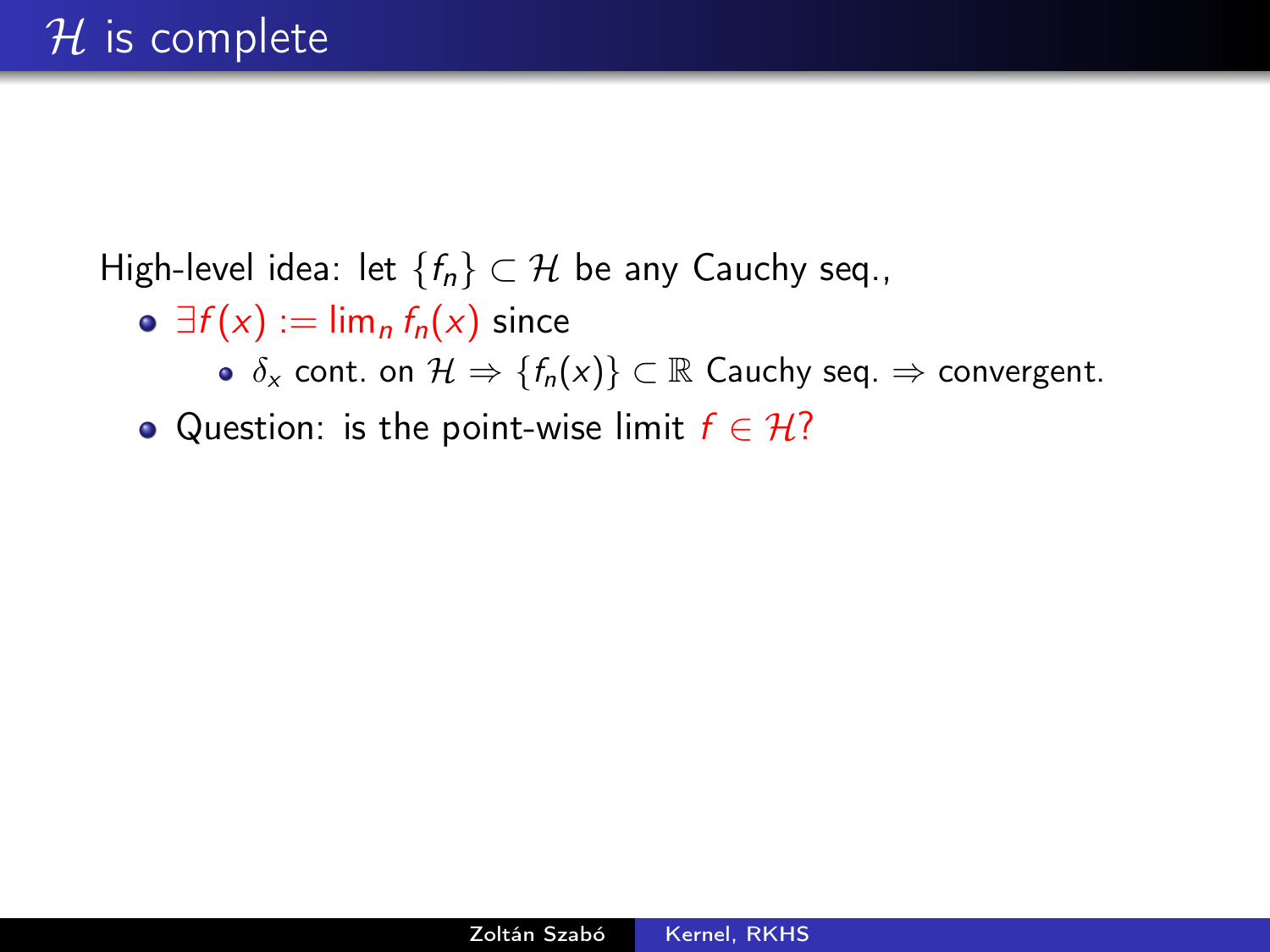# $\mathcal{H}$ is complete

High-level idea: let $\{f_n\} \subset \mathcal{H}$ be any Cauchy seq.,

- $\exists f(x) := \lim_n f_n(x)$ since
  - $\delta_x$ cont. on $\mathcal{H} \Rightarrow \{f_n(x)\} \subset \mathbb{R}$ Cauchy seq. $\Rightarrow$ convergent.
- Question: is the point-wise limit $f \in \mathcal{H}$?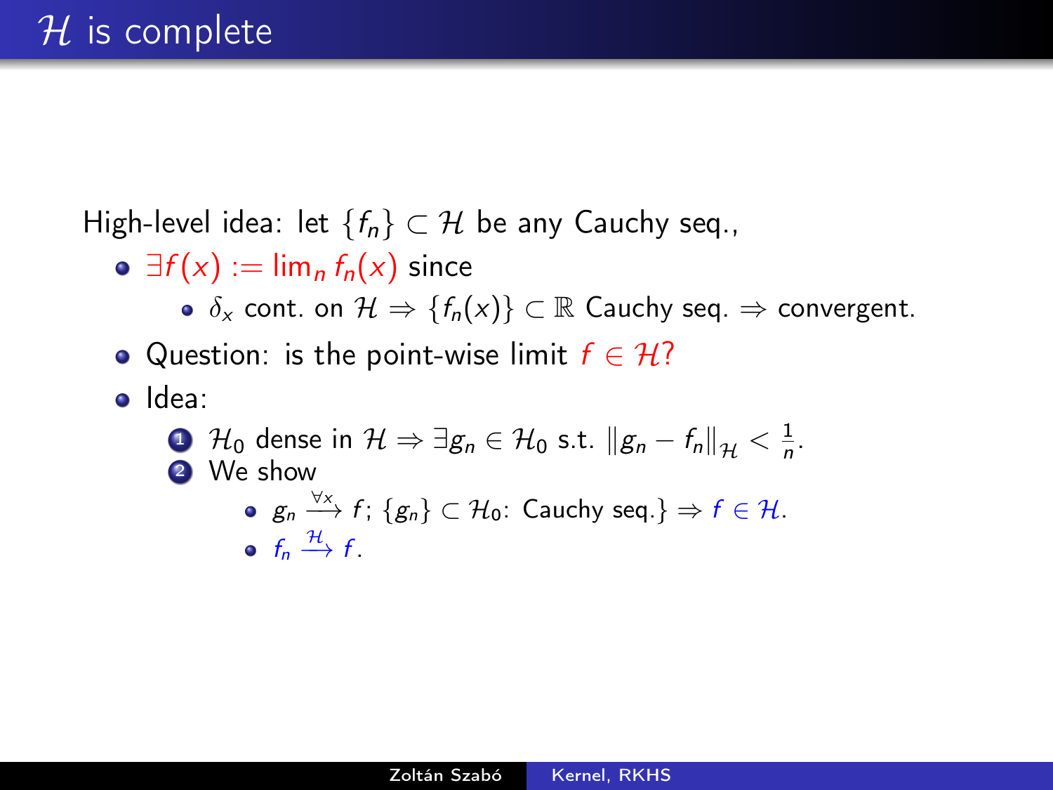# $\mathcal{H}$ is complete

High-level idea: let $\{f_n\} \subset \mathcal{H}$ be any Cauchy seq.,

- $\exists f(x) := \lim_n f_n(x)$ since
  - $\delta_x$ cont. on $\mathcal{H} \Rightarrow \{f_n(x)\} \subset \mathbb{R}$ Cauchy seq. $\Rightarrow$ convergent.
- Question: is the point-wise limit $f \in \mathcal{H}$?
- Idea:
  1. $\mathcal{H}_0$ dense in $\mathcal{H} \Rightarrow \exists g_n \in \mathcal{H}_0$ s.t. $\|g_n - f_n\|_{\mathcal{H}} < \frac{1}{n}$.
  2. We show
     - $g_n \xrightarrow{\forall x} f$; $\{g_n\} \subset \mathcal{H}_0$: Cauchy seq.$\} \Rightarrow f \in \mathcal{H}$.
     - $f_n \xrightarrow{\mathcal{H}} f$.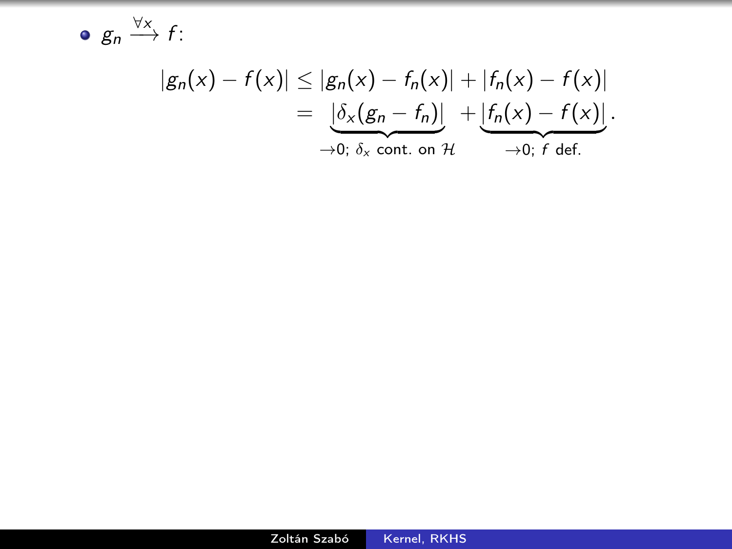- $g_n \xrightarrow{\forall x} f$:

$$
\begin{aligned}
|g_n(x) - f(x)| &\le |g_n(x) - f_n(x)| + |f_n(x) - f(x)| \\
&= \underbrace{|\delta_x(g_n - f_n)|}_{\to 0;\ \delta_x \text{ cont. on } \mathcal{H}} + \underbrace{|f_n(x) - f(x)|}_{\to 0;\ f \text{ def.}}.
\end{aligned}
$$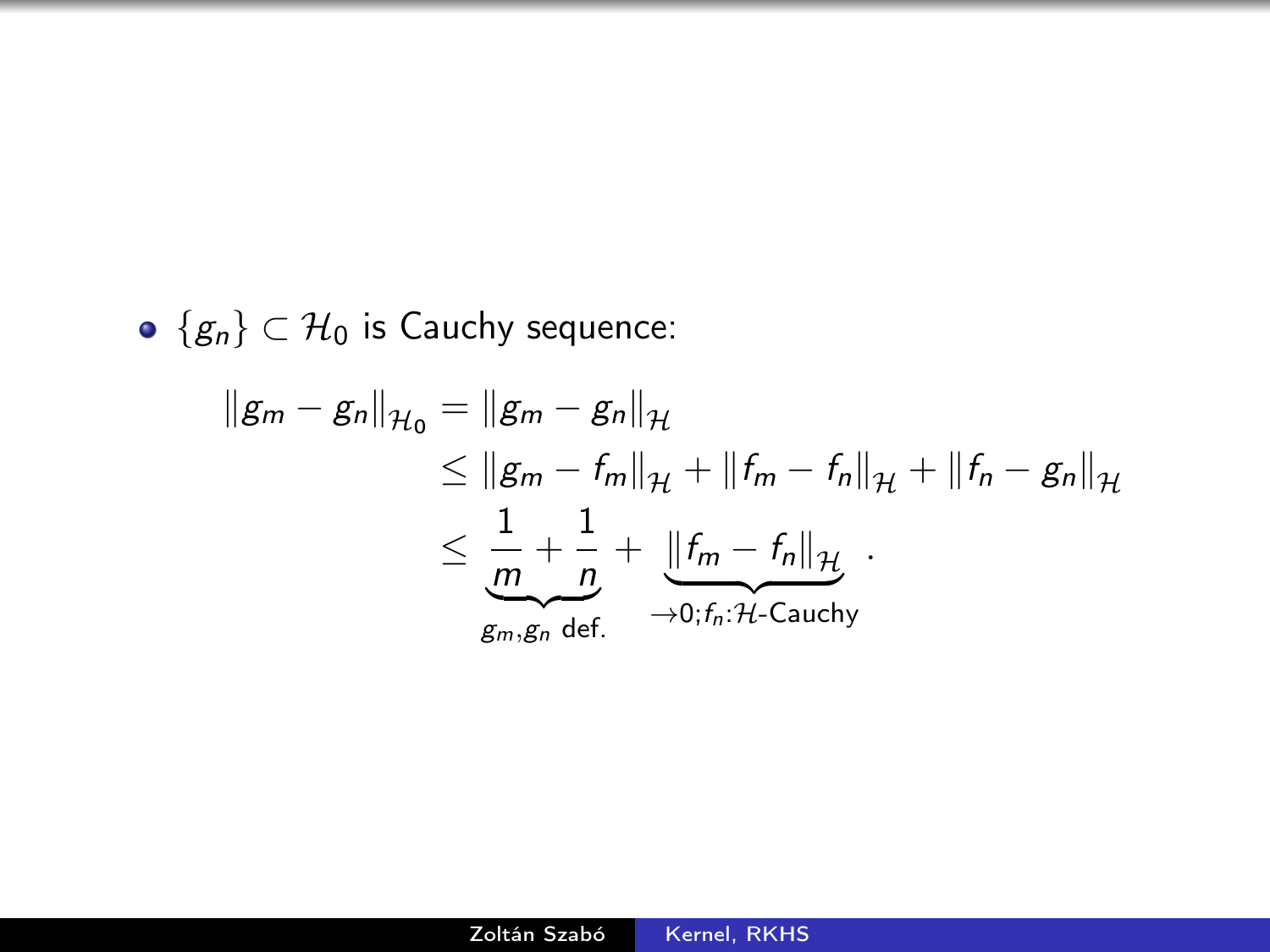- $\{g_n\} \subset \mathcal{H}_0$ is Cauchy sequence:

$$
\begin{aligned}
\|g_m - g_n\|_{\mathcal{H}_0} &= \|g_m - g_n\|_{\mathcal{H}} \\
&\leq \|g_m - f_m\|_{\mathcal{H}} + \|f_m - f_n\|_{\mathcal{H}} + \|f_n - g_n\|_{\mathcal{H}} \\
&\leq \underbrace{\frac{1}{m} + \frac{1}{n}}_{g_m, g_n \text{ def.}} + \underbrace{\|f_m - f_n\|_{\mathcal{H}}}_{\to 0; f_n: \mathcal{H}\text{-Cauchy}}.
\end{aligned}
$$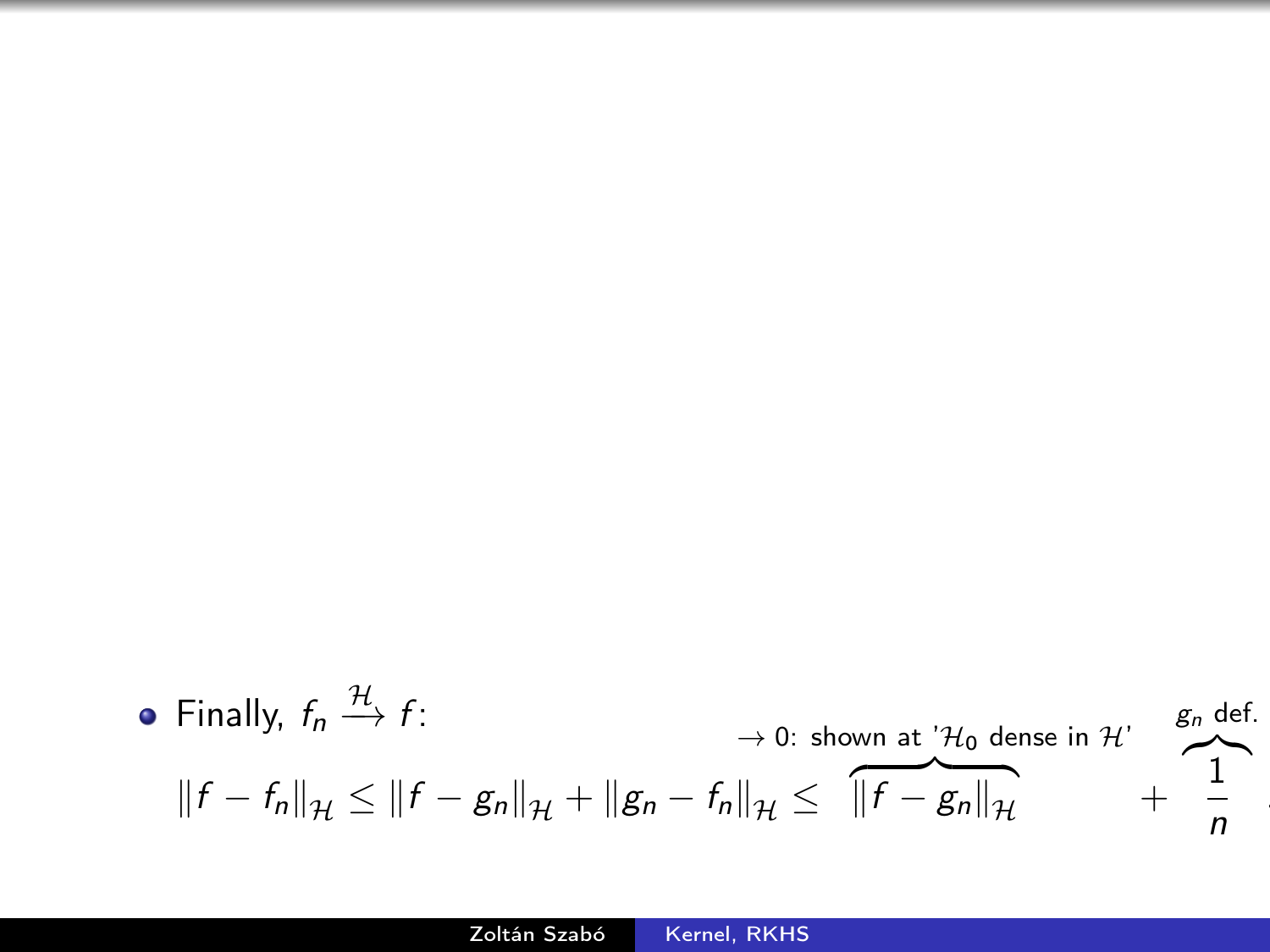- Finally, $f_n \xrightarrow{\mathcal{H}} f$:

$$\|f - f_n\|_{\mathcal{H}} \leq \|f - g_n\|_{\mathcal{H}} + \|g_n - f_n\|_{\mathcal{H}} \leq \overbrace{\|f - g_n\|_{\mathcal{H}}}^{\to 0:\ \text{shown at '}\mathcal{H}_0\text{ dense in }\mathcal{H}\text{'}} + \overbrace{\frac{1}{n}}^{g_n\ \text{def.}}.$$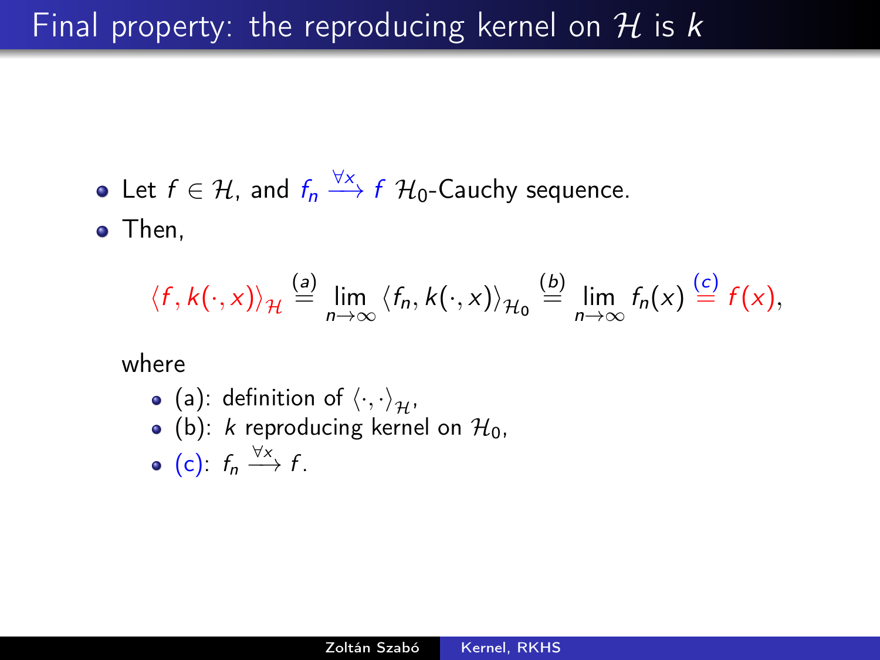# Final property: the reproducing kernel on $\mathcal{H}$ is $k$

- Let $f \in \mathcal{H}$, and $f_n \xrightarrow{\forall x} f$ $\mathcal{H}_0$-Cauchy sequence.
- Then,

$$\langle f, k(\cdot,x)\rangle_{\mathcal{H}} \overset{(a)}{=} \lim_{n\to\infty} \langle f_n, k(\cdot,x)\rangle_{\mathcal{H}_0} \overset{(b)}{=} \lim_{n\to\infty} f_n(x) \overset{(c)}{=} f(x),$$

  where

  - (a): definition of $\langle \cdot, \cdot \rangle_{\mathcal{H}}$,
  - (b): $k$ reproducing kernel on $\mathcal{H}_0$,
  - (c): $f_n \xrightarrow{\forall x} f$.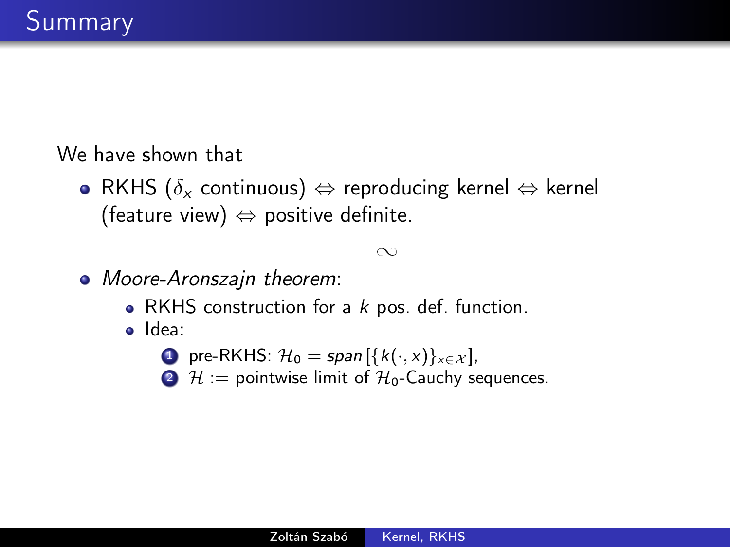# Summary

We have shown that

- RKHS ($\delta_x$ continuous) $\Leftrightarrow$ reproducing kernel $\Leftrightarrow$ kernel (feature view) $\Leftrightarrow$ positive definite.

$$\sim$$

- *Moore-Aronszajn theorem*:
  - RKHS construction for a $k$ pos. def. function.
  - Idea:
    1. pre-RKHS: $\mathcal{H}_0 = span\left[\{k(\cdot, x)\}_{x \in \mathcal{X}}\right]$,
    2. $\mathcal{H} :=$ pointwise limit of $\mathcal{H}_0$-Cauchy sequences.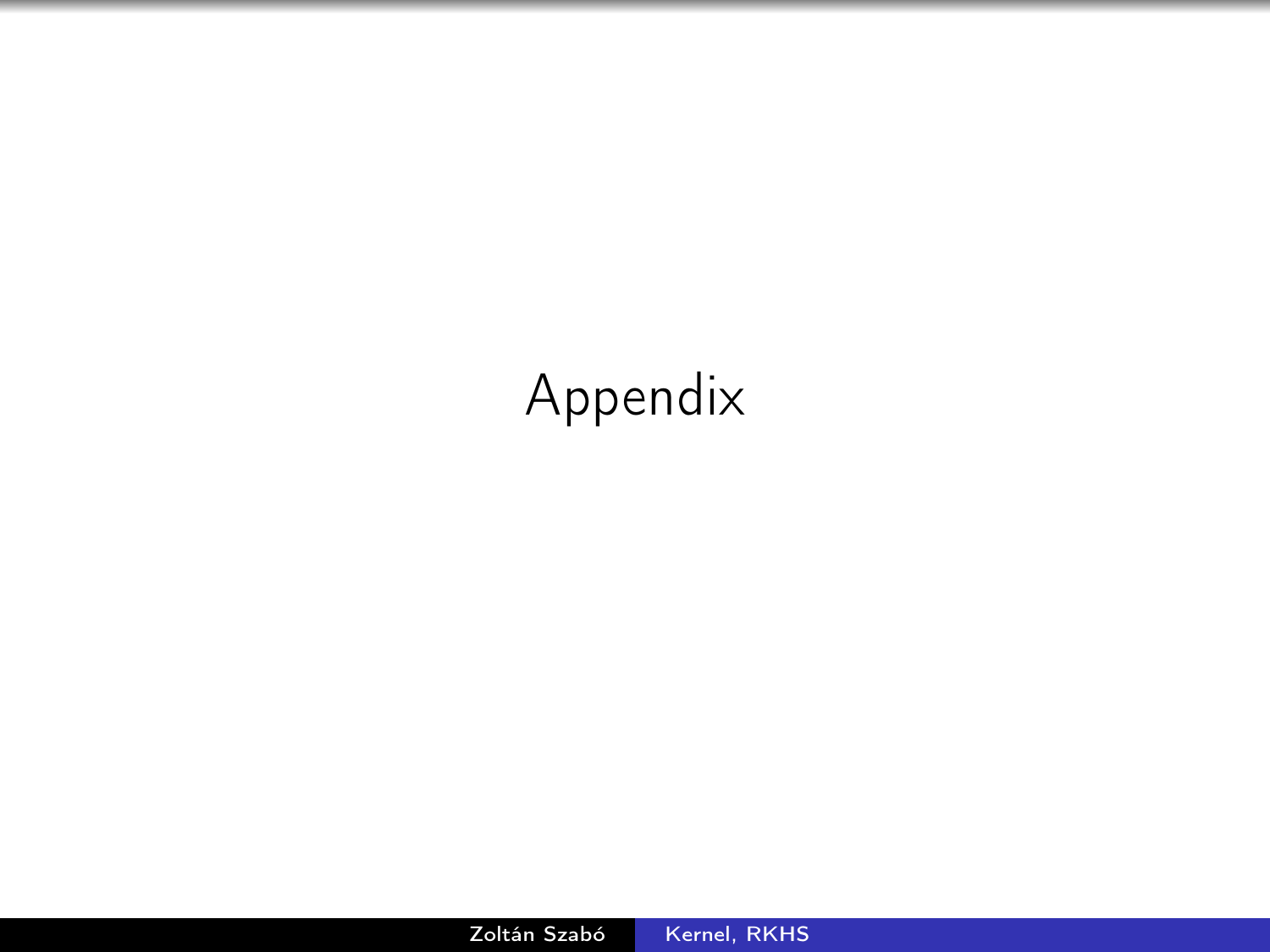# Appendix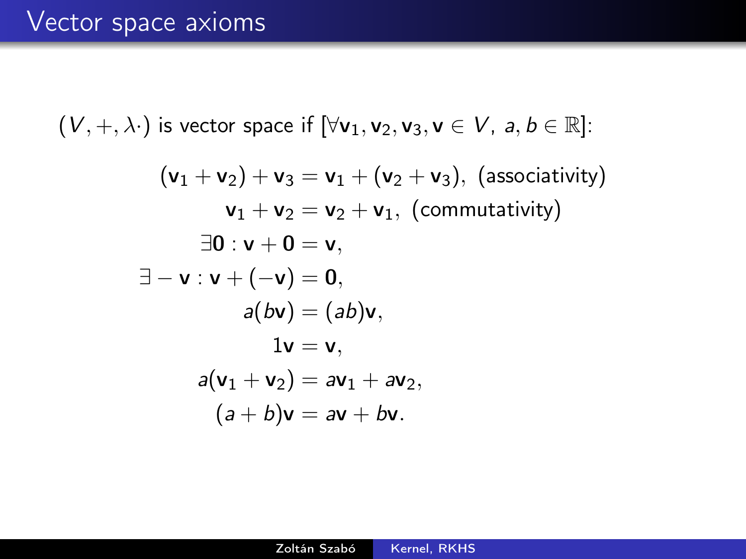# Vector space axioms

$(V, +, \lambda\cdot)$ is vector space if $[\forall \mathbf{v}_1, \mathbf{v}_2, \mathbf{v}_3, \mathbf{v} \in V,\ a, b \in \mathbb{R}]$:

$$
\begin{aligned}
(\mathbf{v}_1 + \mathbf{v}_2) + \mathbf{v}_3 &= \mathbf{v}_1 + (\mathbf{v}_2 + \mathbf{v}_3), \text{ (associativity)} \\
\mathbf{v}_1 + \mathbf{v}_2 &= \mathbf{v}_2 + \mathbf{v}_1, \text{ (commutativity)} \\
\exists \mathbf{0} : \mathbf{v} + \mathbf{0} &= \mathbf{v}, \\
\exists -\mathbf{v} : \mathbf{v} + (-\mathbf{v}) &= \mathbf{0}, \\
a(b\mathbf{v}) &= (ab)\mathbf{v}, \\
1\mathbf{v} &= \mathbf{v}, \\
a(\mathbf{v}_1 + \mathbf{v}_2) &= a\mathbf{v}_1 + a\mathbf{v}_2, \\
(a + b)\mathbf{v} &= a\mathbf{v} + b\mathbf{v}.
\end{aligned}
$$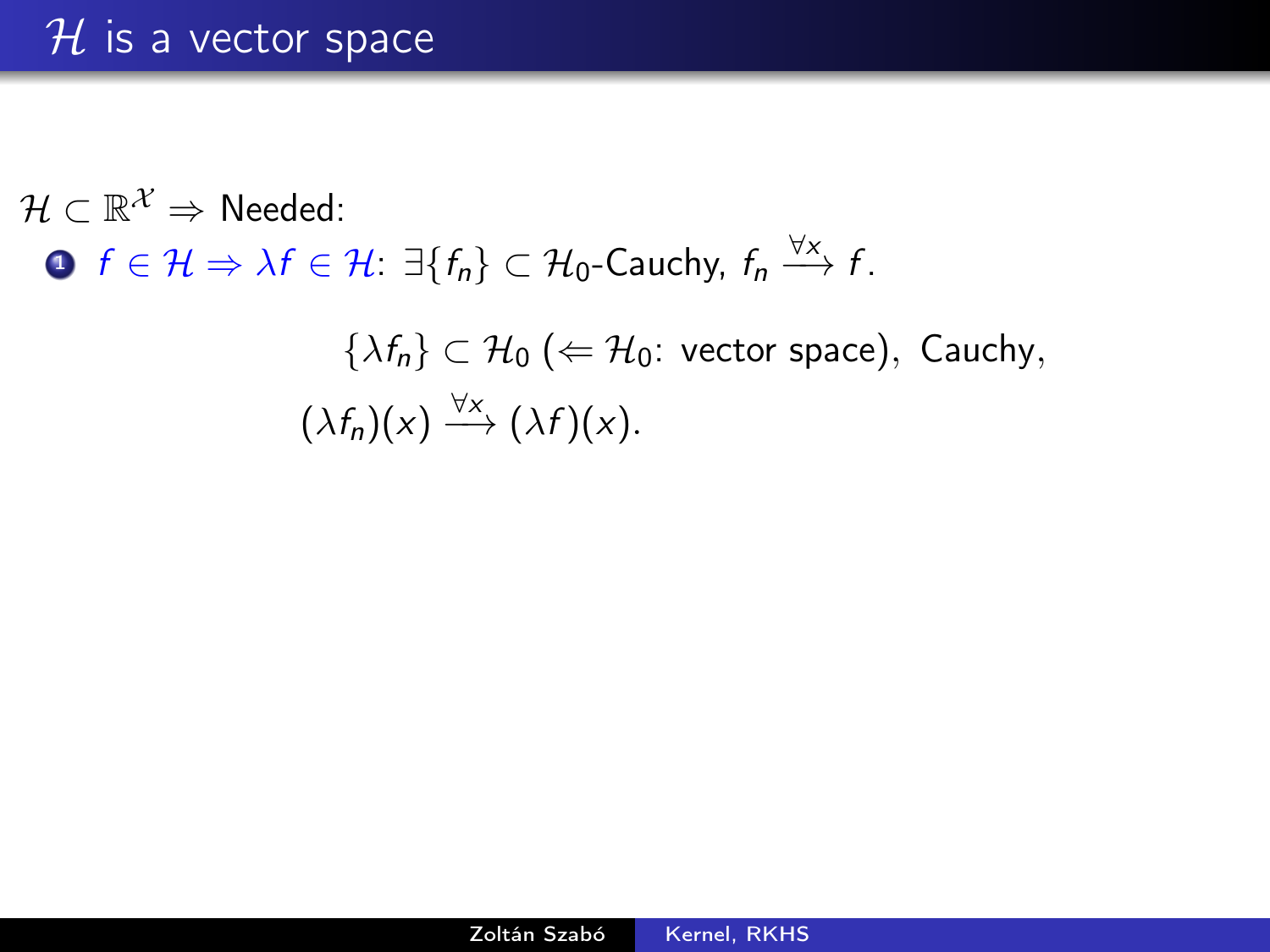# $\mathcal{H}$ is a vector space

$\mathcal{H} \subset \mathbb{R}^{\mathcal{X}} \Rightarrow$ Needed:

1. $f \in \mathcal{H} \Rightarrow \lambda f \in \mathcal{H}$: $\exists \{f_n\} \subset \mathcal{H}_0$-Cauchy, $f_n \xrightarrow{\forall x} f$.

$$\{\lambda f_n\} \subset \mathcal{H}_0 \; (\Leftarrow \mathcal{H}_0\text{: vector space}), \; \text{Cauchy},$$

$$(\lambda f_n)(x) \xrightarrow{\forall x} (\lambda f)(x).$$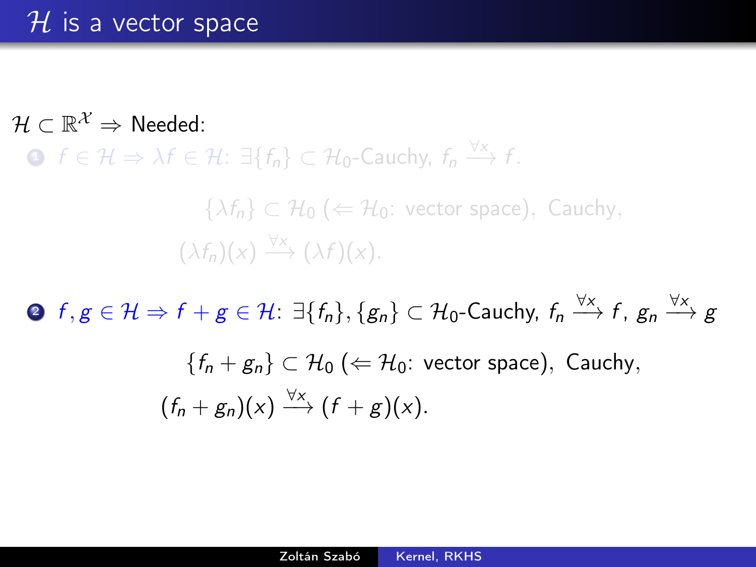# $\mathcal{H}$ is a vector space

$\mathcal{H} \subset \mathbb{R}^{\mathcal{X}} \Rightarrow$ Needed:

1. $f \in \mathcal{H} \Rightarrow \lambda f \in \mathcal{H}$: $\exists\{f_n\} \subset \mathcal{H}_0$-Cauchy, $f_n \xrightarrow{\forall x} f$.

$$\{\lambda f_n\} \subset \mathcal{H}_0 \; (\Leftarrow \mathcal{H}_0\text{: vector space}), \; \text{Cauchy},$$

$$(\lambda f_n)(x) \xrightarrow{\forall x} (\lambda f)(x).$$

2. $f, g \in \mathcal{H} \Rightarrow f + g \in \mathcal{H}$: $\exists\{f_n\}, \{g_n\} \subset \mathcal{H}_0$-Cauchy, $f_n \xrightarrow{\forall x} f$, $g_n \xrightarrow{\forall x} g$

$$\{f_n + g_n\} \subset \mathcal{H}_0 \; (\Leftarrow \mathcal{H}_0\text{: vector space}), \; \text{Cauchy},$$

$$(f_n + g_n)(x) \xrightarrow{\forall x} (f + g)(x).$$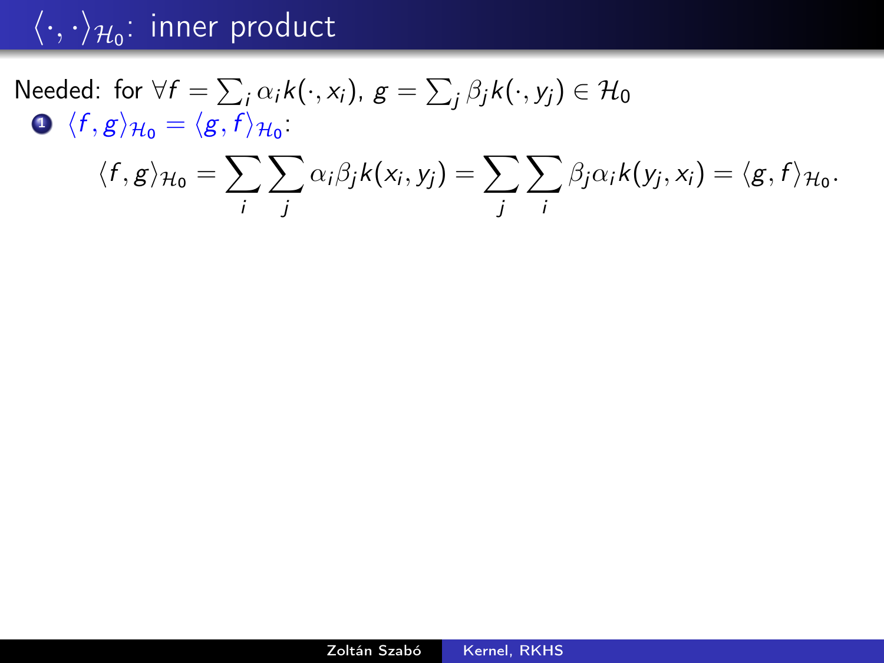# $\langle \cdot, \cdot \rangle_{\mathcal{H}_0}$: inner product

Needed: for $\forall f = \sum_i \alpha_i k(\cdot, x_i)$, $g = \sum_j \beta_j k(\cdot, y_j) \in \mathcal{H}_0$

1. $\langle f, g \rangle_{\mathcal{H}_0} = \langle g, f \rangle_{\mathcal{H}_0}$:

$$\langle f, g \rangle_{\mathcal{H}_0} = \sum_i \sum_j \alpha_i \beta_j k(x_i, y_j) = \sum_j \sum_i \beta_j \alpha_i k(y_j, x_i) = \langle g, f \rangle_{\mathcal{H}_0}.$$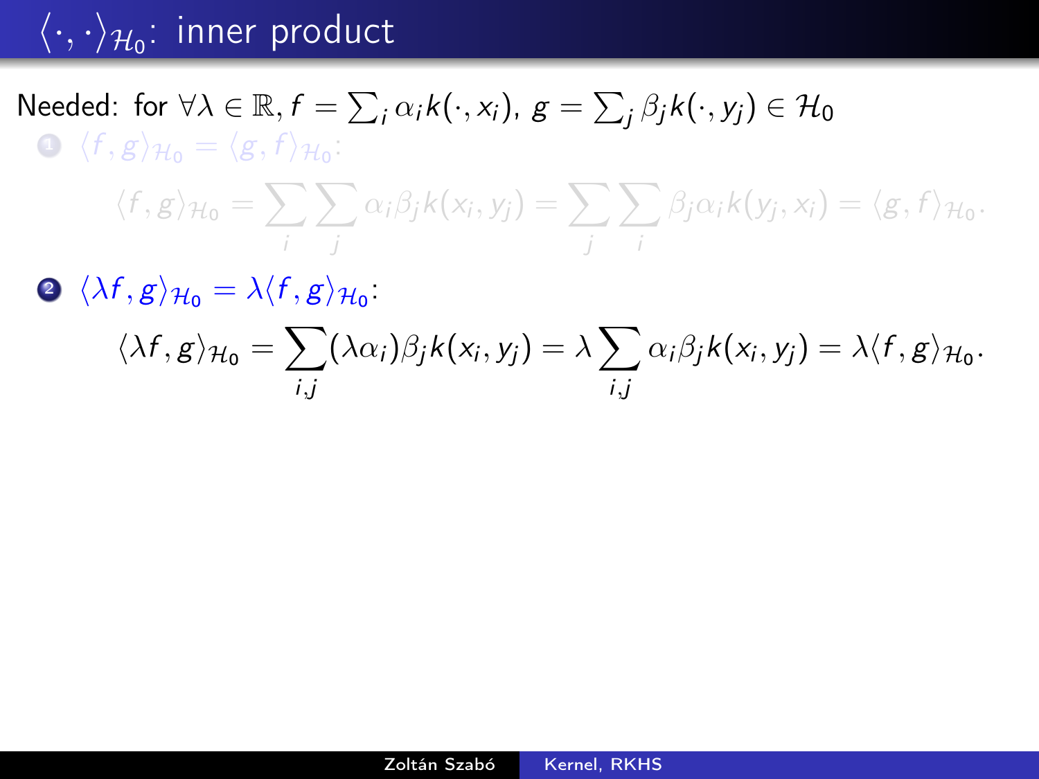# $\langle \cdot, \cdot \rangle_{\mathcal{H}_0}$: inner product

Needed: for $\forall \lambda \in \mathbb{R}, f = \sum_i \alpha_i k(\cdot, x_i), \; g = \sum_j \beta_j k(\cdot, y_j) \in \mathcal{H}_0$

1. $\langle f, g \rangle_{\mathcal{H}_0} = \langle g, f \rangle_{\mathcal{H}_0}$:

$$\langle f, g \rangle_{\mathcal{H}_0} = \sum_i \sum_j \alpha_i \beta_j k(x_i, y_j) = \sum_j \sum_i \beta_j \alpha_i k(y_j, x_i) = \langle g, f \rangle_{\mathcal{H}_0}.$$

2. $\langle \lambda f, g \rangle_{\mathcal{H}_0} = \lambda \langle f, g \rangle_{\mathcal{H}_0}$:

$$\langle \lambda f, g \rangle_{\mathcal{H}_0} = \sum_{i,j} (\lambda \alpha_i) \beta_j k(x_i, y_j) = \lambda \sum_{i,j} \alpha_i \beta_j k(x_i, y_j) = \lambda \langle f, g \rangle_{\mathcal{H}_0}.$$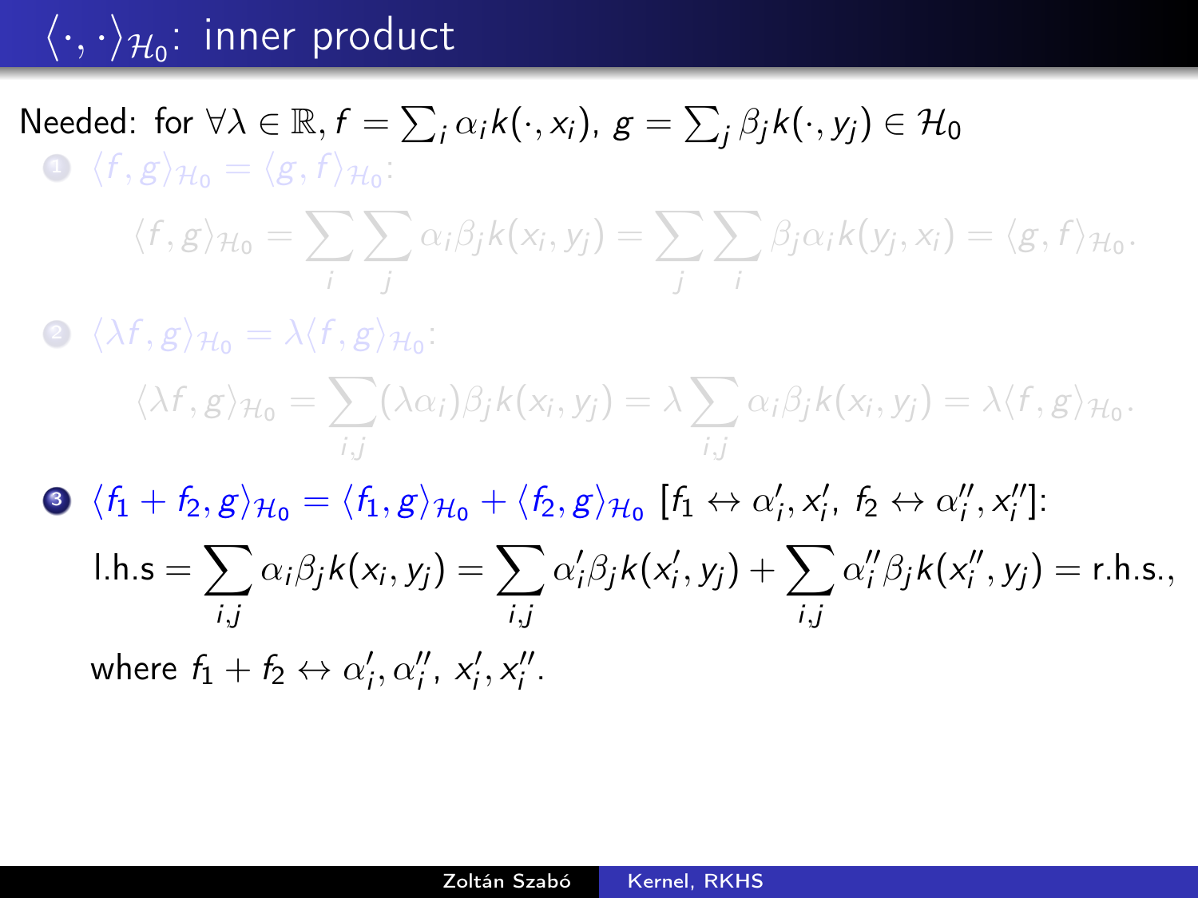# $\langle \cdot, \cdot \rangle_{\mathcal{H}_0}$: inner product

Needed: for $\forall \lambda \in \mathbb{R}, f = \sum_i \alpha_i k(\cdot, x_i),\ g = \sum_j \beta_j k(\cdot, y_j) \in \mathcal{H}_0$

1. $\langle f, g \rangle_{\mathcal{H}_0} = \langle g, f \rangle_{\mathcal{H}_0}$:

$$\langle f, g \rangle_{\mathcal{H}_0} = \sum_i \sum_j \alpha_i \beta_j k(x_i, y_j) = \sum_j \sum_i \beta_j \alpha_i k(y_j, x_i) = \langle g, f \rangle_{\mathcal{H}_0}.$$

2. $\langle \lambda f, g \rangle_{\mathcal{H}_0} = \lambda \langle f, g \rangle_{\mathcal{H}_0}$:

$$\langle \lambda f, g \rangle_{\mathcal{H}_0} = \sum_{i,j} (\lambda \alpha_i) \beta_j k(x_i, y_j) = \lambda \sum_{i,j} \alpha_i \beta_j k(x_i, y_j) = \lambda \langle f, g \rangle_{\mathcal{H}_0}.$$

3. $\langle f_1 + f_2, g \rangle_{\mathcal{H}_0} = \langle f_1, g \rangle_{\mathcal{H}_0} + \langle f_2, g \rangle_{\mathcal{H}_0}$ $[f_1 \leftrightarrow \alpha_i', x_i',\ f_2 \leftrightarrow \alpha_i'', x_i'']$:

$$\text{l.h.s} = \sum_{i,j} \alpha_i \beta_j k(x_i, y_j) = \sum_{i,j} \alpha_i' \beta_j k(x_i', y_j) + \sum_{i,j} \alpha_i'' \beta_j k(x_i'', y_j) = \text{r.h.s.},$$

where $f_1 + f_2 \leftrightarrow \alpha_i', \alpha_i'',\ x_i', x_i''$.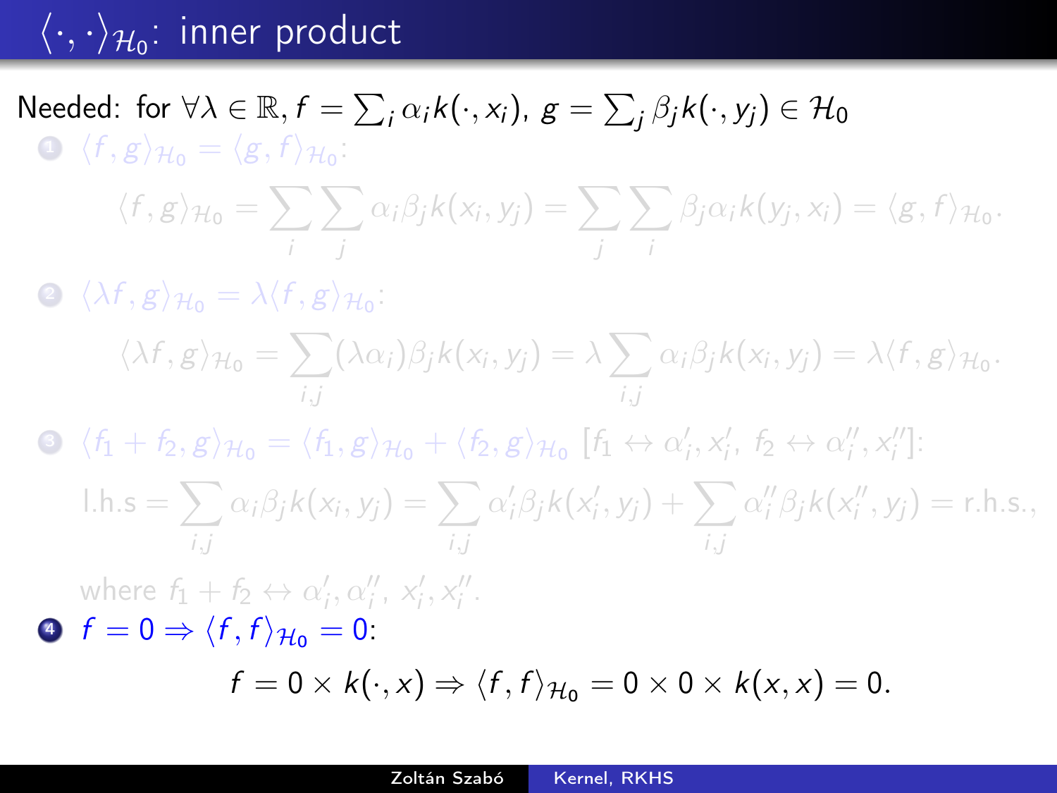# $\langle \cdot, \cdot \rangle_{\mathcal{H}_0}$: inner product

Needed: for $\forall \lambda \in \mathbb{R}, f = \sum_i \alpha_i k(\cdot, x_i), \; g = \sum_j \beta_j k(\cdot, y_j) \in \mathcal{H}_0$

1. $\langle f, g \rangle_{\mathcal{H}_0} = \langle g, f \rangle_{\mathcal{H}_0}$:

$$\langle f, g \rangle_{\mathcal{H}_0} = \sum_i \sum_j \alpha_i \beta_j k(x_i, y_j) = \sum_j \sum_i \beta_j \alpha_i k(y_j, x_i) = \langle g, f \rangle_{\mathcal{H}_0}.$$

2. $\langle \lambda f, g \rangle_{\mathcal{H}_0} = \lambda \langle f, g \rangle_{\mathcal{H}_0}$:

$$\langle \lambda f, g \rangle_{\mathcal{H}_0} = \sum_{i,j} (\lambda \alpha_i) \beta_j k(x_i, y_j) = \lambda \sum_{i,j} \alpha_i \beta_j k(x_i, y_j) = \lambda \langle f, g \rangle_{\mathcal{H}_0}.$$

3. $\langle f_1 + f_2, g \rangle_{\mathcal{H}_0} = \langle f_1, g \rangle_{\mathcal{H}_0} + \langle f_2, g \rangle_{\mathcal{H}_0}$ $[f_1 \leftrightarrow \alpha'_i, x'_i, \; f_2 \leftrightarrow \alpha''_i, x''_i]$:

$$\text{l.h.s} = \sum_{i,j} \alpha_i \beta_j k(x_i, y_j) = \sum_{i,j} \alpha'_i \beta_j k(x'_i, y_j) + \sum_{i,j} \alpha''_i \beta_j k(x''_i, y_j) = \text{r.h.s.},$$

where $f_1 + f_2 \leftrightarrow \alpha'_i, \alpha''_i, \; x'_i, x''_i$.

4. $f = 0 \Rightarrow \langle f, f \rangle_{\mathcal{H}_0} = 0$:

$$f = 0 \times k(\cdot, x) \Rightarrow \langle f, f \rangle_{\mathcal{H}_0} = 0 \times 0 \times k(x, x) = 0.$$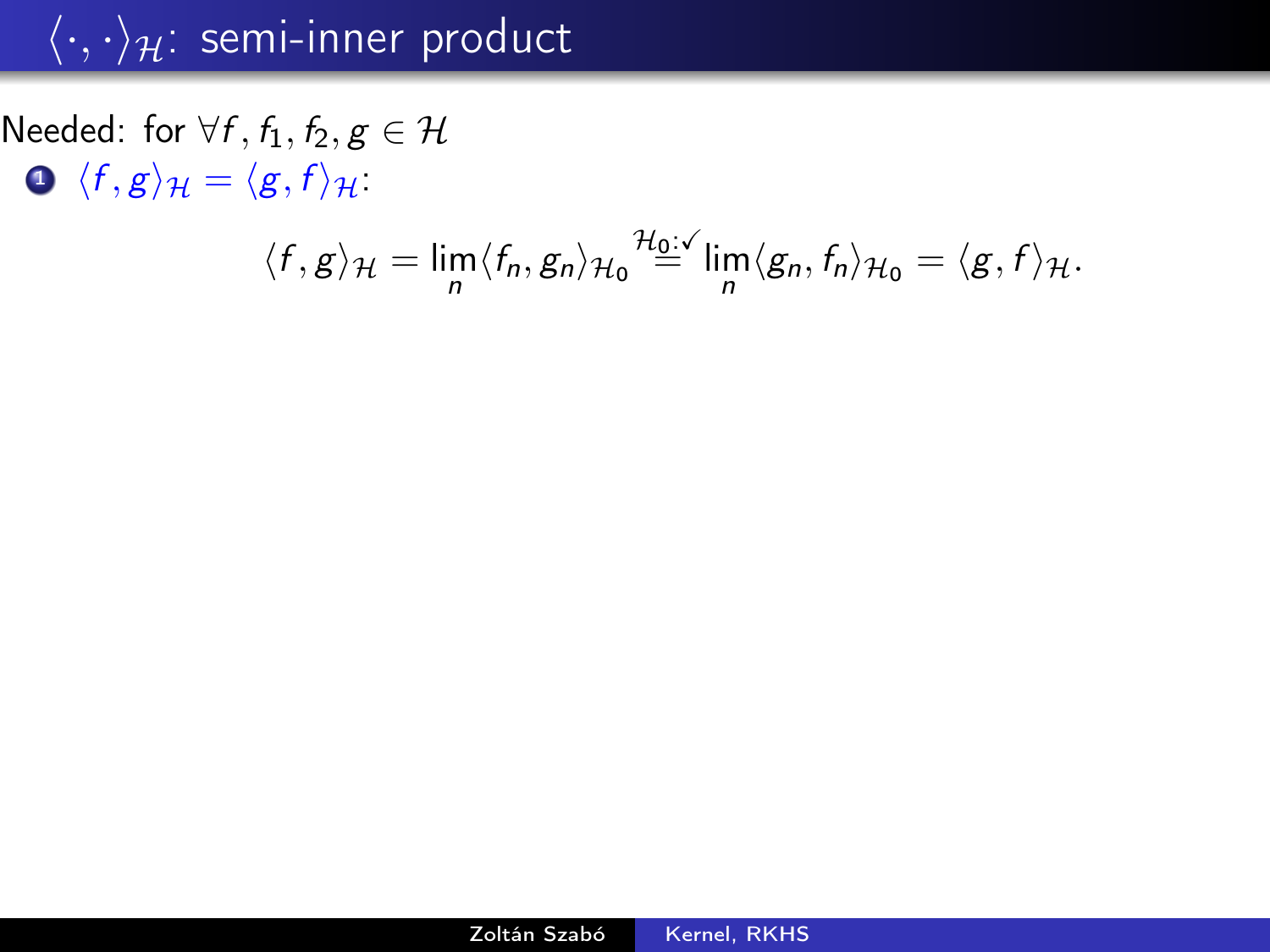# $\langle \cdot, \cdot \rangle_{\mathcal{H}}$: semi-inner product

Needed: for $\forall f, f_1, f_2, g \in \mathcal{H}$

1. $\langle f, g \rangle_{\mathcal{H}} = \langle g, f \rangle_{\mathcal{H}}$:

$$\langle f, g \rangle_{\mathcal{H}} = \lim_n \langle f_n, g_n \rangle_{\mathcal{H}_0} \overset{\mathcal{H}_0:\checkmark}{=} \lim_n \langle g_n, f_n \rangle_{\mathcal{H}_0} = \langle g, f \rangle_{\mathcal{H}}.$$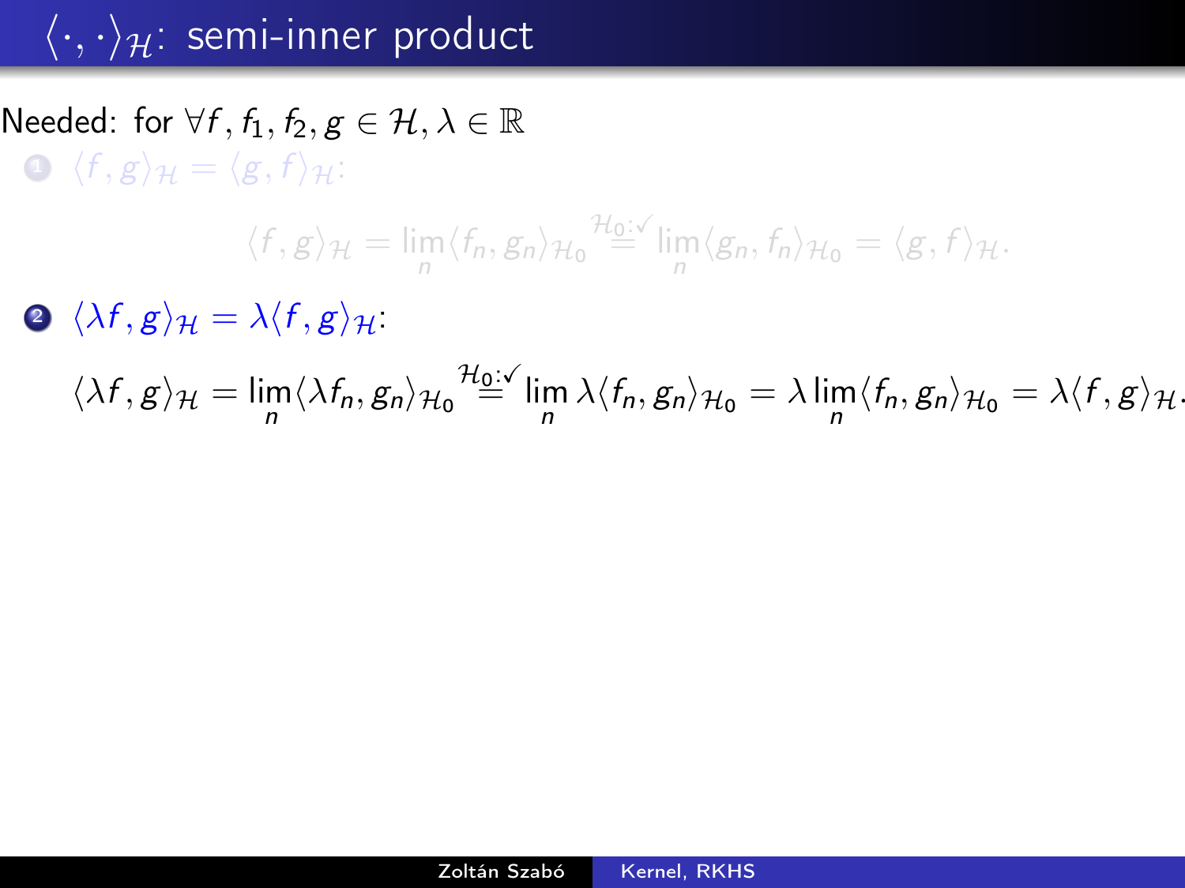# $\langle \cdot, \cdot \rangle_{\mathcal{H}}$: semi-inner product

Needed: for $\forall f, f_1, f_2, g \in \mathcal{H}, \lambda \in \mathbb{R}$

1. $\langle f, g \rangle_{\mathcal{H}} = \langle g, f \rangle_{\mathcal{H}}$:

$$\langle f, g \rangle_{\mathcal{H}} = \lim_n \langle f_n, g_n \rangle_{\mathcal{H}_0} \overset{\mathcal{H}_0:\checkmark}{=} \lim_n \langle g_n, f_n \rangle_{\mathcal{H}_0} = \langle g, f \rangle_{\mathcal{H}}.$$

2. $\langle \lambda f, g \rangle_{\mathcal{H}} = \lambda \langle f, g \rangle_{\mathcal{H}}$:

$$\langle \lambda f, g \rangle_{\mathcal{H}} = \lim_n \langle \lambda f_n, g_n \rangle_{\mathcal{H}_0} \overset{\mathcal{H}_0:\checkmark}{=} \lim_n \lambda \langle f_n, g_n \rangle_{\mathcal{H}_0} = \lambda \lim_n \langle f_n, g_n \rangle_{\mathcal{H}_0} = \lambda \langle f, g \rangle_{\mathcal{H}}.$$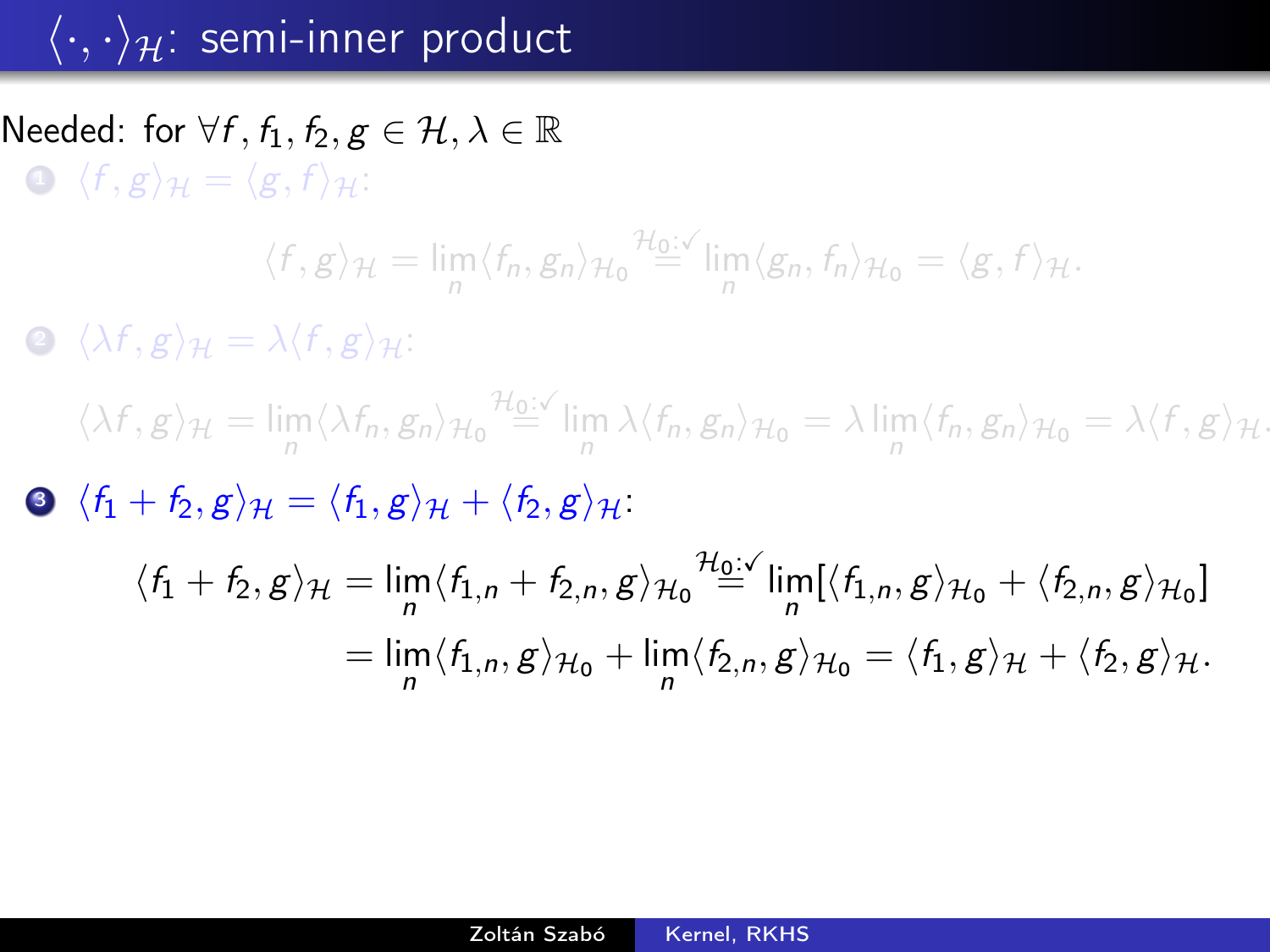# $\langle \cdot, \cdot \rangle_{\mathcal{H}}$: semi-inner product

Needed: for $\forall f, f_1, f_2, g \in \mathcal{H}, \lambda \in \mathbb{R}$

1. $\langle f, g \rangle_{\mathcal{H}} = \langle g, f \rangle_{\mathcal{H}}$:

$$\langle f, g \rangle_{\mathcal{H}} = \lim_n \langle f_n, g_n \rangle_{\mathcal{H}_0} \overset{\mathcal{H}_0:\checkmark}{=} \lim_n \langle g_n, f_n \rangle_{\mathcal{H}_0} = \langle g, f \rangle_{\mathcal{H}}.$$

2. $\langle \lambda f, g \rangle_{\mathcal{H}} = \lambda \langle f, g \rangle_{\mathcal{H}}$:

$$\langle \lambda f, g \rangle_{\mathcal{H}} = \lim_n \langle \lambda f_n, g_n \rangle_{\mathcal{H}_0} \overset{\mathcal{H}_0:\checkmark}{=} \lim_n \lambda \langle f_n, g_n \rangle_{\mathcal{H}_0} = \lambda \lim_n \langle f_n, g_n \rangle_{\mathcal{H}_0} = \lambda \langle f, g \rangle_{\mathcal{H}}.$$

3. $\langle f_1 + f_2, g \rangle_{\mathcal{H}} = \langle f_1, g \rangle_{\mathcal{H}} + \langle f_2, g \rangle_{\mathcal{H}}$:

$$\begin{aligned}\langle f_1 + f_2, g \rangle_{\mathcal{H}} &= \lim_n \langle f_{1,n} + f_{2,n}, g \rangle_{\mathcal{H}_0} \overset{\mathcal{H}_0:\checkmark}{=} \lim_n [\langle f_{1,n}, g \rangle_{\mathcal{H}_0} + \langle f_{2,n}, g \rangle_{\mathcal{H}_0}] \\ &= \lim_n \langle f_{1,n}, g \rangle_{\mathcal{H}_0} + \lim_n \langle f_{2,n}, g \rangle_{\mathcal{H}_0} = \langle f_1, g \rangle_{\mathcal{H}} + \langle f_2, g \rangle_{\mathcal{H}}.\end{aligned}$$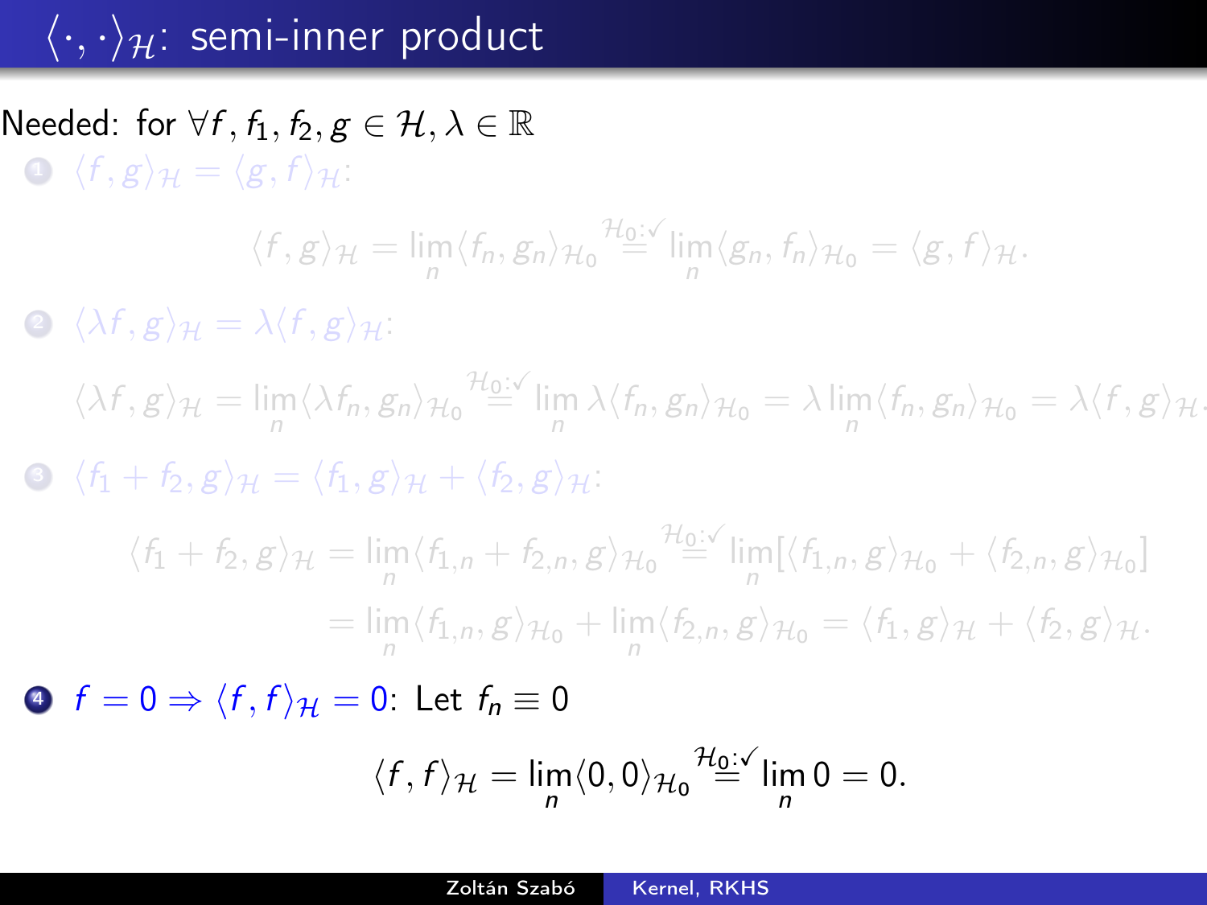# $\langle \cdot, \cdot \rangle_{\mathcal{H}}$: semi-inner product

Needed: for $\forall f, f_1, f_2, g \in \mathcal{H}, \lambda \in \mathbb{R}$

1. $\langle f, g \rangle_{\mathcal{H}} = \langle g, f \rangle_{\mathcal{H}}$:

$$\langle f, g \rangle_{\mathcal{H}} = \lim_n \langle f_n, g_n \rangle_{\mathcal{H}_0} \overset{\mathcal{H}_0:\checkmark}{=} \lim_n \langle g_n, f_n \rangle_{\mathcal{H}_0} = \langle g, f \rangle_{\mathcal{H}}.$$

2. $\langle \lambda f, g \rangle_{\mathcal{H}} = \lambda \langle f, g \rangle_{\mathcal{H}}$:

$$\langle \lambda f, g \rangle_{\mathcal{H}} = \lim_n \langle \lambda f_n, g_n \rangle_{\mathcal{H}_0} \overset{\mathcal{H}_0:\checkmark}{=} \lim_n \lambda \langle f_n, g_n \rangle_{\mathcal{H}_0} = \lambda \lim_n \langle f_n, g_n \rangle_{\mathcal{H}_0} = \lambda \langle f, g \rangle_{\mathcal{H}}.$$

3. $\langle f_1 + f_2, g \rangle_{\mathcal{H}} = \langle f_1, g \rangle_{\mathcal{H}} + \langle f_2, g \rangle_{\mathcal{H}}$:

$$\langle f_1 + f_2, g \rangle_{\mathcal{H}} = \lim_n \langle f_{1,n} + f_{2,n}, g \rangle_{\mathcal{H}_0} \overset{\mathcal{H}_0:\checkmark}{=} \lim_n [\langle f_{1,n}, g \rangle_{\mathcal{H}_0} + \langle f_{2,n}, g \rangle_{\mathcal{H}_0}]$$
$$= \lim_n \langle f_{1,n}, g \rangle_{\mathcal{H}_0} + \lim_n \langle f_{2,n}, g \rangle_{\mathcal{H}_0} = \langle f_1, g \rangle_{\mathcal{H}} + \langle f_2, g \rangle_{\mathcal{H}}.$$

4. $f = 0 \Rightarrow \langle f, f \rangle_{\mathcal{H}} = 0$: Let $f_n \equiv 0$

$$\langle f, f \rangle_{\mathcal{H}} = \lim_n \langle 0, 0 \rangle_{\mathcal{H}_0} \overset{\mathcal{H}_0:\checkmark}{=} \lim_n 0 = 0.$$